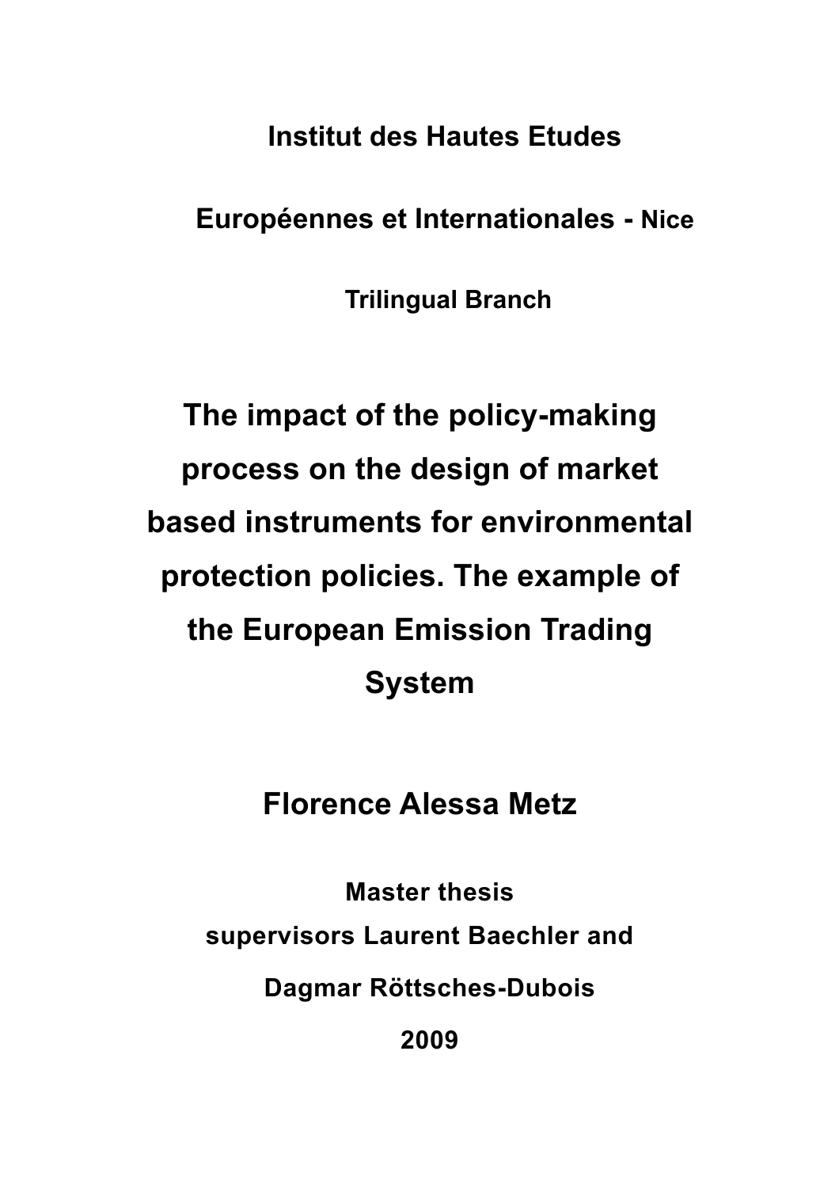**Institut des Hautes Etudes**

**Européennes et Internationales - Nice**

**Trilingual Branch**

# The impact of the policy-making process on the design of market based instruments for environmental protection policies. The example of the European Emission Trading System

## Florence Alessa Metz

**Master thesis**

**supervisors Laurent Baechler and**

**Dagmar Röttsches-Dubois**

**2009**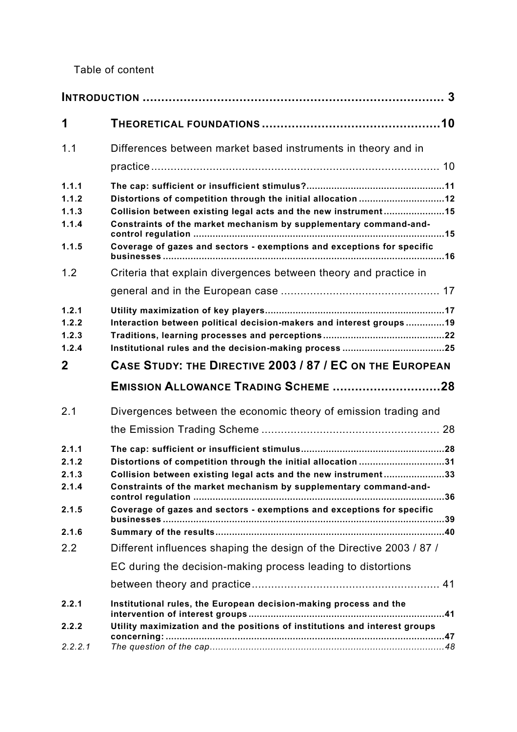Table of content

| | | |
|---|---|---|
| **INTRODUCTION** | | **3** |
| **1** | **THEORETICAL FOUNDATIONS** | **10** |
| 1.1 | Differences between market based instruments in theory and in practice | 10 |
| **1.1.1** | **The cap: sufficient or insufficient stimulus?** | **11** |
| **1.1.2** | **Distortions of competition through the initial allocation** | **12** |
| **1.1.3** | **Collision between existing legal acts and the new instrument** | **15** |
| **1.1.4** | **Constraints of the market mechanism by supplementary command-and-control regulation** | **15** |
| **1.1.5** | **Coverage of gazes and sectors - exemptions and exceptions for specific businesses** | **16** |
| 1.2 | Criteria that explain divergences between theory and practice in general and in the European case | 17 |
| **1.2.1** | **Utility maximization of key players** | **17** |
| **1.2.2** | **Interaction between political decision-makers and interest groups** | **19** |
| **1.2.3** | **Traditions, learning processes and perceptions** | **22** |
| **1.2.4** | **Institutional rules and the decision-making process** | **25** |
| **2** | **CASE STUDY: THE DIRECTIVE 2003 / 87 / EC ON THE EUROPEAN EMISSION ALLOWANCE TRADING SCHEME** | **28** |
| 2.1 | Divergences between the economic theory of emission trading and the Emission Trading Scheme | 28 |
| **2.1.1** | **The cap: sufficient or insufficient stimulus** | **28** |
| **2.1.2** | **Distortions of competition through the initial allocation** | **31** |
| **2.1.3** | **Collision between existing legal acts and the new instrument** | **33** |
| **2.1.4** | **Constraints of the market mechanism by supplementary command-and-control regulation** | **36** |
| **2.1.5** | **Coverage of gazes and sectors - exemptions and exceptions for specific businesses** | **39** |
| **2.1.6** | **Summary of the results** | **40** |
| 2.2 | Different influences shaping the design of the Directive 2003 / 87 / EC during the decision-making process leading to distortions between theory and practice | 41 |
| **2.2.1** | **Institutional rules, the European decision-making process and the intervention of interest groups** | **41** |
| **2.2.2** | **Utility maximization and the positions of institutions and interest groups concerning:** | **47** |
| *2.2.2.1* | *The question of the cap* | *48* |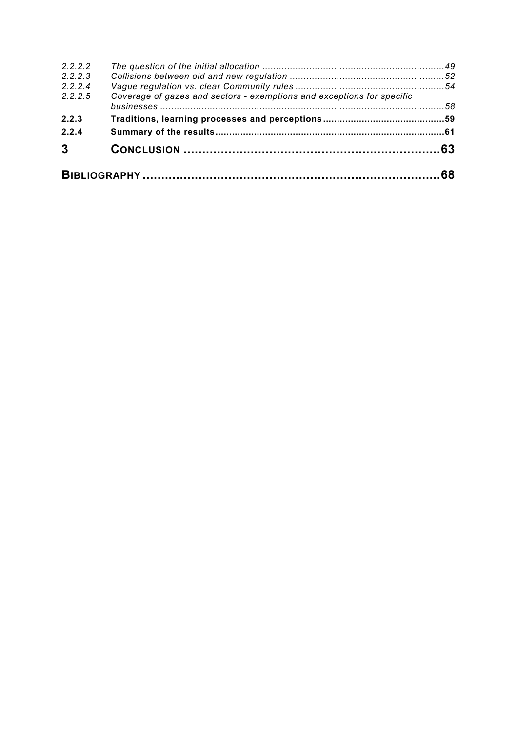2.2.2.2 *The question of the initial allocation* ....................................................................49
2.2.2.3 *Collisions between old and new regulation* ........................................................52
2.2.2.4 *Vague regulation vs. clear Community rules* .......................................................54
2.2.2.5 *Coverage of gazes and sectors - exemptions and exceptions for specific businesses* .......................................................................................................58

**2.2.3 Traditions, learning processes and perceptions**............................................59

**2.2.4 Summary of the results**....................................................................................61

**3 CONCLUSION** ....................................................................................63

**BIBLIOGRAPHY**.................................................................................68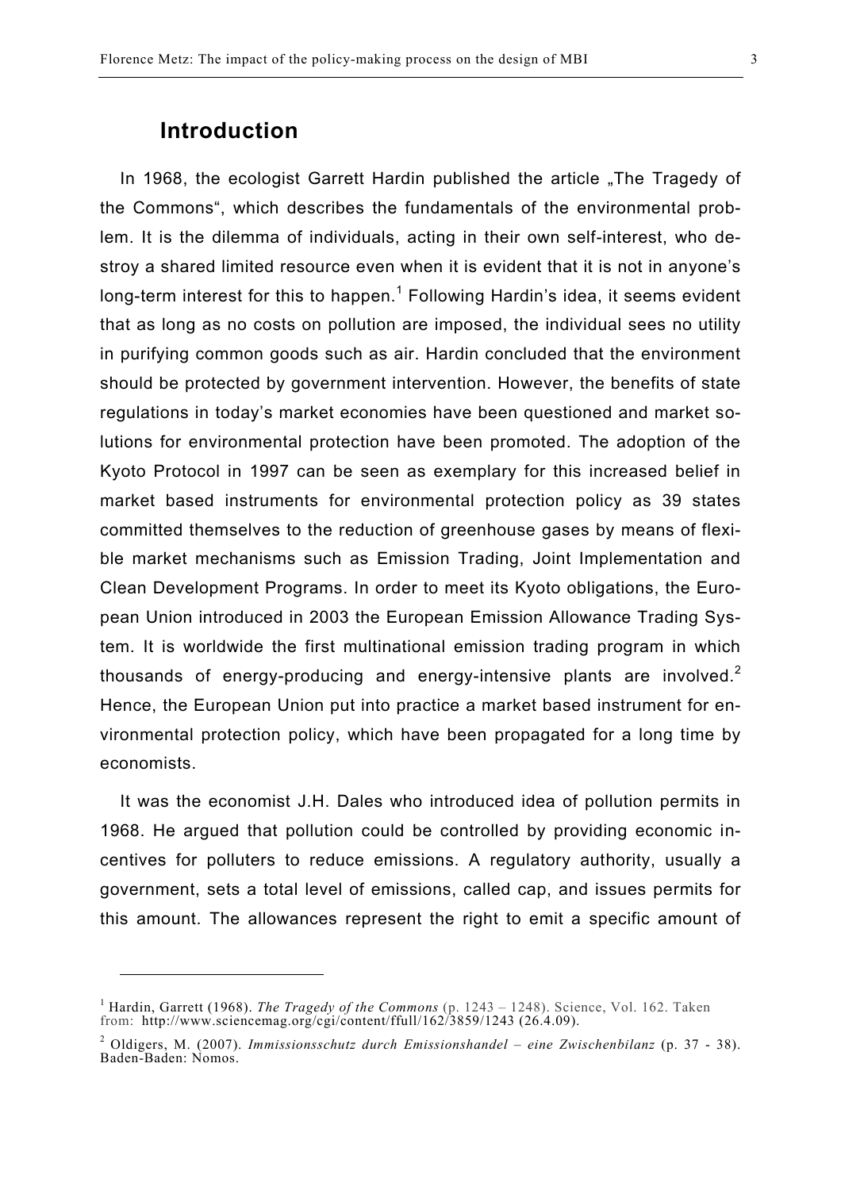## Introduction

In 1968, the ecologist Garrett Hardin published the article „The Tragedy of the Commons", which describes the fundamentals of the environmental problem. It is the dilemma of individuals, acting in their own self-interest, who destroy a shared limited resource even when it is evident that it is not in anyone's long-term interest for this to happen.[1] Following Hardin's idea, it seems evident that as long as no costs on pollution are imposed, the individual sees no utility in purifying common goods such as air. Hardin concluded that the environment should be protected by government intervention. However, the benefits of state regulations in today's market economies have been questioned and market solutions for environmental protection have been promoted. The adoption of the Kyoto Protocol in 1997 can be seen as exemplary for this increased belief in market based instruments for environmental protection policy as 39 states committed themselves to the reduction of greenhouse gases by means of flexible market mechanisms such as Emission Trading, Joint Implementation and Clean Development Programs. In order to meet its Kyoto obligations, the European Union introduced in 2003 the European Emission Allowance Trading System. It is worldwide the first multinational emission trading program in which thousands of energy-producing and energy-intensive plants are involved.[2] Hence, the European Union put into practice a market based instrument for environmental protection policy, which have been propagated for a long time by economists.

It was the economist J.H. Dales who introduced idea of pollution permits in 1968. He argued that pollution could be controlled by providing economic incentives for polluters to reduce emissions. A regulatory authority, usually a government, sets a total level of emissions, called cap, and issues permits for this amount. The allowances represent the right to emit a specific amount of

---

[1] Hardin, Garrett (1968). *The Tragedy of the Commons* (p. 1243 – 1248). Science, Vol. 162. Taken from: http://www.sciencemag.org/cgi/content/ffull/162/3859/1243 (26.4.09).

[2] Oldigers, M. (2007). *Immissionsschutz durch Emissionshandel – eine Zwischenbilanz* (p. 37 - 38). Baden-Baden: Nomos.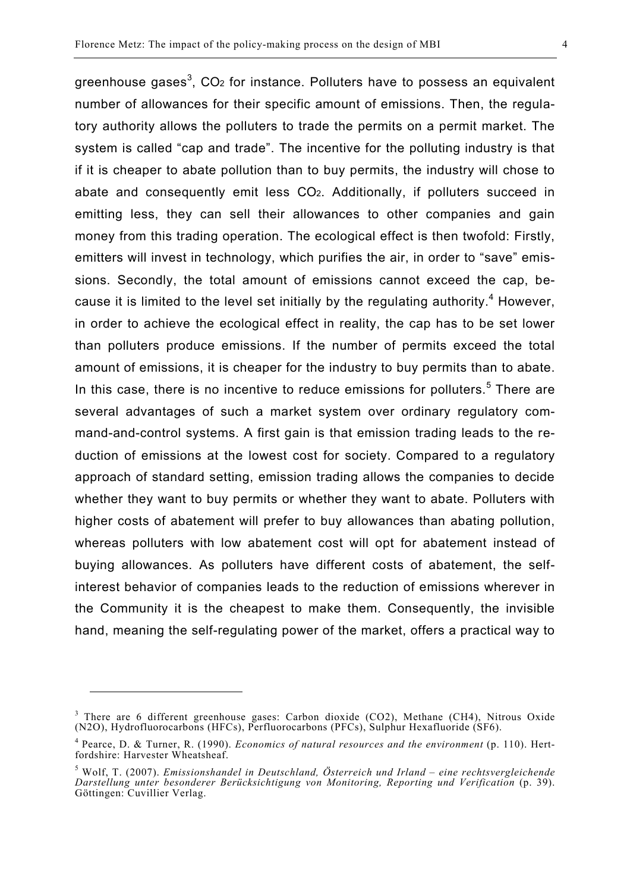greenhouse gases[3], $CO_2$ for instance. Polluters have to possess an equivalent number of allowances for their specific amount of emissions. Then, the regulatory authority allows the polluters to trade the permits on a permit market. The system is called "cap and trade". The incentive for the polluting industry is that if it is cheaper to abate pollution than to buy permits, the industry will chose to abate and consequently emit less $CO_2$. Additionally, if polluters succeed in emitting less, they can sell their allowances to other companies and gain money from this trading operation. The ecological effect is then twofold: Firstly, emitters will invest in technology, which purifies the air, in order to "save" emissions. Secondly, the total amount of emissions cannot exceed the cap, because it is limited to the level set initially by the regulating authority.[4] However, in order to achieve the ecological effect in reality, the cap has to be set lower than polluters produce emissions. If the number of permits exceed the total amount of emissions, it is cheaper for the industry to buy permits than to abate. In this case, there is no incentive to reduce emissions for polluters.[5] There are several advantages of such a market system over ordinary regulatory command-and-control systems. A first gain is that emission trading leads to the reduction of emissions at the lowest cost for society. Compared to a regulatory approach of standard setting, emission trading allows the companies to decide whether they want to buy permits or whether they want to abate. Polluters with higher costs of abatement will prefer to buy allowances than abating pollution, whereas polluters with low abatement cost will opt for abatement instead of buying allowances. As polluters have different costs of abatement, the self-interest behavior of companies leads to the reduction of emissions wherever in the Community it is the cheapest to make them. Consequently, the invisible hand, meaning the self-regulating power of the market, offers a practical way to

---

[3] There are 6 different greenhouse gases: Carbon dioxide ($CO_2$), Methane ($CH_4$), Nitrous Oxide ($N_2O$), Hydrofluorocarbons (HFCs), Perfluorocarbons (PFCs), Sulphur Hexafluoride ($SF_6$).

[4] Pearce, D. & Turner, R. (1990). *Economics of natural resources and the environment* (p. 110). Hertfordshire: Harvester Wheatsheaf.

[5] Wolf, T. (2007). *Emissionshandel in Deutschland, Österreich und Irland – eine rechtsvergleichende Darstellung unter besonderer Berücksichtigung von Monitoring, Reporting und Verification* (p. 39). Göttingen: Cuvillier Verlag.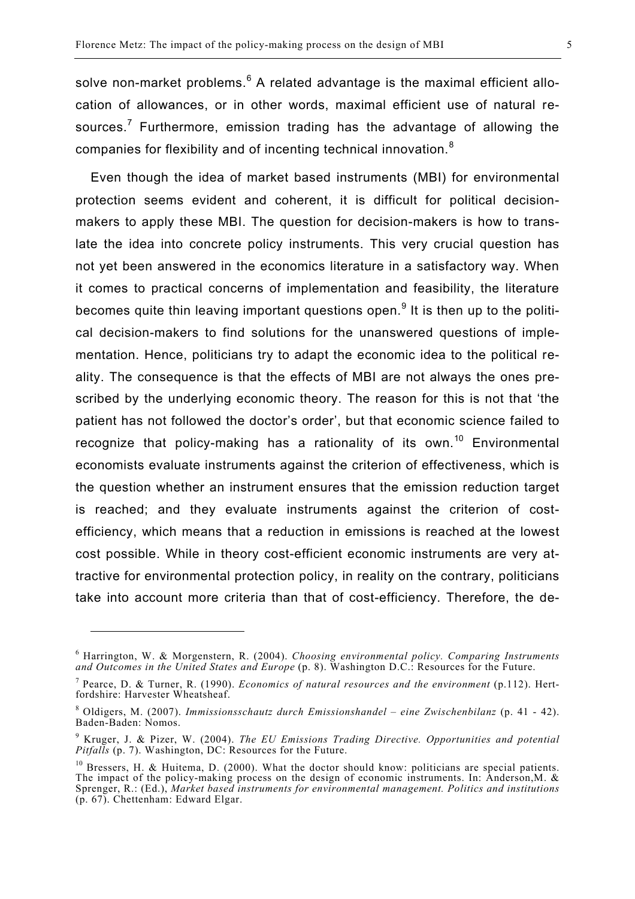solve non-market problems.[6] A related advantage is the maximal efficient allocation of allowances, or in other words, maximal efficient use of natural resources.[7] Furthermore, emission trading has the advantage of allowing the companies for flexibility and of incenting technical innovation.[8]

Even though the idea of market based instruments (MBI) for environmental protection seems evident and coherent, it is difficult for political decision-makers to apply these MBI. The question for decision-makers is how to translate the idea into concrete policy instruments. This very crucial question has not yet been answered in the economics literature in a satisfactory way. When it comes to practical concerns of implementation and feasibility, the literature becomes quite thin leaving important questions open.[9] It is then up to the political decision-makers to find solutions for the unanswered questions of implementation. Hence, politicians try to adapt the economic idea to the political reality. The consequence is that the effects of MBI are not always the ones prescribed by the underlying economic theory. The reason for this is not that 'the patient has not followed the doctor's order', but that economic science failed to recognize that policy-making has a rationality of its own.[10] Environmental economists evaluate instruments against the criterion of effectiveness, which is the question whether an instrument ensures that the emission reduction target is reached; and they evaluate instruments against the criterion of cost-efficiency, which means that a reduction in emissions is reached at the lowest cost possible. While in theory cost-efficient economic instruments are very attractive for environmental protection policy, in reality on the contrary, politicians take into account more criteria than that of cost-efficiency. Therefore, the de-

---

[6] Harrington, W. & Morgenstern, R. (2004). *Choosing environmental policy. Comparing Instruments and Outcomes in the United States and Europe* (p. 8). Washington D.C.: Resources for the Future.

[7] Pearce, D. & Turner, R. (1990). *Economics of natural resources and the environment* (p.112). Hertfordshire: Harvester Wheatsheaf.

[8] Oldigers, M. (2007). *Immissionsschautz durch Emissionshandel – eine Zwischenbilanz* (p. 41 - 42). Baden-Baden: Nomos.

[9] Kruger, J. & Pizer, W. (2004). *The EU Emissions Trading Directive. Opportunities and potential Pitfalls* (p. 7). Washington, DC: Resources for the Future.

[10] Bressers, H. & Huitema, D. (2000). What the doctor should know: politicians are special patients. The impact of the policy-making process on the design of economic instruments. In: Anderson,M. & Sprenger, R.: (Ed.), *Market based instruments for environmental management. Politics and institutions* (p. 67). Chettenham: Edward Elgar.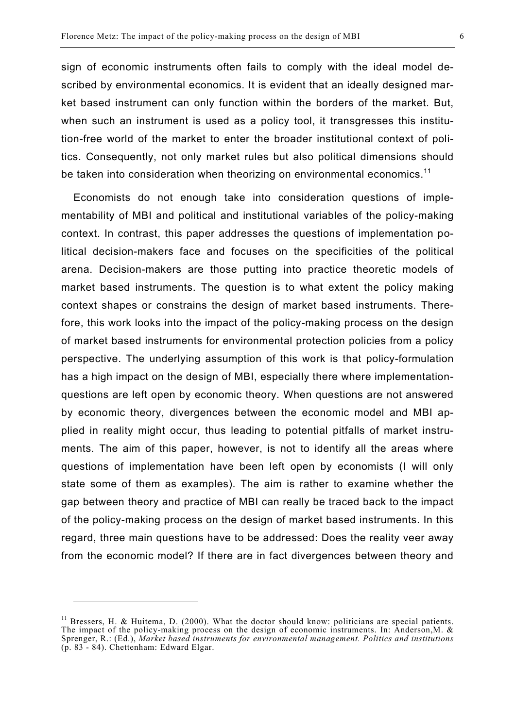sign of economic instruments often fails to comply with the ideal model described by environmental economics. It is evident that an ideally designed market based instrument can only function within the borders of the market. But, when such an instrument is used as a policy tool, it transgresses this institution-free world of the market to enter the broader institutional context of politics. Consequently, not only market rules but also political dimensions should be taken into consideration when theorizing on environmental economics.[11]

Economists do not enough take into consideration questions of implementability of MBI and political and institutional variables of the policy-making context. In contrast, this paper addresses the questions of implementation political decision-makers face and focuses on the specificities of the political arena. Decision-makers are those putting into practice theoretic models of market based instruments. The question is to what extent the policy making context shapes or constrains the design of market based instruments. Therefore, this work looks into the impact of the policy-making process on the design of market based instruments for environmental protection policies from a policy perspective. The underlying assumption of this work is that policy-formulation has a high impact on the design of MBI, especially there where implementation-questions are left open by economic theory. When questions are not answered by economic theory, divergences between the economic model and MBI applied in reality might occur, thus leading to potential pitfalls of market instruments. The aim of this paper, however, is not to identify all the areas where questions of implementation have been left open by economists (I will only state some of them as examples). The aim is rather to examine whether the gap between theory and practice of MBI can really be traced back to the impact of the policy-making process on the design of market based instruments. In this regard, three main questions have to be addressed: Does the reality veer away from the economic model? If there are in fact divergences between theory and

---

[11] Bressers, H. & Huitema, D. (2000). What the doctor should know: politicians are special patients. The impact of the policy-making process on the design of economic instruments. In: Anderson,M. & Sprenger, R.: (Ed.), *Market based instruments for environmental management. Politics and institutions* (p. 83 - 84). Chettenham: Edward Elgar.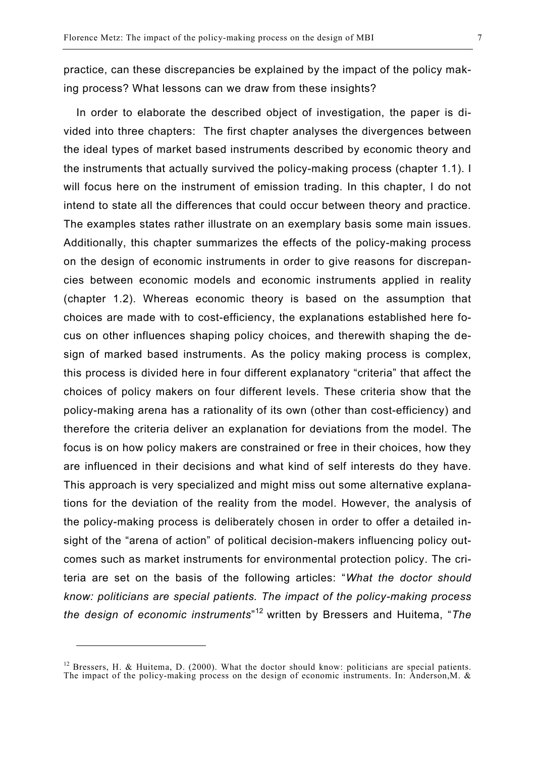practice, can these discrepancies be explained by the impact of the policy making process? What lessons can we draw from these insights?

In order to elaborate the described object of investigation, the paper is divided into three chapters: The first chapter analyses the divergences between the ideal types of market based instruments described by economic theory and the instruments that actually survived the policy-making process (chapter 1.1). I will focus here on the instrument of emission trading. In this chapter, I do not intend to state all the differences that could occur between theory and practice. The examples states rather illustrate on an exemplary basis some main issues. Additionally, this chapter summarizes the effects of the policy-making process on the design of economic instruments in order to give reasons for discrepancies between economic models and economic instruments applied in reality (chapter 1.2). Whereas economic theory is based on the assumption that choices are made with to cost-efficiency, the explanations established here focus on other influences shaping policy choices, and therewith shaping the design of marked based instruments. As the policy making process is complex, this process is divided here in four different explanatory "criteria" that affect the choices of policy makers on four different levels. These criteria show that the policy-making arena has a rationality of its own (other than cost-efficiency) and therefore the criteria deliver an explanation for deviations from the model. The focus is on how policy makers are constrained or free in their choices, how they are influenced in their decisions and what kind of self interests do they have. This approach is very specialized and might miss out some alternative explanations for the deviation of the reality from the model. However, the analysis of the policy-making process is deliberately chosen in order to offer a detailed insight of the "arena of action" of political decision-makers influencing policy outcomes such as market instruments for environmental protection policy. The criteria are set on the basis of the following articles: "*What the doctor should know: politicians are special patients. The impact of the policy-making process the design of economic instruments*"[12] written by Bressers and Huitema, "*The*

[12] Bressers, H. & Huitema, D. (2000). What the doctor should know: politicians are special patients. The impact of the policy-making process on the design of economic instruments. In: Anderson,M. &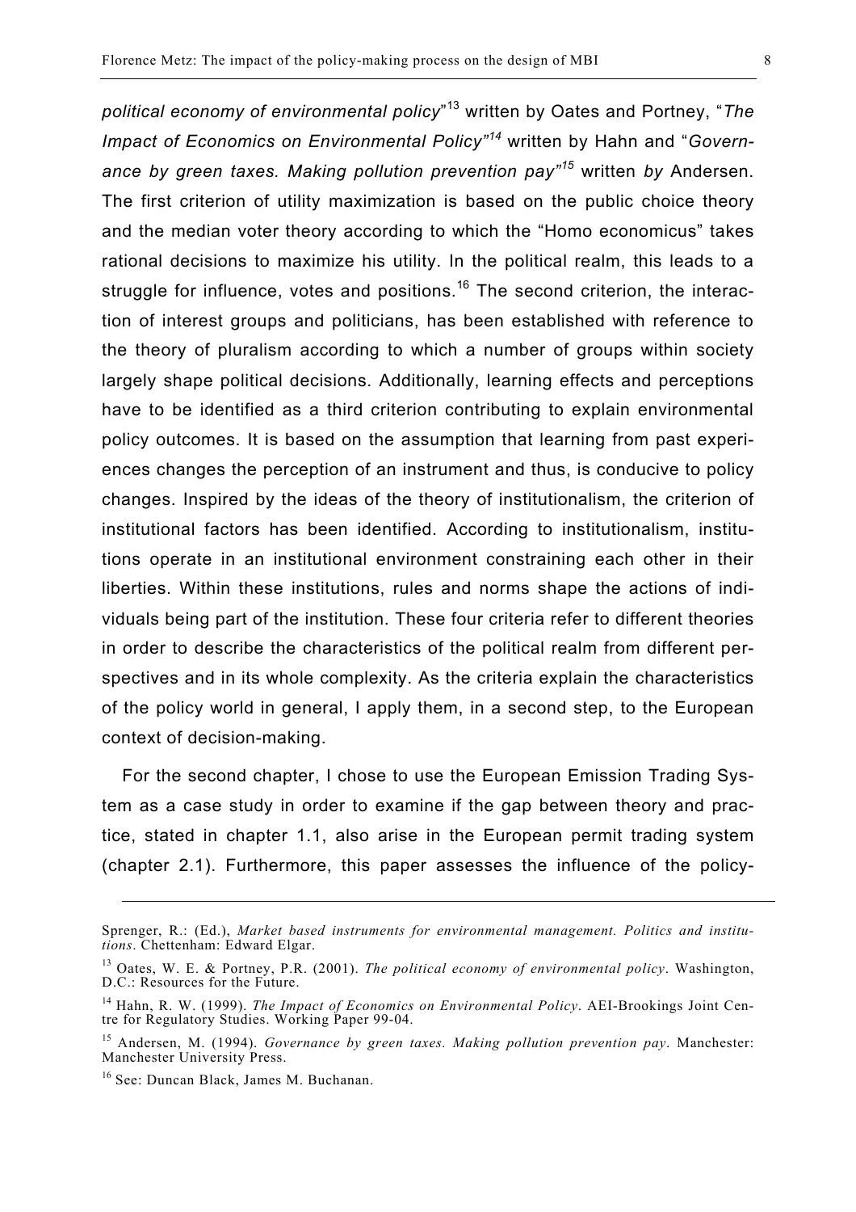*political economy of environmental policy*"[13] written by Oates and Portney, "*The Impact of Economics on Environmental Policy"[14]* written by Hahn and "*Governance by green taxes. Making pollution prevention pay"[15]* written *by* Andersen. The first criterion of utility maximization is based on the public choice theory and the median voter theory according to which the "Homo economicus" takes rational decisions to maximize his utility. In the political realm, this leads to a struggle for influence, votes and positions.[16] The second criterion, the interaction of interest groups and politicians, has been established with reference to the theory of pluralism according to which a number of groups within society largely shape political decisions. Additionally, learning effects and perceptions have to be identified as a third criterion contributing to explain environmental policy outcomes. It is based on the assumption that learning from past experiences changes the perception of an instrument and thus, is conducive to policy changes. Inspired by the ideas of the theory of institutionalism, the criterion of institutional factors has been identified. According to institutionalism, institutions operate in an institutional environment constraining each other in their liberties. Within these institutions, rules and norms shape the actions of individuals being part of the institution. These four criteria refer to different theories in order to describe the characteristics of the political realm from different perspectives and in its whole complexity. As the criteria explain the characteristics of the policy world in general, I apply them, in a second step, to the European context of decision-making.

For the second chapter, I chose to use the European Emission Trading System as a case study in order to examine if the gap between theory and practice, stated in chapter 1.1, also arise in the European permit trading system (chapter 2.1). Furthermore, this paper assesses the influence of the policy-

---

Sprenger, R.: (Ed.), *Market based instruments for environmental management. Politics and institutions*. Chettenham: Edward Elgar.

[13] Oates, W. E. & Portney, P.R. (2001). *The political economy of environmental policy*. Washington, D.C.: Resources for the Future.

[14] Hahn, R. W. (1999). *The Impact of Economics on Environmental Policy*. AEI-Brookings Joint Centre for Regulatory Studies. Working Paper 99-04.

[15] Andersen, M. (1994). *Governance by green taxes. Making pollution prevention pay*. Manchester: Manchester University Press.

[16] See: Duncan Black, James M. Buchanan.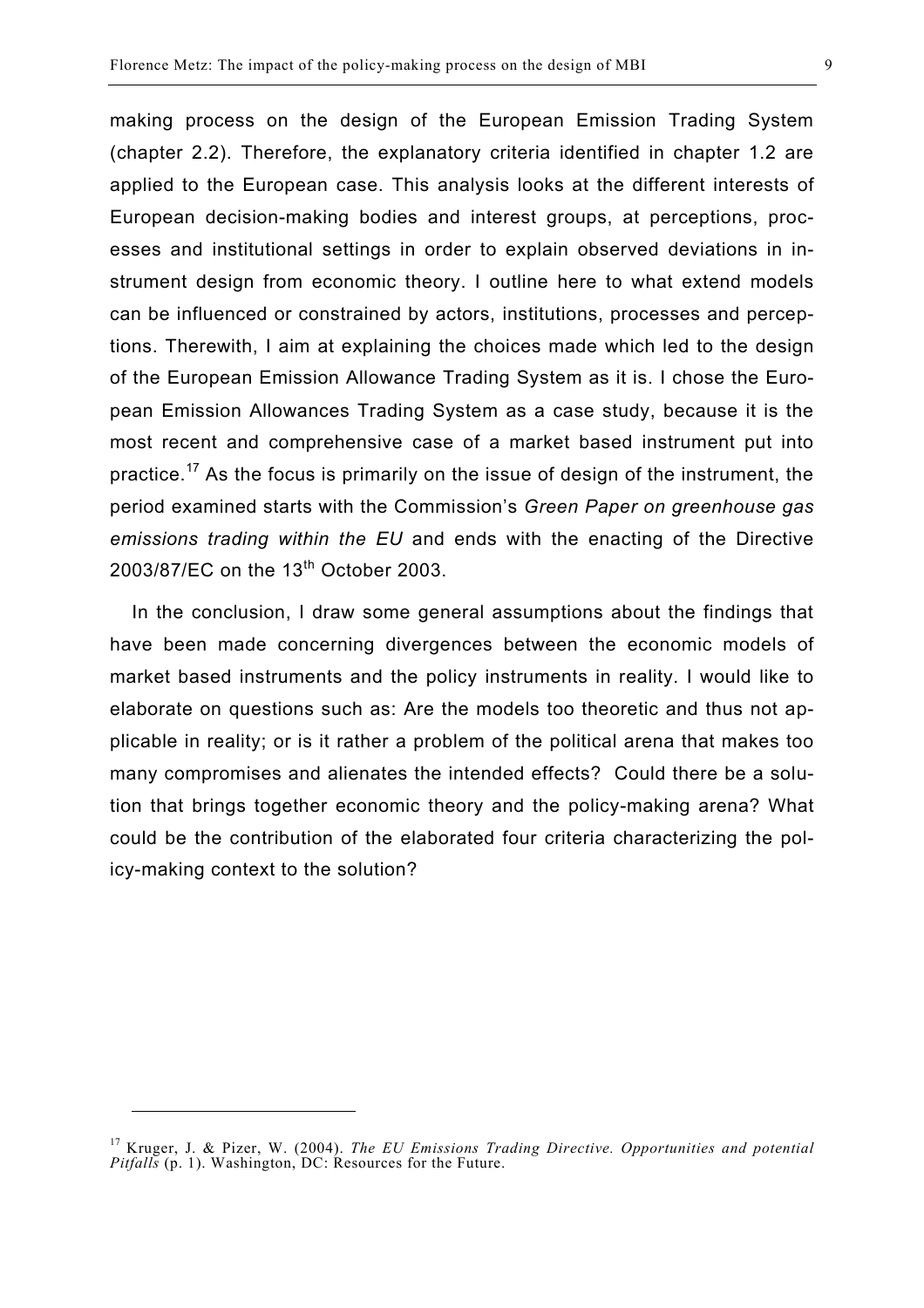making process on the design of the European Emission Trading System (chapter 2.2). Therefore, the explanatory criteria identified in chapter 1.2 are applied to the European case. This analysis looks at the different interests of European decision-making bodies and interest groups, at perceptions, processes and institutional settings in order to explain observed deviations in instrument design from economic theory. I outline here to what extend models can be influenced or constrained by actors, institutions, processes and perceptions. Therewith, I aim at explaining the choices made which led to the design of the European Emission Allowance Trading System as it is. I chose the European Emission Allowances Trading System as a case study, because it is the most recent and comprehensive case of a market based instrument put into practice.[17] As the focus is primarily on the issue of design of the instrument, the period examined starts with the Commission's *Green Paper on greenhouse gas emissions trading within the EU* and ends with the enacting of the Directive 2003/87/EC on the 13th October 2003.

In the conclusion, I draw some general assumptions about the findings that have been made concerning divergences between the economic models of market based instruments and the policy instruments in reality. I would like to elaborate on questions such as: Are the models too theoretic and thus not applicable in reality; or is it rather a problem of the political arena that makes too many compromises and alienates the intended effects? Could there be a solution that brings together economic theory and the policy-making arena? What could be the contribution of the elaborated four criteria characterizing the policy-making context to the solution?

---

[17] Kruger, J. & Pizer, W. (2004). *The EU Emissions Trading Directive. Opportunities and potential Pitfalls* (p. 1). Washington, DC: Resources for the Future.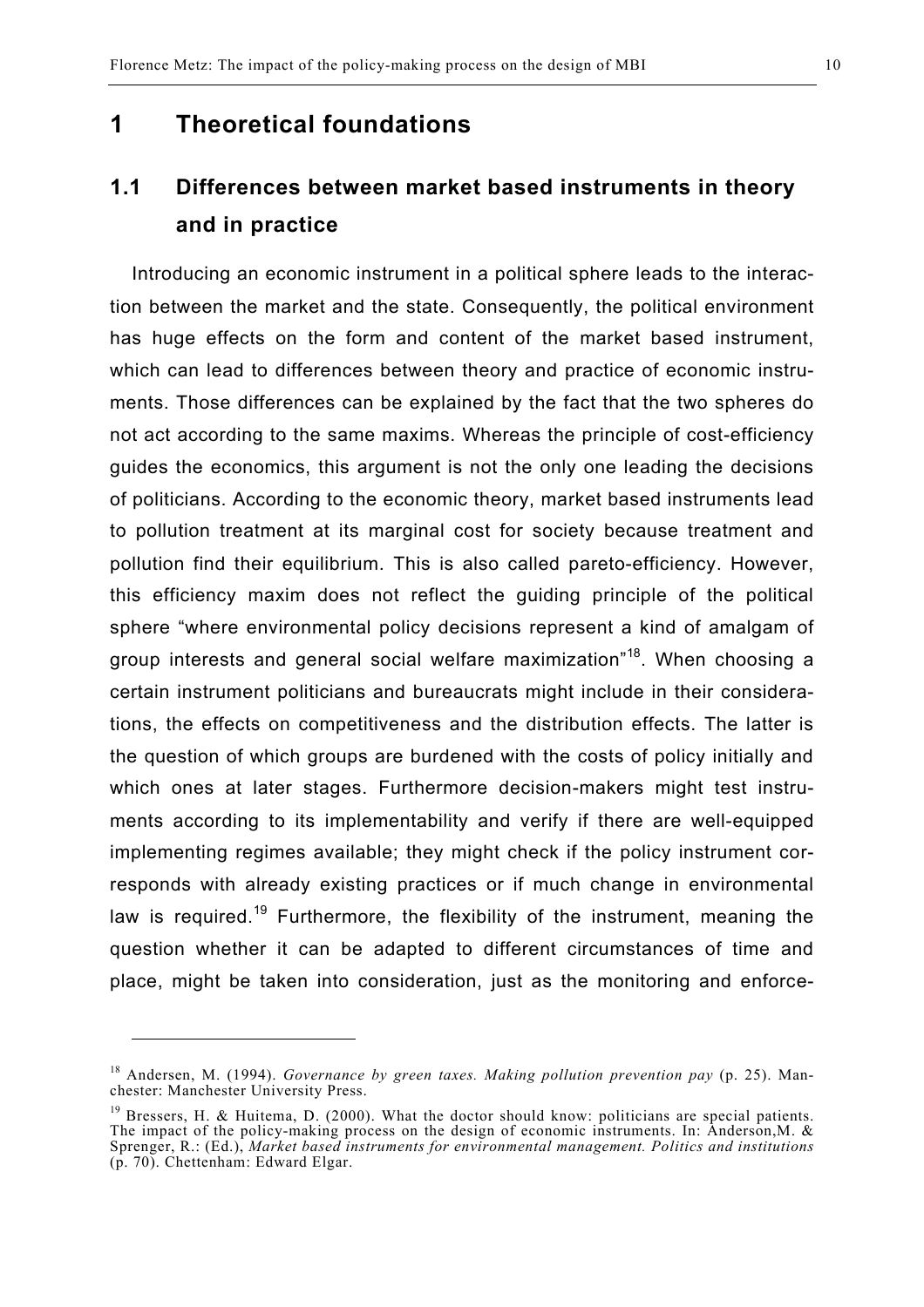# 1 Theoretical foundations

## 1.1 Differences between market based instruments in theory and in practice

Introducing an economic instrument in a political sphere leads to the interaction between the market and the state. Consequently, the political environment has huge effects on the form and content of the market based instrument, which can lead to differences between theory and practice of economic instruments. Those differences can be explained by the fact that the two spheres do not act according to the same maxims. Whereas the principle of cost-efficiency guides the economics, this argument is not the only one leading the decisions of politicians. According to the economic theory, market based instruments lead to pollution treatment at its marginal cost for society because treatment and pollution find their equilibrium. This is also called pareto-efficiency. However, this efficiency maxim does not reflect the guiding principle of the political sphere "where environmental policy decisions represent a kind of amalgam of group interests and general social welfare maximization"[18]. When choosing a certain instrument politicians and bureaucrats might include in their considerations, the effects on competitiveness and the distribution effects. The latter is the question of which groups are burdened with the costs of policy initially and which ones at later stages. Furthermore decision-makers might test instruments according to its implementability and verify if there are well-equipped implementing regimes available; they might check if the policy instrument corresponds with already existing practices or if much change in environmental law is required.[19] Furthermore, the flexibility of the instrument, meaning the question whether it can be adapted to different circumstances of time and place, might be taken into consideration, just as the monitoring and enforce-

---

[18] Andersen, M. (1994). *Governance by green taxes. Making pollution prevention pay* (p. 25). Manchester: Manchester University Press.

[19] Bressers, H. & Huitema, D. (2000). What the doctor should know: politicians are special patients. The impact of the policy-making process on the design of economic instruments. In: Anderson,M. & Sprenger, R.: (Ed.), *Market based instruments for environmental management. Politics and institutions* (p. 70). Chettenham: Edward Elgar.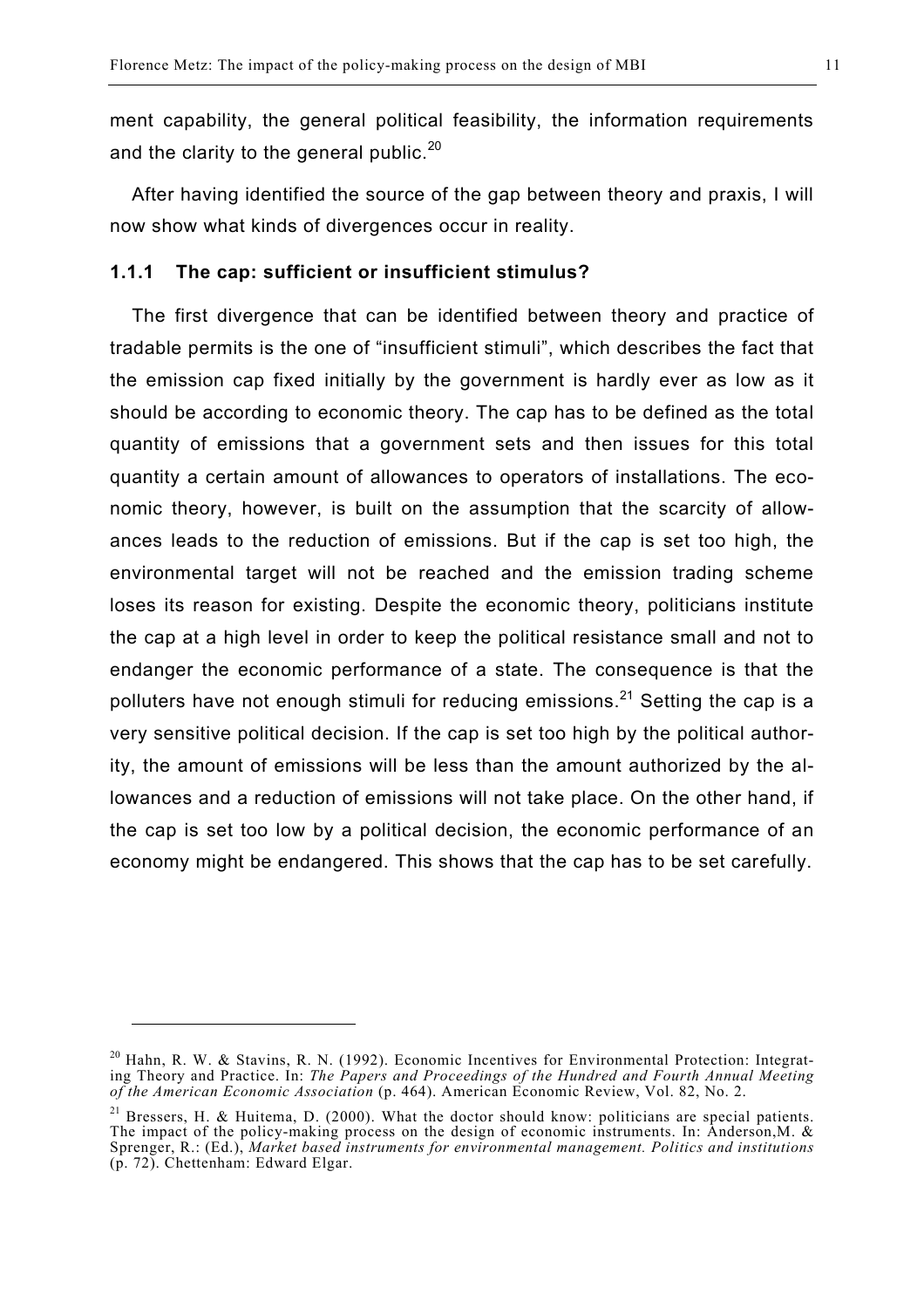ment capability, the general political feasibility, the information requirements and the clarity to the general public.[20]

After having identified the source of the gap between theory and praxis, I will now show what kinds of divergences occur in reality.

### 1.1.1 The cap: sufficient or insufficient stimulus?

The first divergence that can be identified between theory and practice of tradable permits is the one of "insufficient stimuli", which describes the fact that the emission cap fixed initially by the government is hardly ever as low as it should be according to economic theory. The cap has to be defined as the total quantity of emissions that a government sets and then issues for this total quantity a certain amount of allowances to operators of installations. The economic theory, however, is built on the assumption that the scarcity of allowances leads to the reduction of emissions. But if the cap is set too high, the environmental target will not be reached and the emission trading scheme loses its reason for existing. Despite the economic theory, politicians institute the cap at a high level in order to keep the political resistance small and not to endanger the economic performance of a state. The consequence is that the polluters have not enough stimuli for reducing emissions.[21] Setting the cap is a very sensitive political decision. If the cap is set too high by the political authority, the amount of emissions will be less than the amount authorized by the allowances and a reduction of emissions will not take place. On the other hand, if the cap is set too low by a political decision, the economic performance of an economy might be endangered. This shows that the cap has to be set carefully.

---

[20] Hahn, R. W. & Stavins, R. N. (1992). Economic Incentives for Environmental Protection: Integrating Theory and Practice. In: *The Papers and Proceedings of the Hundred and Fourth Annual Meeting of the American Economic Association* (p. 464). American Economic Review, Vol. 82, No. 2.

[21] Bressers, H. & Huitema, D. (2000). What the doctor should know: politicians are special patients. The impact of the policy-making process on the design of economic instruments. In: Anderson,M. & Sprenger, R.: (Ed.), *Market based instruments for environmental management. Politics and institutions* (p. 72). Chettenham: Edward Elgar.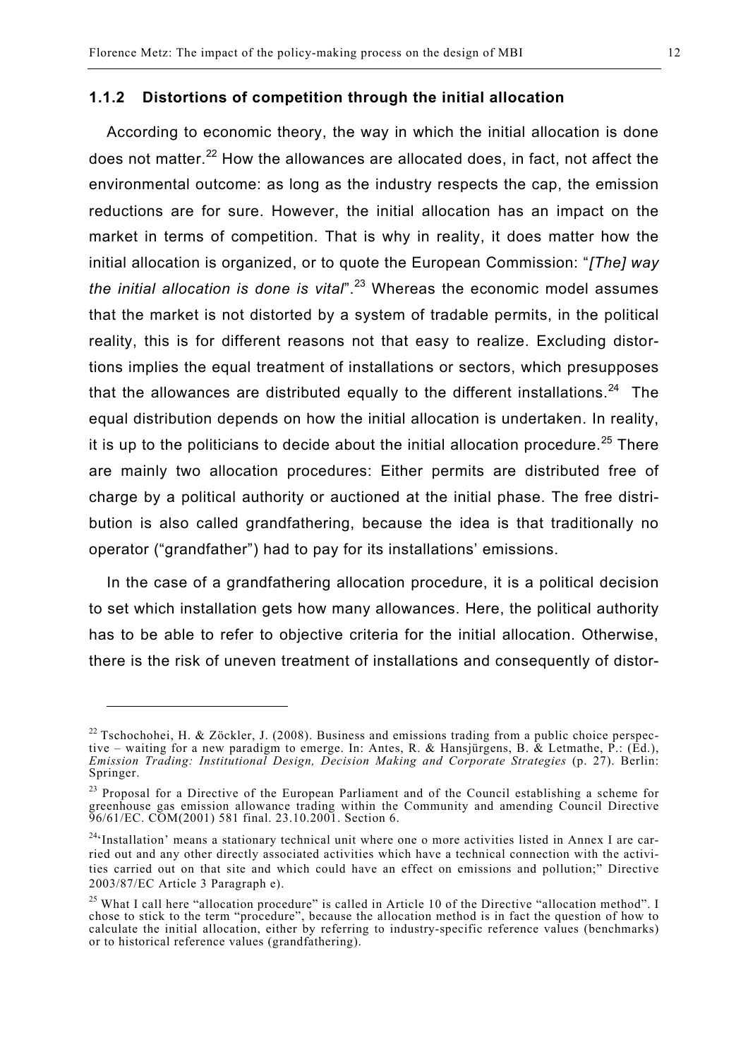### 1.1.2 Distortions of competition through the initial allocation

According to economic theory, the way in which the initial allocation is done does not matter.[22] How the allowances are allocated does, in fact, not affect the environmental outcome: as long as the industry respects the cap, the emission reductions are for sure. However, the initial allocation has an impact on the market in terms of competition. That is why in reality, it does matter how the initial allocation is organized, or to quote the European Commission: "*[The] way the initial allocation is done is vital*".[23] Whereas the economic model assumes that the market is not distorted by a system of tradable permits, in the political reality, this is for different reasons not that easy to realize. Excluding distortions implies the equal treatment of installations or sectors, which presupposes that the allowances are distributed equally to the different installations.[24] The equal distribution depends on how the initial allocation is undertaken. In reality, it is up to the politicians to decide about the initial allocation procedure.[25] There are mainly two allocation procedures: Either permits are distributed free of charge by a political authority or auctioned at the initial phase. The free distribution is also called grandfathering, because the idea is that traditionally no operator ("grandfather") had to pay for its installations' emissions.

In the case of a grandfathering allocation procedure, it is a political decision to set which installation gets how many allowances. Here, the political authority has to be able to refer to objective criteria for the initial allocation. Otherwise, there is the risk of uneven treatment of installations and consequently of distor-

---

[22] Tschochohei, H. & Zöckler, J. (2008). Business and emissions trading from a public choice perspective – waiting for a new paradigm to emerge. In: Antes, R. & Hansjürgens, B. & Letmathe, P.: (Ed.), *Emission Trading: Institutional Design, Decision Making and Corporate Strategies* (p. 27). Berlin: Springer.

[23] Proposal for a Directive of the European Parliament and of the Council establishing a scheme for greenhouse gas emission allowance trading within the Community and amending Council Directive 96/61/EC. COM(2001) 581 final. 23.10.2001. Section 6.

[24] 'Installation' means a stationary technical unit where one o more activities listed in Annex I are carried out and any other directly associated activities which have a technical connection with the activities carried out on that site and which could have an effect on emissions and pollution;" Directive 2003/87/EC Article 3 Paragraph e).

[25] What I call here "allocation procedure" is called in Article 10 of the Directive "allocation method". I chose to stick to the term "procedure", because the allocation method is in fact the question of how to calculate the initial allocation, either by referring to industry-specific reference values (benchmarks) or to historical reference values (grandfathering).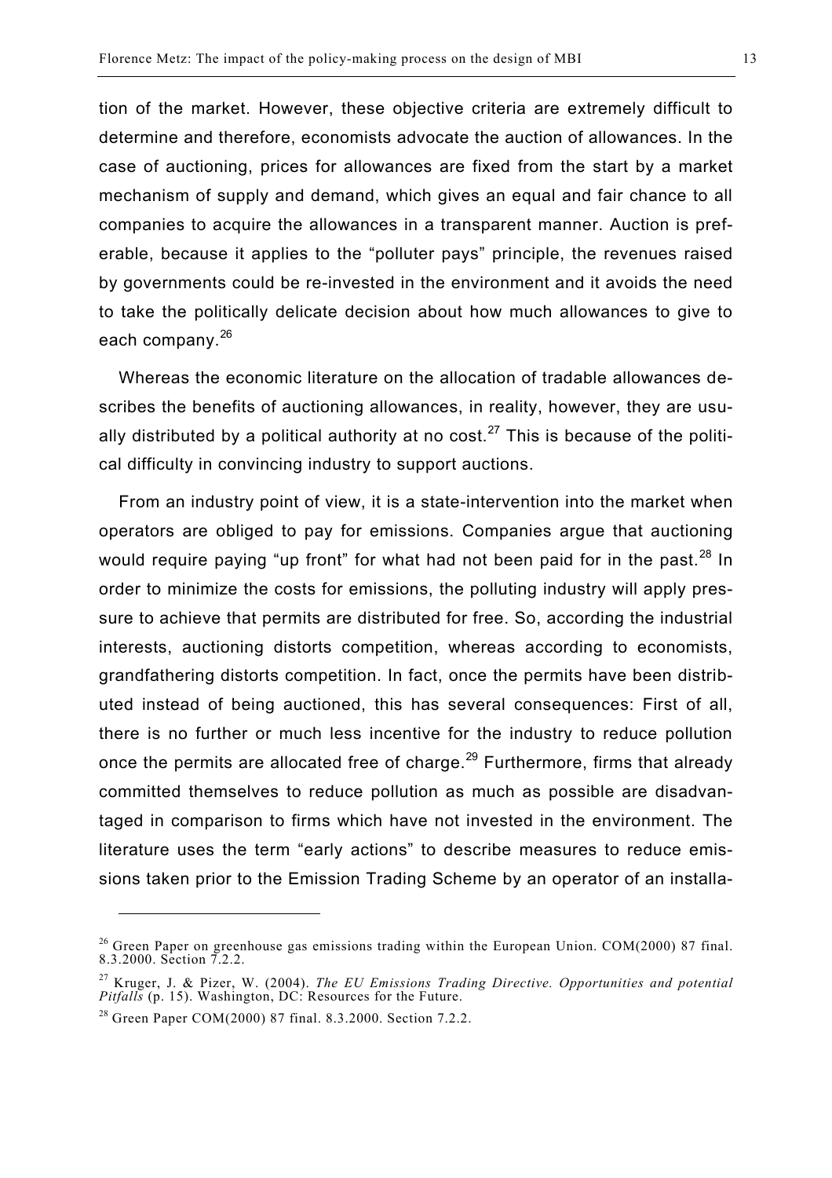tion of the market. However, these objective criteria are extremely difficult to determine and therefore, economists advocate the auction of allowances. In the case of auctioning, prices for allowances are fixed from the start by a market mechanism of supply and demand, which gives an equal and fair chance to all companies to acquire the allowances in a transparent manner. Auction is preferable, because it applies to the "polluter pays" principle, the revenues raised by governments could be re-invested in the environment and it avoids the need to take the politically delicate decision about how much allowances to give to each company.[26]

Whereas the economic literature on the allocation of tradable allowances describes the benefits of auctioning allowances, in reality, however, they are usually distributed by a political authority at no cost.[27] This is because of the political difficulty in convincing industry to support auctions.

From an industry point of view, it is a state-intervention into the market when operators are obliged to pay for emissions. Companies argue that auctioning would require paying "up front" for what had not been paid for in the past.[28] In order to minimize the costs for emissions, the polluting industry will apply pressure to achieve that permits are distributed for free. So, according the industrial interests, auctioning distorts competition, whereas according to economists, grandfathering distorts competition. In fact, once the permits have been distributed instead of being auctioned, this has several consequences: First of all, there is no further or much less incentive for the industry to reduce pollution once the permits are allocated free of charge.[29] Furthermore, firms that already committed themselves to reduce pollution as much as possible are disadvantaged in comparison to firms which have not invested in the environment. The literature uses the term "early actions" to describe measures to reduce emissions taken prior to the Emission Trading Scheme by an operator of an installa-

---

[26] Green Paper on greenhouse gas emissions trading within the European Union. COM(2000) 87 final. 8.3.2000. Section 7.2.2.

[27] Kruger, J. & Pizer, W. (2004). *The EU Emissions Trading Directive. Opportunities and potential Pitfalls* (p. 15). Washington, DC: Resources for the Future.

[28] Green Paper COM(2000) 87 final. 8.3.2000. Section 7.2.2.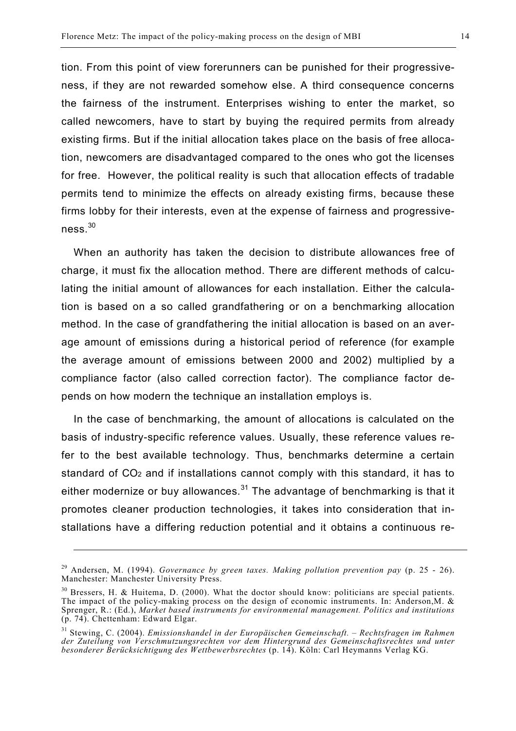tion. From this point of view forerunners can be punished for their progressiveness, if they are not rewarded somehow else. A third consequence concerns the fairness of the instrument. Enterprises wishing to enter the market, so called newcomers, have to start by buying the required permits from already existing firms. But if the initial allocation takes place on the basis of free allocation, newcomers are disadvantaged compared to the ones who got the licenses for free. However, the political reality is such that allocation effects of tradable permits tend to minimize the effects on already existing firms, because these firms lobby for their interests, even at the expense of fairness and progressiveness.[30]

When an authority has taken the decision to distribute allowances free of charge, it must fix the allocation method. There are different methods of calculating the initial amount of allowances for each installation. Either the calculation is based on a so called grandfathering or on a benchmarking allocation method. In the case of grandfathering the initial allocation is based on an average amount of emissions during a historical period of reference (for example the average amount of emissions between 2000 and 2002) multiplied by a compliance factor (also called correction factor). The compliance factor depends on how modern the technique an installation employs is.

In the case of benchmarking, the amount of allocations is calculated on the basis of industry-specific reference values. Usually, these reference values refer to the best available technology. Thus, benchmarks determine a certain standard of $CO_2$ and if installations cannot comply with this standard, it has to either modernize or buy allowances.[31] The advantage of benchmarking is that it promotes cleaner production technologies, it takes into consideration that installations have a differing reduction potential and it obtains a continuous re-

---

[29] Andersen, M. (1994). *Governance by green taxes. Making pollution prevention pay* (p. 25 - 26). Manchester: Manchester University Press.

[30] Bressers, H. & Huitema, D. (2000). What the doctor should know: politicians are special patients. The impact of the policy-making process on the design of economic instruments. In: Anderson,M. & Sprenger, R.: (Ed.), *Market based instruments for environmental management. Politics and institutions* (p. 74). Chettenham: Edward Elgar.

[31] Stewing, C. (2004). *Emissionshandel in der Europäischen Gemeinschaft. – Rechtsfragen im Rahmen der Zuteilung von Verschmutzungsrechten vor dem Hintergrund des Gemeinschaftsrechtes und unter besonderer Berücksichtigung des Wettbewerbsrechtes* (p. 14). Köln: Carl Heymanns Verlag KG.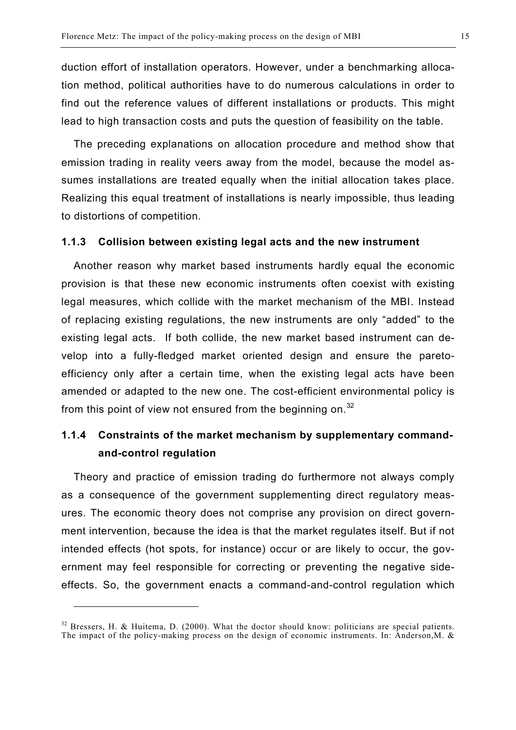duction effort of installation operators. However, under a benchmarking allocation method, political authorities have to do numerous calculations in order to find out the reference values of different installations or products. This might lead to high transaction costs and puts the question of feasibility on the table.

The preceding explanations on allocation procedure and method show that emission trading in reality veers away from the model, because the model assumes installations are treated equally when the initial allocation takes place. Realizing this equal treatment of installations is nearly impossible, thus leading to distortions of competition.

### 1.1.3 Collision between existing legal acts and the new instrument

Another reason why market based instruments hardly equal the economic provision is that these new economic instruments often coexist with existing legal measures, which collide with the market mechanism of the MBI. Instead of replacing existing regulations, the new instruments are only "added" to the existing legal acts. If both collide, the new market based instrument can develop into a fully-fledged market oriented design and ensure the pareto-efficiency only after a certain time, when the existing legal acts have been amended or adapted to the new one. The cost-efficient environmental policy is from this point of view not ensured from the beginning on.[32]

### 1.1.4 Constraints of the market mechanism by supplementary command-and-control regulation

Theory and practice of emission trading do furthermore not always comply as a consequence of the government supplementing direct regulatory measures. The economic theory does not comprise any provision on direct government intervention, because the idea is that the market regulates itself. But if not intended effects (hot spots, for instance) occur or are likely to occur, the government may feel responsible for correcting or preventing the negative side-effects. So, the government enacts a command-and-control regulation which

[32] Bressers, H. & Huitema, D. (2000). What the doctor should know: politicians are special patients. The impact of the policy-making process on the design of economic instruments. In: Anderson,M. &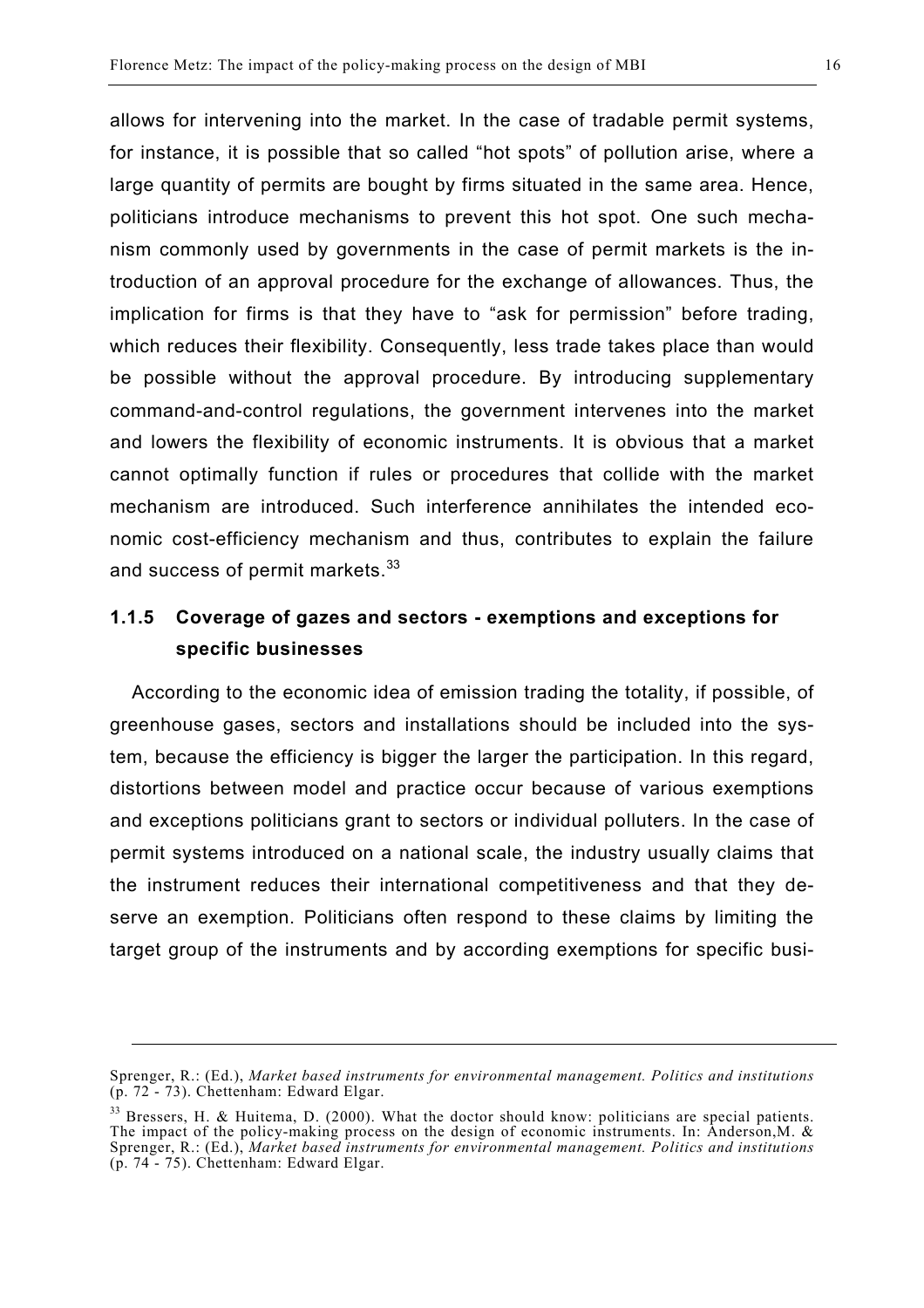allows for intervening into the market. In the case of tradable permit systems, for instance, it is possible that so called "hot spots" of pollution arise, where a large quantity of permits are bought by firms situated in the same area. Hence, politicians introduce mechanisms to prevent this hot spot. One such mechanism commonly used by governments in the case of permit markets is the introduction of an approval procedure for the exchange of allowances. Thus, the implication for firms is that they have to "ask for permission" before trading, which reduces their flexibility. Consequently, less trade takes place than would be possible without the approval procedure. By introducing supplementary command-and-control regulations, the government intervenes into the market and lowers the flexibility of economic instruments. It is obvious that a market cannot optimally function if rules or procedures that collide with the market mechanism are introduced. Such interference annihilates the intended economic cost-efficiency mechanism and thus, contributes to explain the failure and success of permit markets.[33]

### 1.1.5 Coverage of gazes and sectors - exemptions and exceptions for specific businesses

According to the economic idea of emission trading the totality, if possible, of greenhouse gases, sectors and installations should be included into the system, because the efficiency is bigger the larger the participation. In this regard, distortions between model and practice occur because of various exemptions and exceptions politicians grant to sectors or individual polluters. In the case of permit systems introduced on a national scale, the industry usually claims that the instrument reduces their international competitiveness and that they deserve an exemption. Politicians often respond to these claims by limiting the target group of the instruments and by according exemptions for specific busi-

---

Sprenger, R.: (Ed.), *Market based instruments for environmental management. Politics and institutions* (p. 72 - 73). Chettenham: Edward Elgar.

[33] Bressers, H. & Huitema, D. (2000). What the doctor should know: politicians are special patients. The impact of the policy-making process on the design of economic instruments. In: Anderson,M. & Sprenger, R.: (Ed.), *Market based instruments for environmental management. Politics and institutions* (p. 74 - 75). Chettenham: Edward Elgar.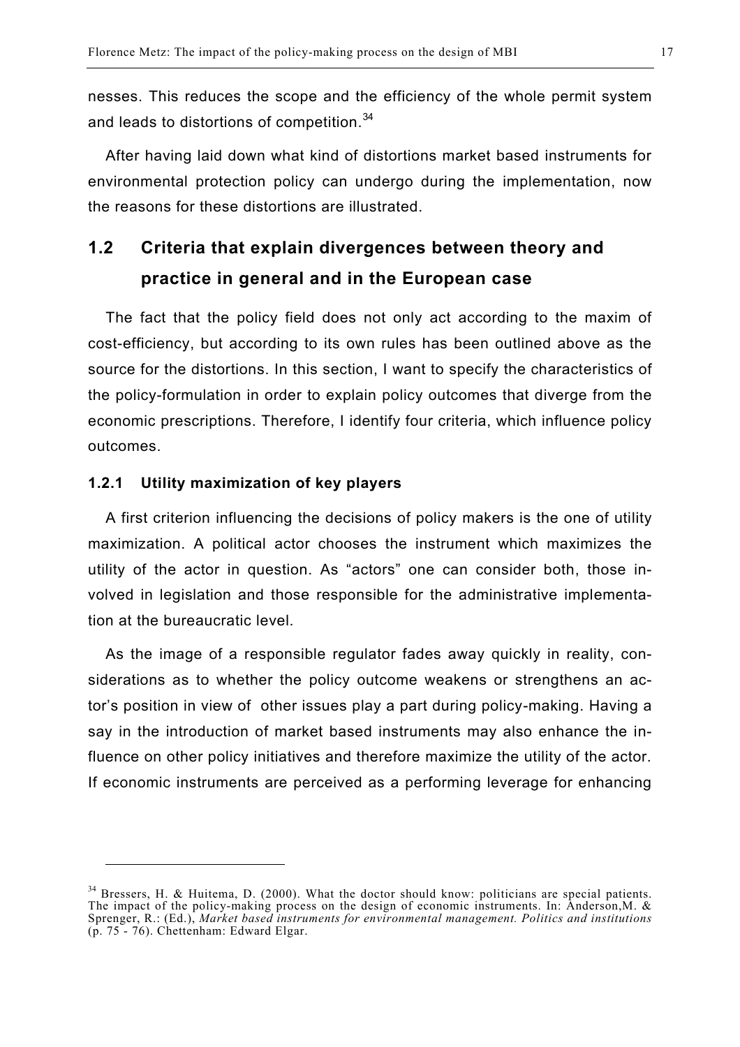nesses. This reduces the scope and the efficiency of the whole permit system and leads to distortions of competition.[34]

After having laid down what kind of distortions market based instruments for environmental protection policy can undergo during the implementation, now the reasons for these distortions are illustrated.

## 1.2 Criteria that explain divergences between theory and practice in general and in the European case

The fact that the policy field does not only act according to the maxim of cost-efficiency, but according to its own rules has been outlined above as the source for the distortions. In this section, I want to specify the characteristics of the policy-formulation in order to explain policy outcomes that diverge from the economic prescriptions. Therefore, I identify four criteria, which influence policy outcomes.

### 1.2.1 Utility maximization of key players

A first criterion influencing the decisions of policy makers is the one of utility maximization. A political actor chooses the instrument which maximizes the utility of the actor in question. As "actors" one can consider both, those involved in legislation and those responsible for the administrative implementation at the bureaucratic level.

As the image of a responsible regulator fades away quickly in reality, considerations as to whether the policy outcome weakens or strengthens an actor's position in view of other issues play a part during policy-making. Having a say in the introduction of market based instruments may also enhance the influence on other policy initiatives and therefore maximize the utility of the actor. If economic instruments are perceived as a performing leverage for enhancing

---

[34] Bressers, H. & Huitema, D. (2000). What the doctor should know: politicians are special patients. The impact of the policy-making process on the design of economic instruments. In: Anderson,M. & Sprenger, R.: (Ed.), *Market based instruments for environmental management. Politics and institutions* (p. 75 - 76). Chettenham: Edward Elgar.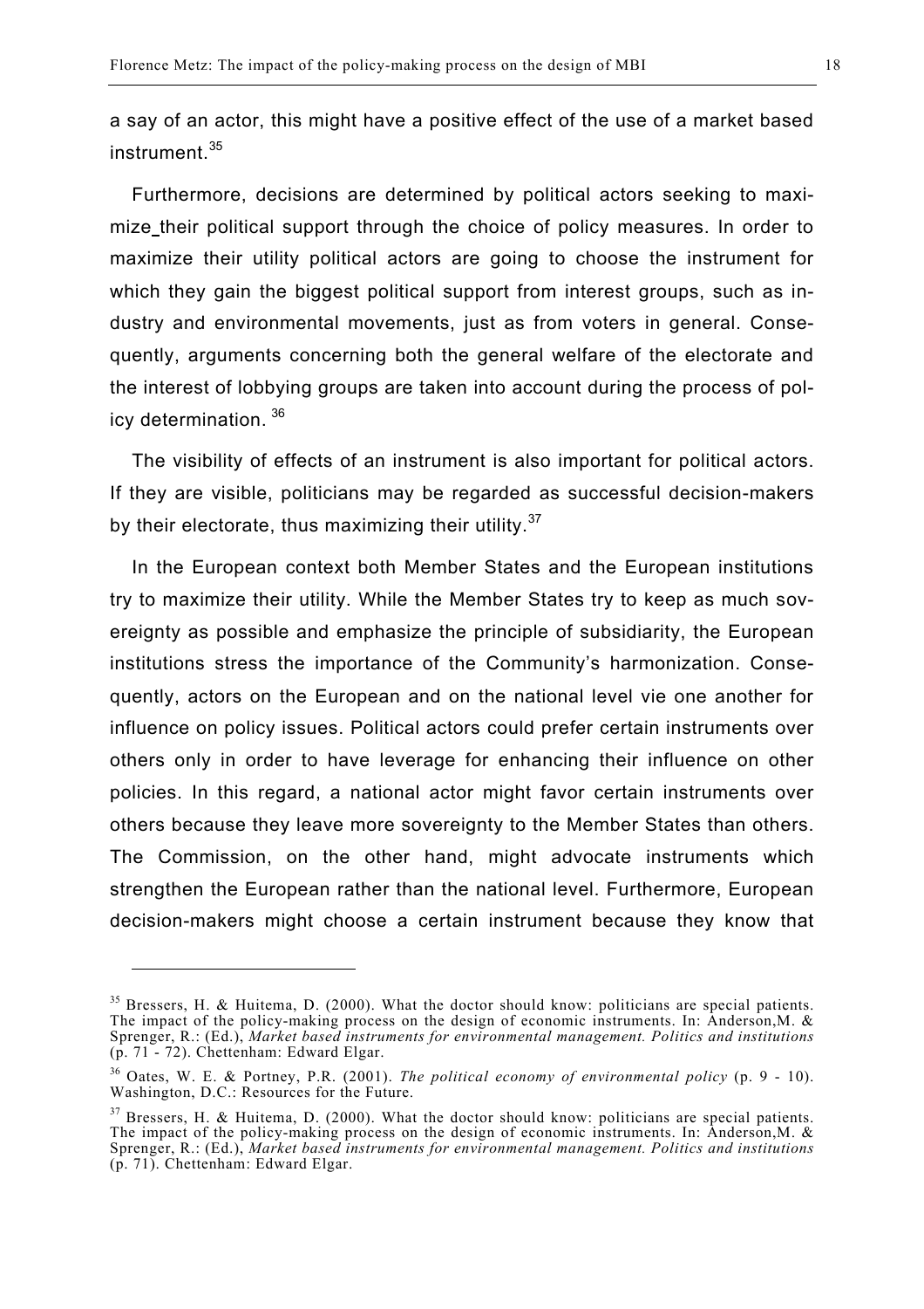a say of an actor, this might have a positive effect of the use of a market based instrument.[35]

Furthermore, decisions are determined by political actors seeking to maximize their political support through the choice of policy measures. In order to maximize their utility political actors are going to choose the instrument for which they gain the biggest political support from interest groups, such as industry and environmental movements, just as from voters in general. Consequently, arguments concerning both the general welfare of the electorate and the interest of lobbying groups are taken into account during the process of policy determination. [36]

The visibility of effects of an instrument is also important for political actors. If they are visible, politicians may be regarded as successful decision-makers by their electorate, thus maximizing their utility.[37]

In the European context both Member States and the European institutions try to maximize their utility. While the Member States try to keep as much sovereignty as possible and emphasize the principle of subsidiarity, the European institutions stress the importance of the Community's harmonization. Consequently, actors on the European and on the national level vie one another for influence on policy issues. Political actors could prefer certain instruments over others only in order to have leverage for enhancing their influence on other policies. In this regard, a national actor might favor certain instruments over others because they leave more sovereignty to the Member States than others. The Commission, on the other hand, might advocate instruments which strengthen the European rather than the national level. Furthermore, European decision-makers might choose a certain instrument because they know that

---

[35] Bressers, H. & Huitema, D. (2000). What the doctor should know: politicians are special patients. The impact of the policy-making process on the design of economic instruments. In: Anderson,M. & Sprenger, R.: (Ed.), *Market based instruments for environmental management. Politics and institutions* (p. 71 - 72). Chettenham: Edward Elgar.

[36] Oates, W. E. & Portney, P.R. (2001). *The political economy of environmental policy* (p. 9 - 10). Washington, D.C.: Resources for the Future.

[37] Bressers, H. & Huitema, D. (2000). What the doctor should know: politicians are special patients. The impact of the policy-making process on the design of economic instruments. In: Anderson,M. & Sprenger, R.: (Ed.), *Market based instruments for environmental management. Politics and institutions* (p. 71). Chettenham: Edward Elgar.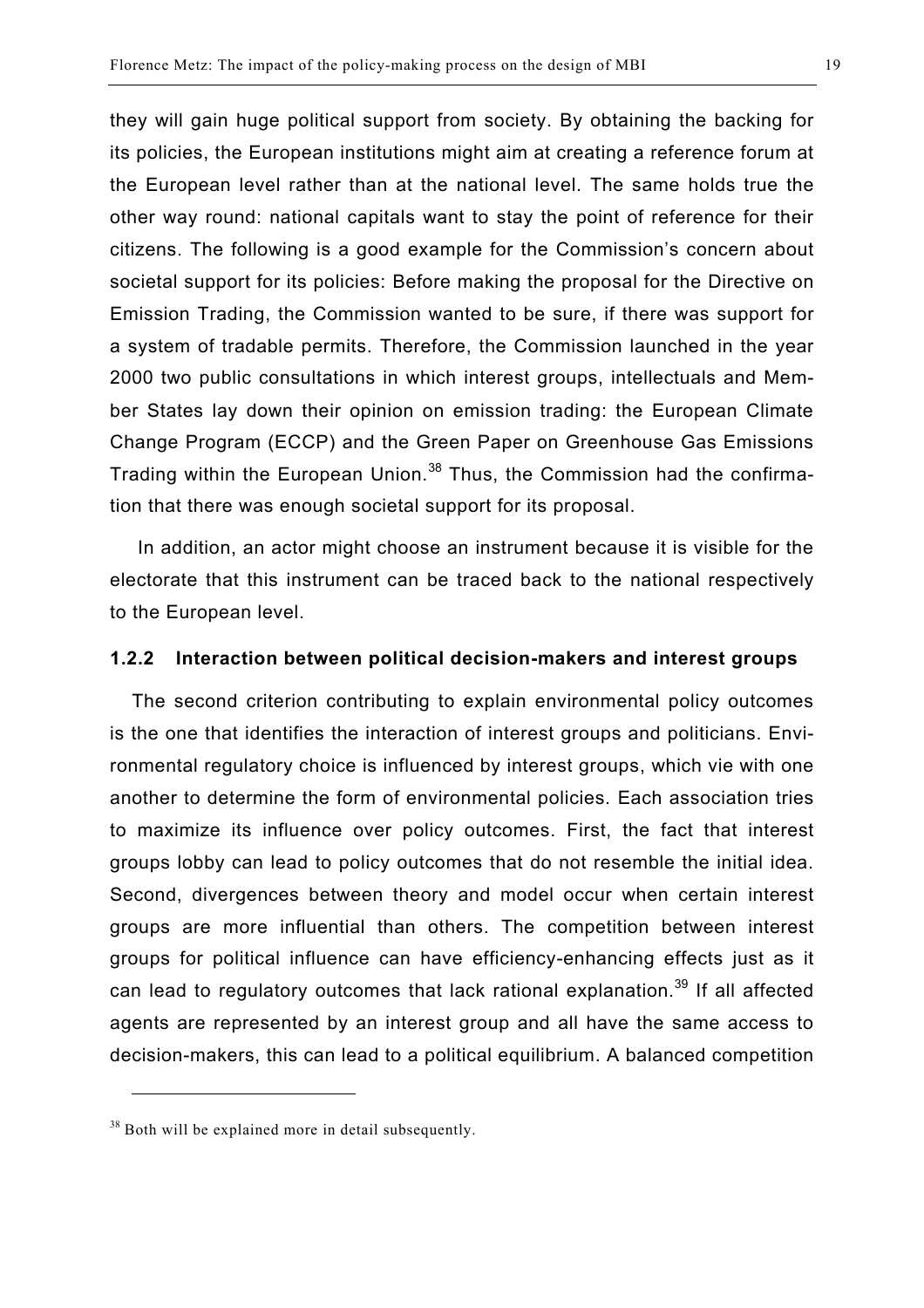they will gain huge political support from society. By obtaining the backing for its policies, the European institutions might aim at creating a reference forum at the European level rather than at the national level. The same holds true the other way round: national capitals want to stay the point of reference for their citizens. The following is a good example for the Commission's concern about societal support for its policies: Before making the proposal for the Directive on Emission Trading, the Commission wanted to be sure, if there was support for a system of tradable permits. Therefore, the Commission launched in the year 2000 two public consultations in which interest groups, intellectuals and Member States lay down their opinion on emission trading: the European Climate Change Program (ECCP) and the Green Paper on Greenhouse Gas Emissions Trading within the European Union.[38] Thus, the Commission had the confirmation that there was enough societal support for its proposal.

In addition, an actor might choose an instrument because it is visible for the electorate that this instrument can be traced back to the national respectively to the European level.

### 1.2.2 Interaction between political decision-makers and interest groups

The second criterion contributing to explain environmental policy outcomes is the one that identifies the interaction of interest groups and politicians. Environmental regulatory choice is influenced by interest groups, which vie with one another to determine the form of environmental policies. Each association tries to maximize its influence over policy outcomes. First, the fact that interest groups lobby can lead to policy outcomes that do not resemble the initial idea. Second, divergences between theory and model occur when certain interest groups are more influential than others. The competition between interest groups for political influence can have efficiency-enhancing effects just as it can lead to regulatory outcomes that lack rational explanation.[39] If all affected agents are represented by an interest group and all have the same access to decision-makers, this can lead to a political equilibrium. A balanced competition

---

[38] Both will be explained more in detail subsequently.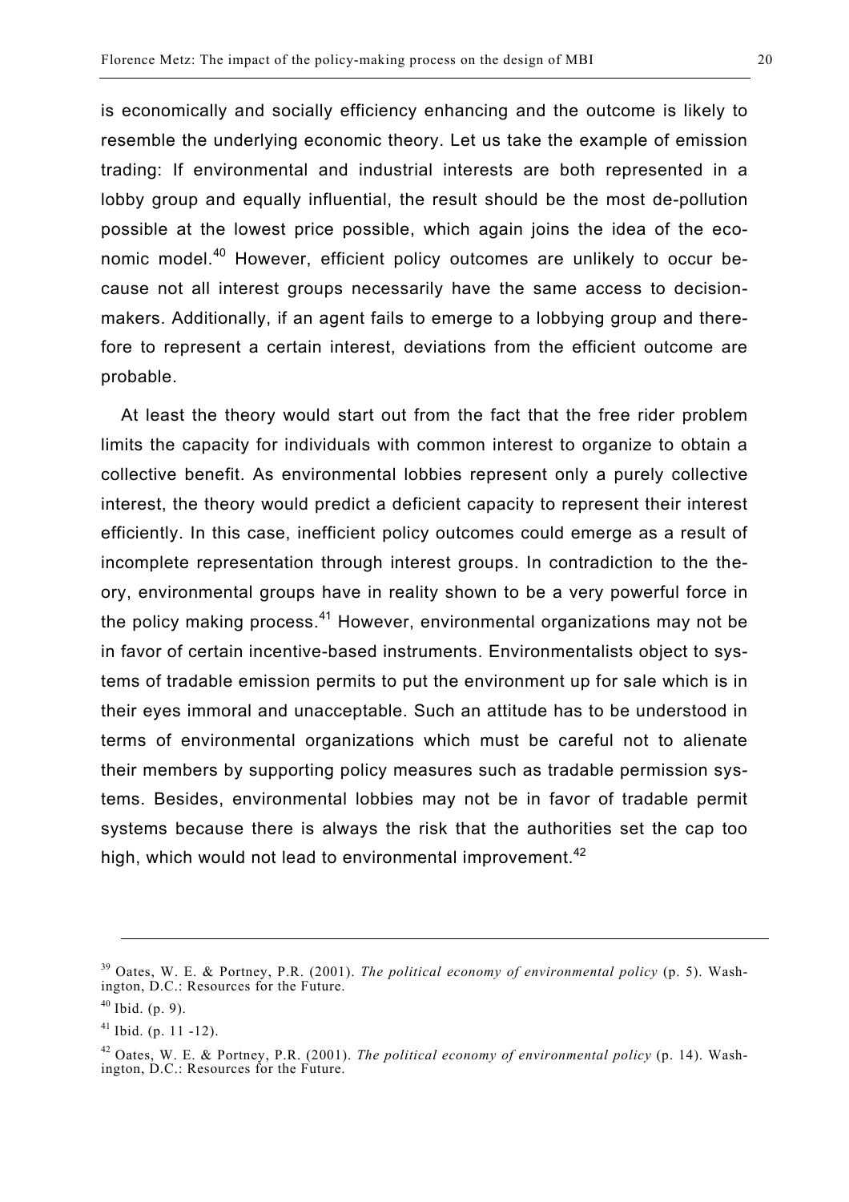is economically and socially efficiency enhancing and the outcome is likely to resemble the underlying economic theory. Let us take the example of emission trading: If environmental and industrial interests are both represented in a lobby group and equally influential, the result should be the most de-pollution possible at the lowest price possible, which again joins the idea of the economic model.[40] However, efficient policy outcomes are unlikely to occur because not all interest groups necessarily have the same access to decision-makers. Additionally, if an agent fails to emerge to a lobbying group and therefore to represent a certain interest, deviations from the efficient outcome are probable.

At least the theory would start out from the fact that the free rider problem limits the capacity for individuals with common interest to organize to obtain a collective benefit. As environmental lobbies represent only a purely collective interest, the theory would predict a deficient capacity to represent their interest efficiently. In this case, inefficient policy outcomes could emerge as a result of incomplete representation through interest groups. In contradiction to the theory, environmental groups have in reality shown to be a very powerful force in the policy making process.[41] However, environmental organizations may not be in favor of certain incentive-based instruments. Environmentalists object to systems of tradable emission permits to put the environment up for sale which is in their eyes immoral and unacceptable. Such an attitude has to be understood in terms of environmental organizations which must be careful not to alienate their members by supporting policy measures such as tradable permission systems. Besides, environmental lobbies may not be in favor of tradable permit systems because there is always the risk that the authorities set the cap too high, which would not lead to environmental improvement.[42]

---

[39] Oates, W. E. & Portney, P.R. (2001). *The political economy of environmental policy* (p. 5). Washington, D.C.: Resources for the Future.

[40] Ibid. (p. 9).

[41] Ibid. (p. 11 -12).

[42] Oates, W. E. & Portney, P.R. (2001). *The political economy of environmental policy* (p. 14). Washington, D.C.: Resources for the Future.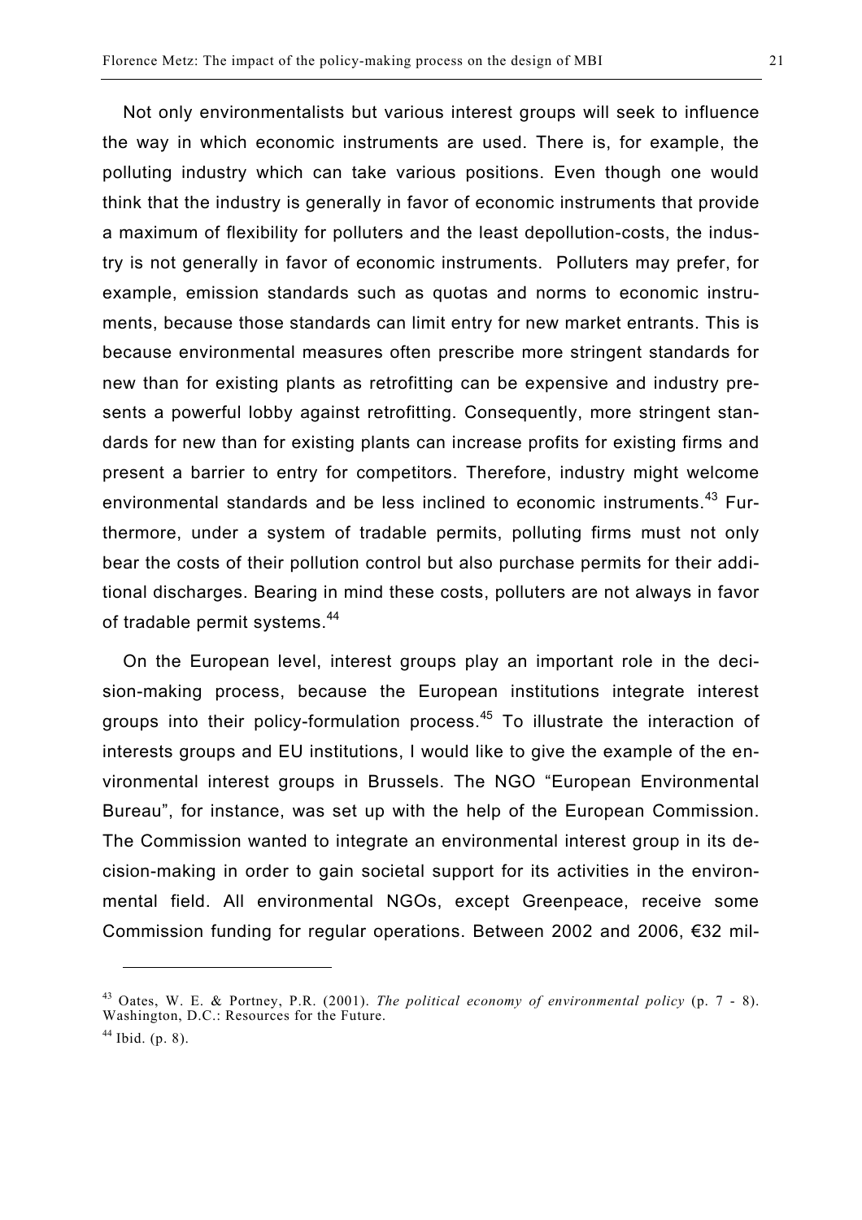Not only environmentalists but various interest groups will seek to influence the way in which economic instruments are used. There is, for example, the polluting industry which can take various positions. Even though one would think that the industry is generally in favor of economic instruments that provide a maximum of flexibility for polluters and the least depollution-costs, the industry is not generally in favor of economic instruments. Polluters may prefer, for example, emission standards such as quotas and norms to economic instruments, because those standards can limit entry for new market entrants. This is because environmental measures often prescribe more stringent standards for new than for existing plants as retrofitting can be expensive and industry presents a powerful lobby against retrofitting. Consequently, more stringent standards for new than for existing plants can increase profits for existing firms and present a barrier to entry for competitors. Therefore, industry might welcome environmental standards and be less inclined to economic instruments.[43] Furthermore, under a system of tradable permits, polluting firms must not only bear the costs of their pollution control but also purchase permits for their additional discharges. Bearing in mind these costs, polluters are not always in favor of tradable permit systems.[44]

On the European level, interest groups play an important role in the decision-making process, because the European institutions integrate interest groups into their policy-formulation process.[45] To illustrate the interaction of interests groups and EU institutions, I would like to give the example of the environmental interest groups in Brussels. The NGO "European Environmental Bureau", for instance, was set up with the help of the European Commission. The Commission wanted to integrate an environmental interest group in its decision-making in order to gain societal support for its activities in the environmental field. All environmental NGOs, except Greenpeace, receive some Commission funding for regular operations. Between 2002 and 2006, €32 mil-

---

[43] Oates, W. E. & Portney, P.R. (2001). *The political economy of environmental policy* (p. 7 - 8). Washington, D.C.: Resources for the Future.

[44] Ibid. (p. 8).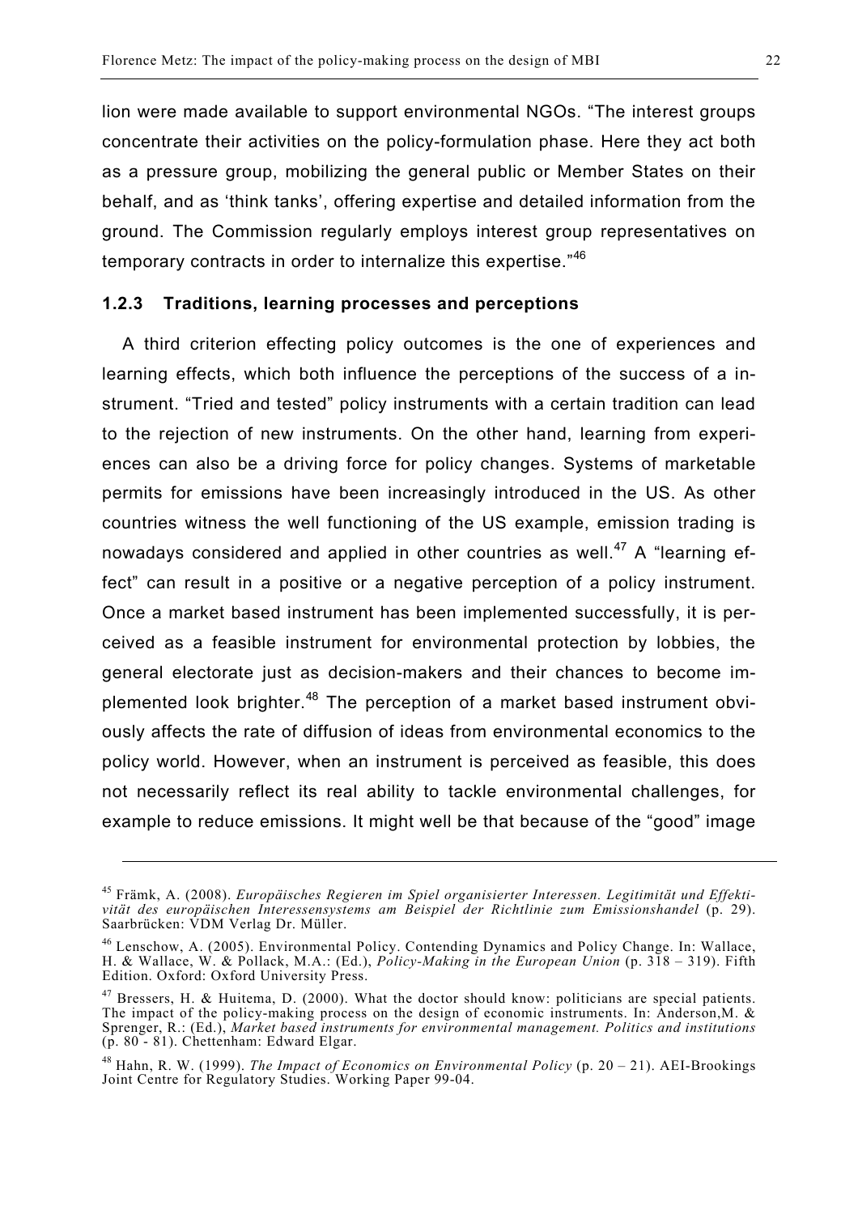lion were made available to support environmental NGOs. "The interest groups concentrate their activities on the policy-formulation phase. Here they act both as a pressure group, mobilizing the general public or Member States on their behalf, and as 'think tanks', offering expertise and detailed information from the ground. The Commission regularly employs interest group representatives on temporary contracts in order to internalize this expertise."[46]

### 1.2.3 Traditions, learning processes and perceptions

A third criterion effecting policy outcomes is the one of experiences and learning effects, which both influence the perceptions of the success of a instrument. "Tried and tested" policy instruments with a certain tradition can lead to the rejection of new instruments. On the other hand, learning from experiences can also be a driving force for policy changes. Systems of marketable permits for emissions have been increasingly introduced in the US. As other countries witness the well functioning of the US example, emission trading is nowadays considered and applied in other countries as well.[47] A "learning effect" can result in a positive or a negative perception of a policy instrument. Once a market based instrument has been implemented successfully, it is perceived as a feasible instrument for environmental protection by lobbies, the general electorate just as decision-makers and their chances to become implemented look brighter.[48] The perception of a market based instrument obviously affects the rate of diffusion of ideas from environmental economics to the policy world. However, when an instrument is perceived as feasible, this does not necessarily reflect its real ability to tackle environmental challenges, for example to reduce emissions. It might well be that because of the "good" image

---

[45] Främk, A. (2008). *Europäisches Regieren im Spiel organisierter Interessen. Legitimität und Effektivität des europäischen Interessensystems am Beispiel der Richtlinie zum Emissionshandel* (p. 29). Saarbrücken: VDM Verlag Dr. Müller.

[46] Lenschow, A. (2005). Environmental Policy. Contending Dynamics and Policy Change. In: Wallace, H. & Wallace, W. & Pollack, M.A.: (Ed.), *Policy-Making in the European Union* (p. 318 – 319). Fifth Edition. Oxford: Oxford University Press.

[47] Bressers, H. & Huitema, D. (2000). What the doctor should know: politicians are special patients. The impact of the policy-making process on the design of economic instruments. In: Anderson,M. & Sprenger, R.: (Ed.), *Market based instruments for environmental management. Politics and institutions* (p. 80 - 81). Chettenham: Edward Elgar.

[48] Hahn, R. W. (1999). *The Impact of Economics on Environmental Policy* (p. 20 – 21). AEI-Brookings Joint Centre for Regulatory Studies. Working Paper 99-04.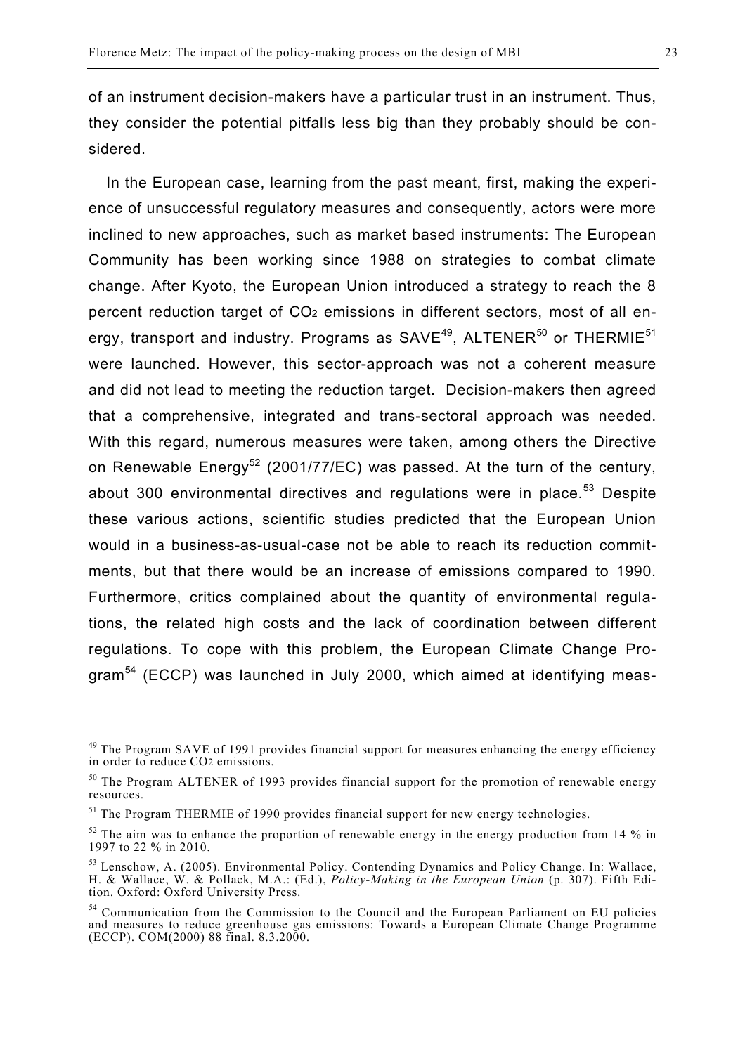of an instrument decision-makers have a particular trust in an instrument. Thus, they consider the potential pitfalls less big than they probably should be considered.

In the European case, learning from the past meant, first, making the experience of unsuccessful regulatory measures and consequently, actors were more inclined to new approaches, such as market based instruments: The European Community has been working since 1988 on strategies to combat climate change. After Kyoto, the European Union introduced a strategy to reach the 8 percent reduction target of $CO_2$ emissions in different sectors, most of all energy, transport and industry. Programs as SAVE[49], ALTENER[50] or THERMIE[51] were launched. However, this sector-approach was not a coherent measure and did not lead to meeting the reduction target. Decision-makers then agreed that a comprehensive, integrated and trans-sectoral approach was needed. With this regard, numerous measures were taken, among others the Directive on Renewable Energy[52] (2001/77/EC) was passed. At the turn of the century, about 300 environmental directives and regulations were in place.[53] Despite these various actions, scientific studies predicted that the European Union would in a business-as-usual-case not be able to reach its reduction commitments, but that there would be an increase of emissions compared to 1990. Furthermore, critics complained about the quantity of environmental regulations, the related high costs and the lack of coordination between different regulations. To cope with this problem, the European Climate Change Program[54] (ECCP) was launched in July 2000, which aimed at identifying meas-

---

[49] The Program SAVE of 1991 provides financial support for measures enhancing the energy efficiency in order to reduce $CO_2$ emissions.

[50] The Program ALTENER of 1993 provides financial support for the promotion of renewable energy resources.

[51] The Program THERMIE of 1990 provides financial support for new energy technologies.

[52] The aim was to enhance the proportion of renewable energy in the energy production from 14 % in 1997 to 22 % in 2010.

[53] Lenschow, A. (2005). Environmental Policy. Contending Dynamics and Policy Change. In: Wallace, H. & Wallace, W. & Pollack, M.A.: (Ed.), *Policy-Making in the European Union* (p. 307). Fifth Edition. Oxford: Oxford University Press.

[54] Communication from the Commission to the Council and the European Parliament on EU policies and measures to reduce greenhouse gas emissions: Towards a European Climate Change Programme (ECCP). COM(2000) 88 final. 8.3.2000.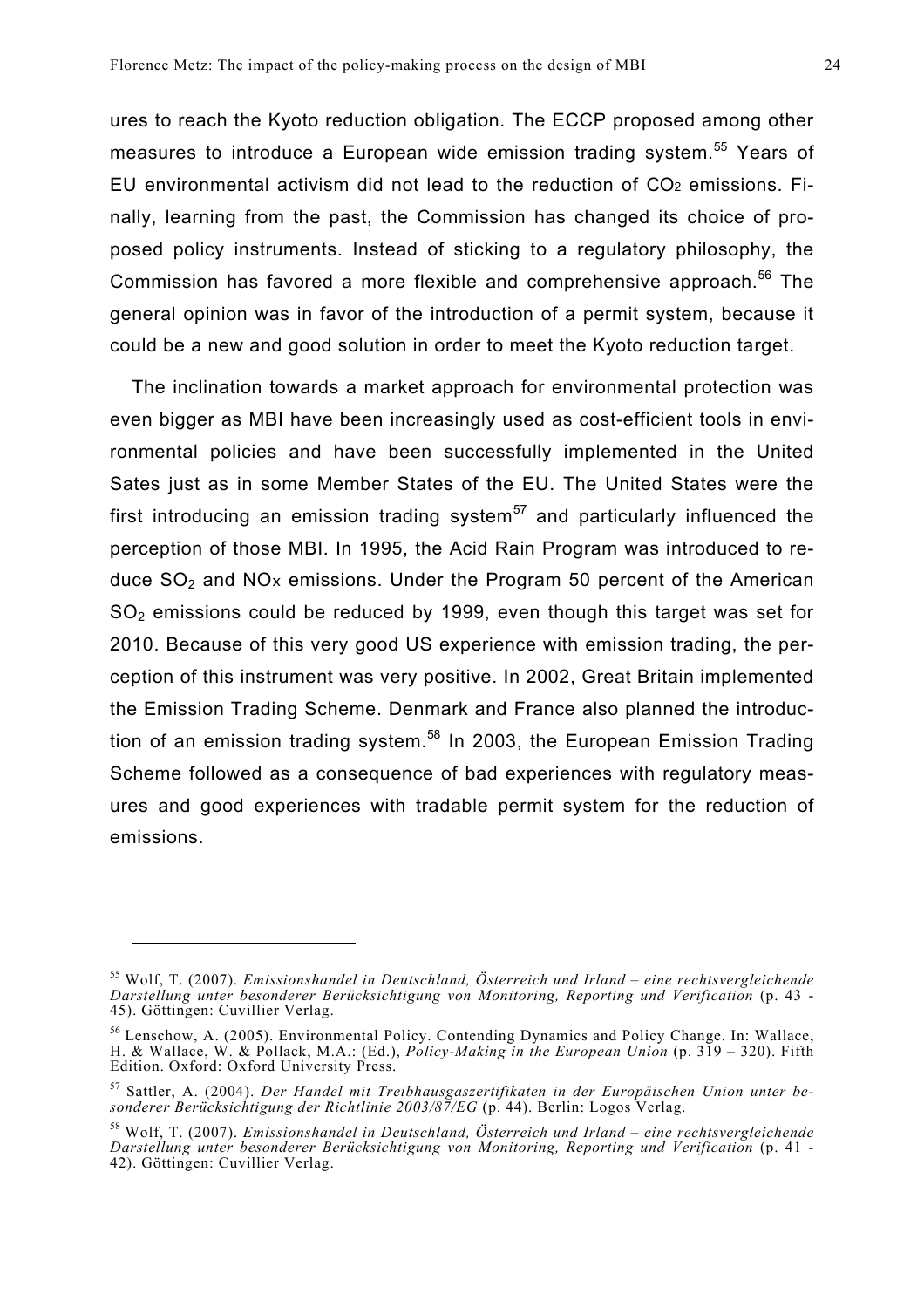ures to reach the Kyoto reduction obligation. The ECCP proposed among other measures to introduce a European wide emission trading system.[55] Years of EU environmental activism did not lead to the reduction of $CO_2$ emissions. Finally, learning from the past, the Commission has changed its choice of proposed policy instruments. Instead of sticking to a regulatory philosophy, the Commission has favored a more flexible and comprehensive approach.[56] The general opinion was in favor of the introduction of a permit system, because it could be a new and good solution in order to meet the Kyoto reduction target.

The inclination towards a market approach for environmental protection was even bigger as MBI have been increasingly used as cost-efficient tools in environmental policies and have been successfully implemented in the United Sates just as in some Member States of the EU. The United States were the first introducing an emission trading system[57] and particularly influenced the perception of those MBI. In 1995, the Acid Rain Program was introduced to reduce $SO_2$ and $NO_x$ emissions. Under the Program 50 percent of the American $SO_2$ emissions could be reduced by 1999, even though this target was set for 2010. Because of this very good US experience with emission trading, the perception of this instrument was very positive. In 2002, Great Britain implemented the Emission Trading Scheme. Denmark and France also planned the introduction of an emission trading system.[58] In 2003, the European Emission Trading Scheme followed as a consequence of bad experiences with regulatory measures and good experiences with tradable permit system for the reduction of emissions.

---

[55] Wolf, T. (2007). *Emissionshandel in Deutschland, Österreich und Irland – eine rechtsvergleichende Darstellung unter besonderer Berücksichtigung von Monitoring, Reporting und Verification* (p. 43 - 45). Göttingen: Cuvillier Verlag.

[56] Lenschow, A. (2005). Environmental Policy. Contending Dynamics and Policy Change. In: Wallace, H. & Wallace, W. & Pollack, M.A.: (Ed.), *Policy-Making in the European Union* (p. 319 – 320). Fifth Edition. Oxford: Oxford University Press.

[57] Sattler, A. (2004). *Der Handel mit Treibhausgaszertifikaten in der Europäischen Union unter besonderer Berücksichtigung der Richtlinie 2003/87/EG* (p. 44). Berlin: Logos Verlag.

[58] Wolf, T. (2007). *Emissionshandel in Deutschland, Österreich und Irland – eine rechtsvergleichende Darstellung unter besonderer Berücksichtigung von Monitoring, Reporting und Verification* (p. 41 - 42). Göttingen: Cuvillier Verlag.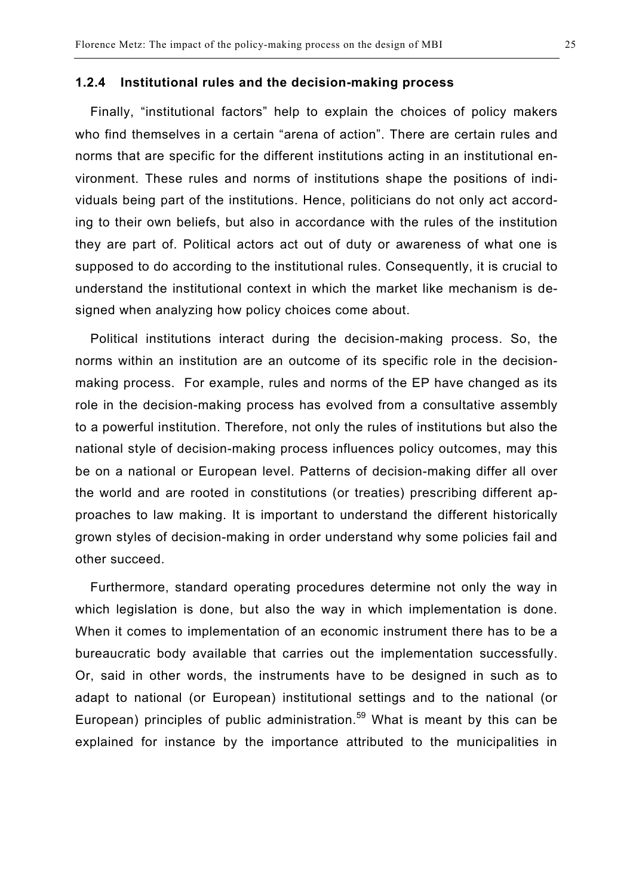### 1.2.4 Institutional rules and the decision-making process

Finally, "institutional factors" help to explain the choices of policy makers who find themselves in a certain "arena of action". There are certain rules and norms that are specific for the different institutions acting in an institutional environment. These rules and norms of institutions shape the positions of individuals being part of the institutions. Hence, politicians do not only act according to their own beliefs, but also in accordance with the rules of the institution they are part of. Political actors act out of duty or awareness of what one is supposed to do according to the institutional rules. Consequently, it is crucial to understand the institutional context in which the market like mechanism is designed when analyzing how policy choices come about.

Political institutions interact during the decision-making process. So, the norms within an institution are an outcome of its specific role in the decision-making process. For example, rules and norms of the EP have changed as its role in the decision-making process has evolved from a consultative assembly to a powerful institution. Therefore, not only the rules of institutions but also the national style of decision-making process influences policy outcomes, may this be on a national or European level. Patterns of decision-making differ all over the world and are rooted in constitutions (or treaties) prescribing different approaches to law making. It is important to understand the different historically grown styles of decision-making in order understand why some policies fail and other succeed.

Furthermore, standard operating procedures determine not only the way in which legislation is done, but also the way in which implementation is done. When it comes to implementation of an economic instrument there has to be a bureaucratic body available that carries out the implementation successfully. Or, said in other words, the instruments have to be designed in such as to adapt to national (or European) institutional settings and to the national (or European) principles of public administration.[59] What is meant by this can be explained for instance by the importance attributed to the municipalities in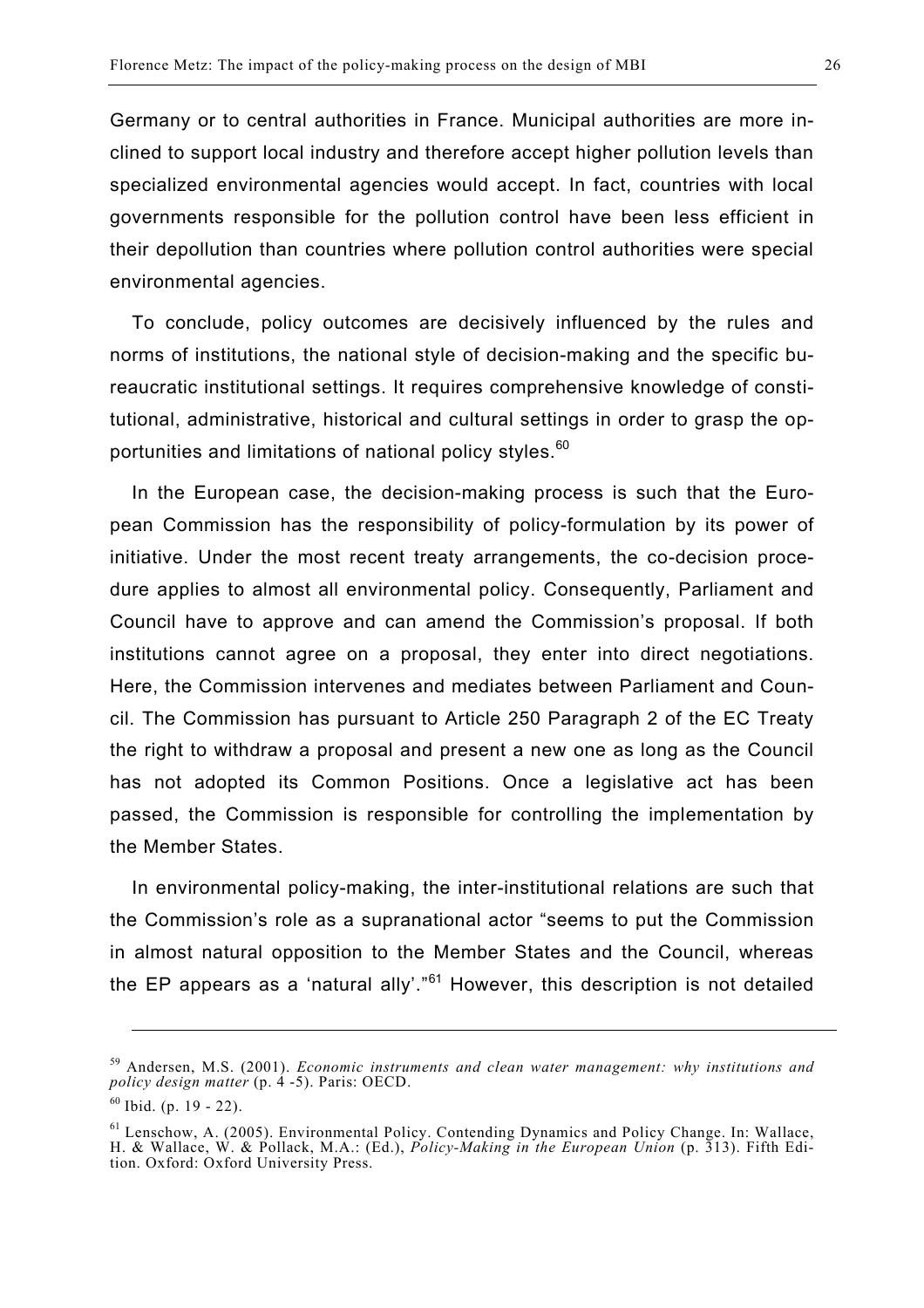Germany or to central authorities in France. Municipal authorities are more inclined to support local industry and therefore accept higher pollution levels than specialized environmental agencies would accept. In fact, countries with local governments responsible for the pollution control have been less efficient in their depollution than countries where pollution control authorities were special environmental agencies.

To conclude, policy outcomes are decisively influenced by the rules and norms of institutions, the national style of decision-making and the specific bureaucratic institutional settings. It requires comprehensive knowledge of constitutional, administrative, historical and cultural settings in order to grasp the opportunities and limitations of national policy styles.[60]

In the European case, the decision-making process is such that the European Commission has the responsibility of policy-formulation by its power of initiative. Under the most recent treaty arrangements, the co-decision procedure applies to almost all environmental policy. Consequently, Parliament and Council have to approve and can amend the Commission's proposal. If both institutions cannot agree on a proposal, they enter into direct negotiations. Here, the Commission intervenes and mediates between Parliament and Council. The Commission has pursuant to Article 250 Paragraph 2 of the EC Treaty the right to withdraw a proposal and present a new one as long as the Council has not adopted its Common Positions. Once a legislative act has been passed, the Commission is responsible for controlling the implementation by the Member States.

In environmental policy-making, the inter-institutional relations are such that the Commission's role as a supranational actor "seems to put the Commission in almost natural opposition to the Member States and the Council, whereas the EP appears as a 'natural ally'."[61] However, this description is not detailed

---

[59] Andersen, M.S. (2001). *Economic instruments and clean water management: why institutions and policy design matter* (p. 4 -5). Paris: OECD.

[60] Ibid. (p. 19 - 22).

[61] Lenschow, A. (2005). Environmental Policy. Contending Dynamics and Policy Change. In: Wallace, H. & Wallace, W. & Pollack, M.A.: (Ed.), *Policy-Making in the European Union* (p. 313). Fifth Edition. Oxford: Oxford University Press.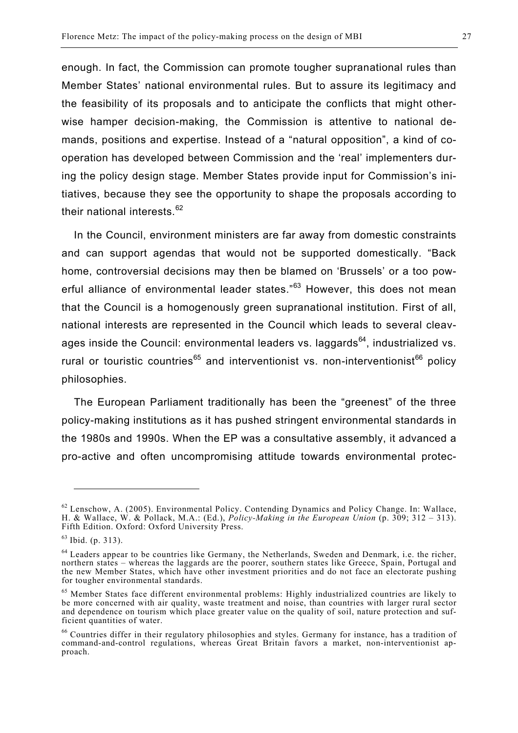enough. In fact, the Commission can promote tougher supranational rules than Member States' national environmental rules. But to assure its legitimacy and the feasibility of its proposals and to anticipate the conflicts that might otherwise hamper decision-making, the Commission is attentive to national demands, positions and expertise. Instead of a "natural opposition", a kind of cooperation has developed between Commission and the 'real' implementers during the policy design stage. Member States provide input for Commission's initiatives, because they see the opportunity to shape the proposals according to their national interests.[62]

In the Council, environment ministers are far away from domestic constraints and can support agendas that would not be supported domestically. "Back home, controversial decisions may then be blamed on 'Brussels' or a too powerful alliance of environmental leader states."[63] However, this does not mean that the Council is a homogenously green supranational institution. First of all, national interests are represented in the Council which leads to several cleavages inside the Council: environmental leaders vs. laggards[64], industrialized vs. rural or touristic countries[65] and interventionist vs. non-interventionist[66] policy philosophies.

The European Parliament traditionally has been the "greenest" of the three policy-making institutions as it has pushed stringent environmental standards in the 1980s and 1990s. When the EP was a consultative assembly, it advanced a pro-active and often uncompromising attitude towards environmental protec-

---

[62] Lenschow, A. (2005). Environmental Policy. Contending Dynamics and Policy Change. In: Wallace, H. & Wallace, W. & Pollack, M.A.: (Ed.), *Policy-Making in the European Union* (p. 309; 312 – 313). Fifth Edition. Oxford: Oxford University Press.

[63] Ibid. (p. 313).

[64] Leaders appear to be countries like Germany, the Netherlands, Sweden and Denmark, i.e. the richer, northern states – whereas the laggards are the poorer, southern states like Greece, Spain, Portugal and the new Member States, which have other investment priorities and do not face an electorate pushing for tougher environmental standards.

[65] Member States face different environmental problems: Highly industrialized countries are likely to be more concerned with air quality, waste treatment and noise, than countries with larger rural sector and dependence on tourism which place greater value on the quality of soil, nature protection and sufficient quantities of water.

[66] Countries differ in their regulatory philosophies and styles. Germany for instance, has a tradition of command-and-control regulations, whereas Great Britain favors a market, non-interventionist approach.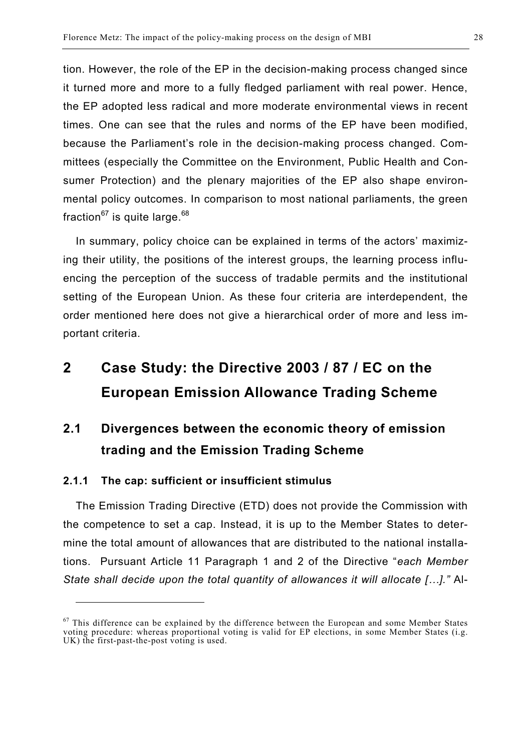tion. However, the role of the EP in the decision-making process changed since it turned more and more to a fully fledged parliament with real power. Hence, the EP adopted less radical and more moderate environmental views in recent times. One can see that the rules and norms of the EP have been modified, because the Parliament's role in the decision-making process changed. Committees (especially the Committee on the Environment, Public Health and Consumer Protection) and the plenary majorities of the EP also shape environmental policy outcomes. In comparison to most national parliaments, the green fraction[67] is quite large.[68]

In summary, policy choice can be explained in terms of the actors' maximizing their utility, the positions of the interest groups, the learning process influencing the perception of the success of tradable permits and the institutional setting of the European Union. As these four criteria are interdependent, the order mentioned here does not give a hierarchical order of more and less important criteria.

# 2 Case Study: the Directive 2003 / 87 / EC on the European Emission Allowance Trading Scheme

## 2.1 Divergences between the economic theory of emission trading and the Emission Trading Scheme

### 2.1.1 The cap: sufficient or insufficient stimulus

The Emission Trading Directive (ETD) does not provide the Commission with the competence to set a cap. Instead, it is up to the Member States to determine the total amount of allowances that are distributed to the national installations. Pursuant Article 11 Paragraph 1 and 2 of the Directive "*each Member State shall decide upon the total quantity of allowances it will allocate […].*" Al-

[67] This difference can be explained by the difference between the European and some Member States voting procedure: whereas proportional voting is valid for EP elections, in some Member States (i.g. UK) the first-past-the-post voting is used.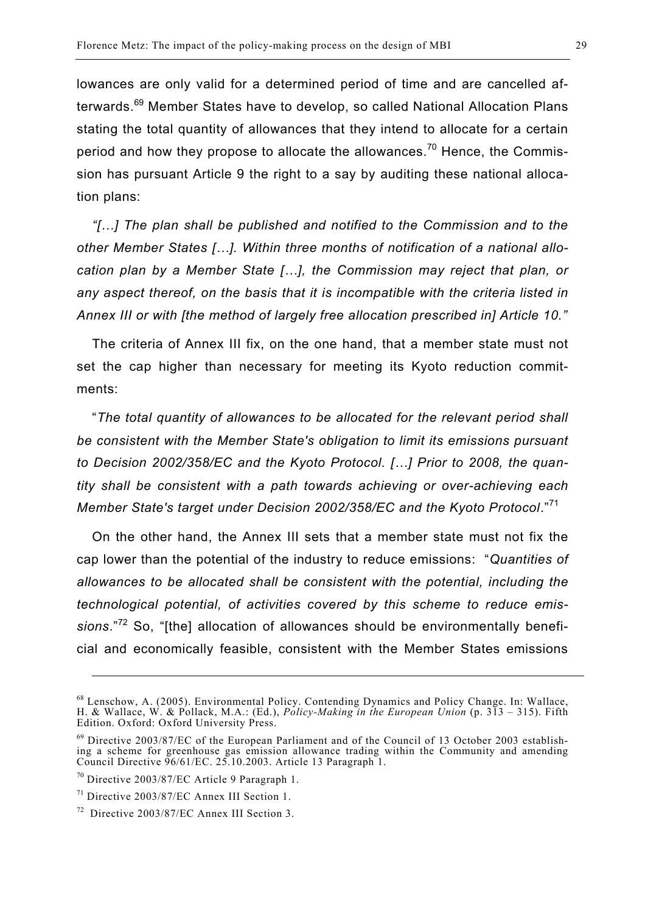lowances are only valid for a determined period of time and are cancelled afterwards.[69] Member States have to develop, so called National Allocation Plans stating the total quantity of allowances that they intend to allocate for a certain period and how they propose to allocate the allowances.[70] Hence, the Commission has pursuant Article 9 the right to a say by auditing these national allocation plans:

*"[…] The plan shall be published and notified to the Commission and to the other Member States […]. Within three months of notification of a national allocation plan by a Member State […], the Commission may reject that plan, or any aspect thereof, on the basis that it is incompatible with the criteria listed in Annex III or with [the method of largely free allocation prescribed in] Article 10."*

The criteria of Annex III fix, on the one hand, that a member state must not set the cap higher than necessary for meeting its Kyoto reduction commitments:

"*The total quantity of allowances to be allocated for the relevant period shall be consistent with the Member State's obligation to limit its emissions pursuant to Decision 2002/358/EC and the Kyoto Protocol. […] Prior to 2008, the quantity shall be consistent with a path towards achieving or over-achieving each Member State's target under Decision 2002/358/EC and the Kyoto Protocol*."[71]

On the other hand, the Annex III sets that a member state must not fix the cap lower than the potential of the industry to reduce emissions: "*Quantities of allowances to be allocated shall be consistent with the potential, including the technological potential, of activities covered by this scheme to reduce emissions*."[72] So, "[the] allocation of allowances should be environmentally beneficial and economically feasible, consistent with the Member States emissions

---

[68] Lenschow, A. (2005). Environmental Policy. Contending Dynamics and Policy Change. In: Wallace, H. & Wallace, W. & Pollack, M.A.: (Ed.), *Policy-Making in the European Union* (p. 313 – 315). Fifth Edition. Oxford: Oxford University Press.

[69] Directive 2003/87/EC of the European Parliament and of the Council of 13 October 2003 establishing a scheme for greenhouse gas emission allowance trading within the Community and amending Council Directive 96/61/EC. 25.10.2003. Article 13 Paragraph 1.

[70] Directive 2003/87/EC Article 9 Paragraph 1.

[71] Directive 2003/87/EC Annex III Section 1.

[72] Directive 2003/87/EC Annex III Section 3.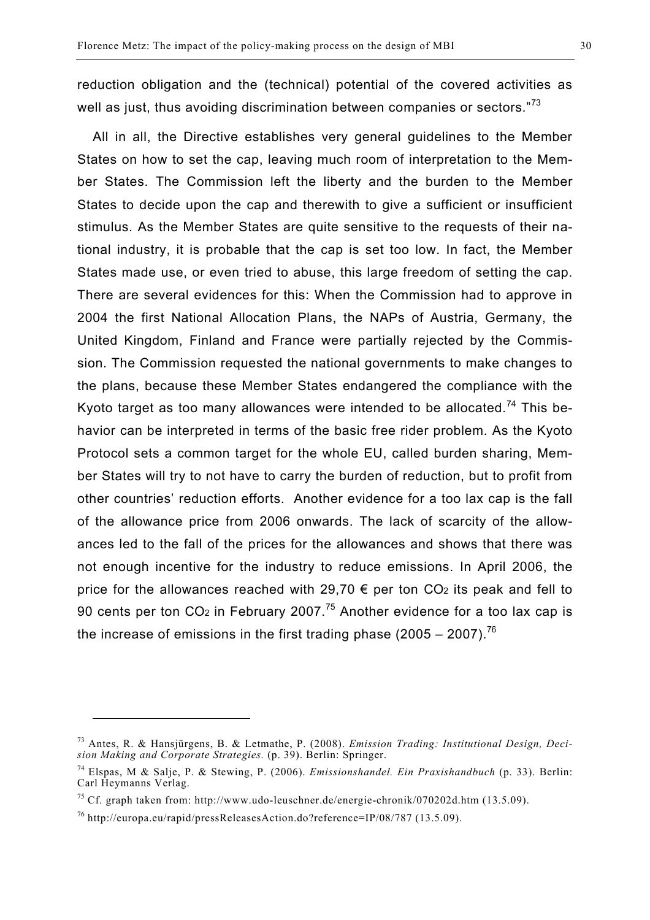reduction obligation and the (technical) potential of the covered activities as well as just, thus avoiding discrimination between companies or sectors."[73]

All in all, the Directive establishes very general guidelines to the Member States on how to set the cap, leaving much room of interpretation to the Member States. The Commission left the liberty and the burden to the Member States to decide upon the cap and therewith to give a sufficient or insufficient stimulus. As the Member States are quite sensitive to the requests of their national industry, it is probable that the cap is set too low. In fact, the Member States made use, or even tried to abuse, this large freedom of setting the cap. There are several evidences for this: When the Commission had to approve in 2004 the first National Allocation Plans, the NAPs of Austria, Germany, the United Kingdom, Finland and France were partially rejected by the Commission. The Commission requested the national governments to make changes to the plans, because these Member States endangered the compliance with the Kyoto target as too many allowances were intended to be allocated.[74] This behavior can be interpreted in terms of the basic free rider problem. As the Kyoto Protocol sets a common target for the whole EU, called burden sharing, Member States will try to not have to carry the burden of reduction, but to profit from other countries' reduction efforts. Another evidence for a too lax cap is the fall of the allowance price from 2006 onwards. The lack of scarcity of the allowances led to the fall of the prices for the allowances and shows that there was not enough incentive for the industry to reduce emissions. In April 2006, the price for the allowances reached with 29,70 € per ton $CO_2$ its peak and fell to 90 cents per ton $CO_2$ in February 2007.[75] Another evidence for a too lax cap is the increase of emissions in the first trading phase (2005 – 2007).[76]

---

[73] Antes, R. & Hansjürgens, B. & Letmathe, P. (2008). *Emission Trading: Institutional Design, Decision Making and Corporate Strategies.* (p. 39). Berlin: Springer.

[74] Elspas, M & Salje, P. & Stewing, P. (2006). *Emissionshandel. Ein Praxishandbuch* (p. 33). Berlin: Carl Heymanns Verlag.

[75] Cf. graph taken from: http://www.udo-leuschner.de/energie-chronik/070202d.htm (13.5.09).

[76] http://europa.eu/rapid/pressReleasesAction.do?reference=IP/08/787 (13.5.09).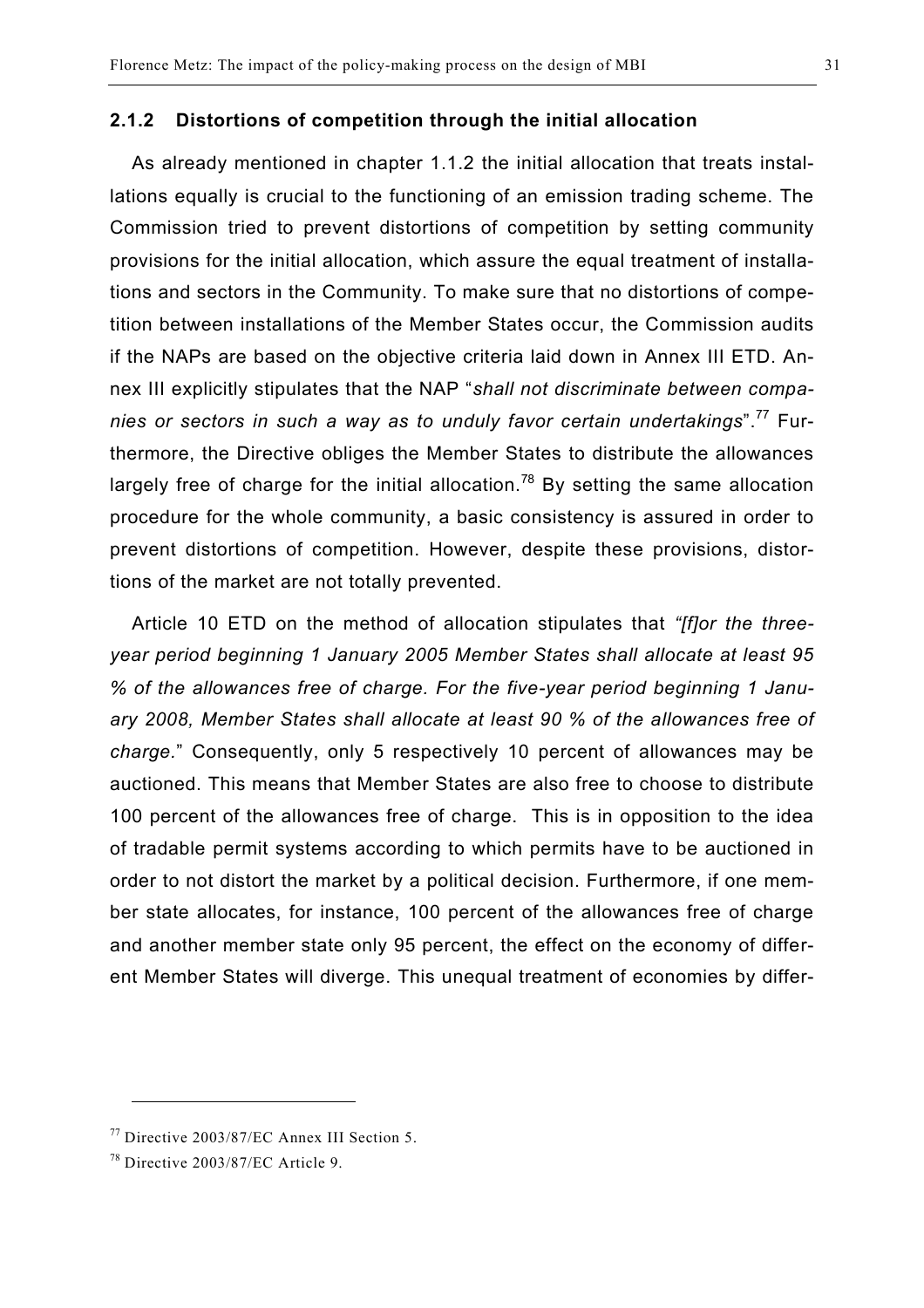### 2.1.2 Distortions of competition through the initial allocation

As already mentioned in chapter 1.1.2 the initial allocation that treats installations equally is crucial to the functioning of an emission trading scheme. The Commission tried to prevent distortions of competition by setting community provisions for the initial allocation, which assure the equal treatment of installations and sectors in the Community. To make sure that no distortions of competition between installations of the Member States occur, the Commission audits if the NAPs are based on the objective criteria laid down in Annex III ETD. Annex III explicitly stipulates that the NAP "*shall not discriminate between companies or sectors in such a way as to unduly favor certain undertakings*".[77] Furthermore, the Directive obliges the Member States to distribute the allowances largely free of charge for the initial allocation.[78] By setting the same allocation procedure for the whole community, a basic consistency is assured in order to prevent distortions of competition. However, despite these provisions, distortions of the market are not totally prevented.

Article 10 ETD on the method of allocation stipulates that *"[f]or the three-year period beginning 1 January 2005 Member States shall allocate at least 95 % of the allowances free of charge. For the five-year period beginning 1 January 2008, Member States shall allocate at least 90 % of the allowances free of charge.*" Consequently, only 5 respectively 10 percent of allowances may be auctioned. This means that Member States are also free to choose to distribute 100 percent of the allowances free of charge. This is in opposition to the idea of tradable permit systems according to which permits have to be auctioned in order to not distort the market by a political decision. Furthermore, if one member state allocates, for instance, 100 percent of the allowances free of charge and another member state only 95 percent, the effect on the economy of different Member States will diverge. This unequal treatment of economies by differ-

---

[77] Directive 2003/87/EC Annex III Section 5.

[78] Directive 2003/87/EC Article 9.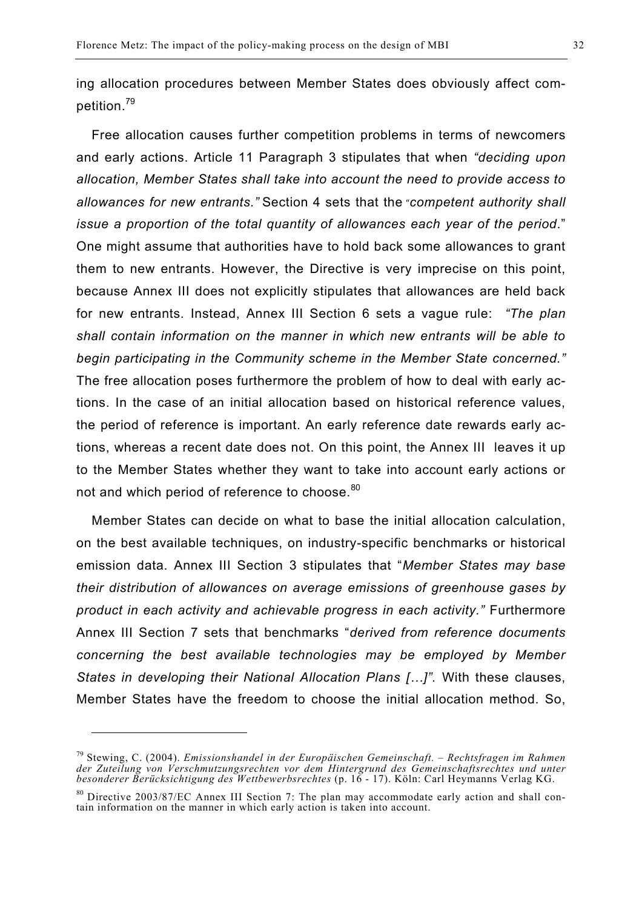ing allocation procedures between Member States does obviously affect competition.[79]

Free allocation causes further competition problems in terms of newcomers and early actions. Article 11 Paragraph 3 stipulates that when *"deciding upon allocation, Member States shall take into account the need to provide access to allowances for new entrants."* Section 4 sets that the "*competent authority shall issue a proportion of the total quantity of allowances each year of the period*." One might assume that authorities have to hold back some allowances to grant them to new entrants. However, the Directive is very imprecise on this point, because Annex III does not explicitly stipulates that allowances are held back for new entrants. Instead, Annex III Section 6 sets a vague rule: *"The plan shall contain information on the manner in which new entrants will be able to begin participating in the Community scheme in the Member State concerned."* The free allocation poses furthermore the problem of how to deal with early actions. In the case of an initial allocation based on historical reference values, the period of reference is important. An early reference date rewards early actions, whereas a recent date does not. On this point, the Annex III leaves it up to the Member States whether they want to take into account early actions or not and which period of reference to choose.[80]

Member States can decide on what to base the initial allocation calculation, on the best available techniques, on industry-specific benchmarks or historical emission data. Annex III Section 3 stipulates that "*Member States may base their distribution of allowances on average emissions of greenhouse gases by product in each activity and achievable progress in each activity."* Furthermore Annex III Section 7 sets that benchmarks "*derived from reference documents concerning the best available technologies may be employed by Member States in developing their National Allocation Plans […]".* With these clauses, Member States have the freedom to choose the initial allocation method. So,

---

[79] Stewing, C. (2004). *Emissionshandel in der Europäischen Gemeinschaft. – Rechtsfragen im Rahmen der Zuteilung von Verschmutzungsrechten vor dem Hintergrund des Gemeinschaftsrechtes und unter besonderer Berücksichtigung des Wettbewerbsrechtes* (p. 16 - 17). Köln: Carl Heymanns Verlag KG.

[80] Directive 2003/87/EC Annex III Section 7: The plan may accommodate early action and shall contain information on the manner in which early action is taken into account.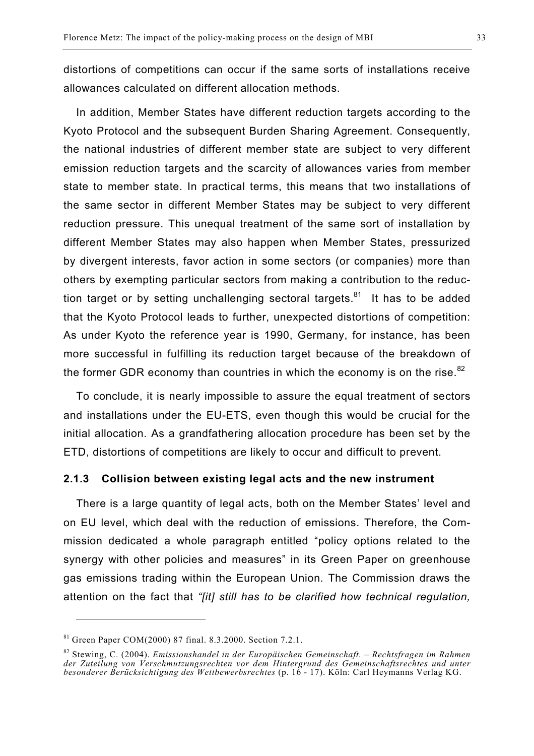distortions of competitions can occur if the same sorts of installations receive allowances calculated on different allocation methods.

In addition, Member States have different reduction targets according to the Kyoto Protocol and the subsequent Burden Sharing Agreement. Consequently, the national industries of different member state are subject to very different emission reduction targets and the scarcity of allowances varies from member state to member state. In practical terms, this means that two installations of the same sector in different Member States may be subject to very different reduction pressure. This unequal treatment of the same sort of installation by different Member States may also happen when Member States, pressurized by divergent interests, favor action in some sectors (or companies) more than others by exempting particular sectors from making a contribution to the reduction target or by setting unchallenging sectoral targets.[81] It has to be added that the Kyoto Protocol leads to further, unexpected distortions of competition: As under Kyoto the reference year is 1990, Germany, for instance, has been more successful in fulfilling its reduction target because of the breakdown of the former GDR economy than countries in which the economy is on the rise.[82]

To conclude, it is nearly impossible to assure the equal treatment of sectors and installations under the EU-ETS, even though this would be crucial for the initial allocation. As a grandfathering allocation procedure has been set by the ETD, distortions of competitions are likely to occur and difficult to prevent.

### 2.1.3 Collision between existing legal acts and the new instrument

There is a large quantity of legal acts, both on the Member States' level and on EU level, which deal with the reduction of emissions. Therefore, the Commission dedicated a whole paragraph entitled "policy options related to the synergy with other policies and measures" in its Green Paper on greenhouse gas emissions trading within the European Union*.* The Commission draws the attention on the fact that *"[it] still has to be clarified how technical regulation,*

---

[81] Green Paper COM(2000) 87 final. 8.3.2000. Section 7.2.1.

[82] Stewing, C. (2004). *Emissionshandel in der Europäischen Gemeinschaft. – Rechtsfragen im Rahmen der Zuteilung von Verschmutzungsrechten vor dem Hintergrund des Gemeinschaftsrechtes und unter besonderer Berücksichtigung des Wettbewerbsrechtes* (p. 16 - 17). Köln: Carl Heymanns Verlag KG.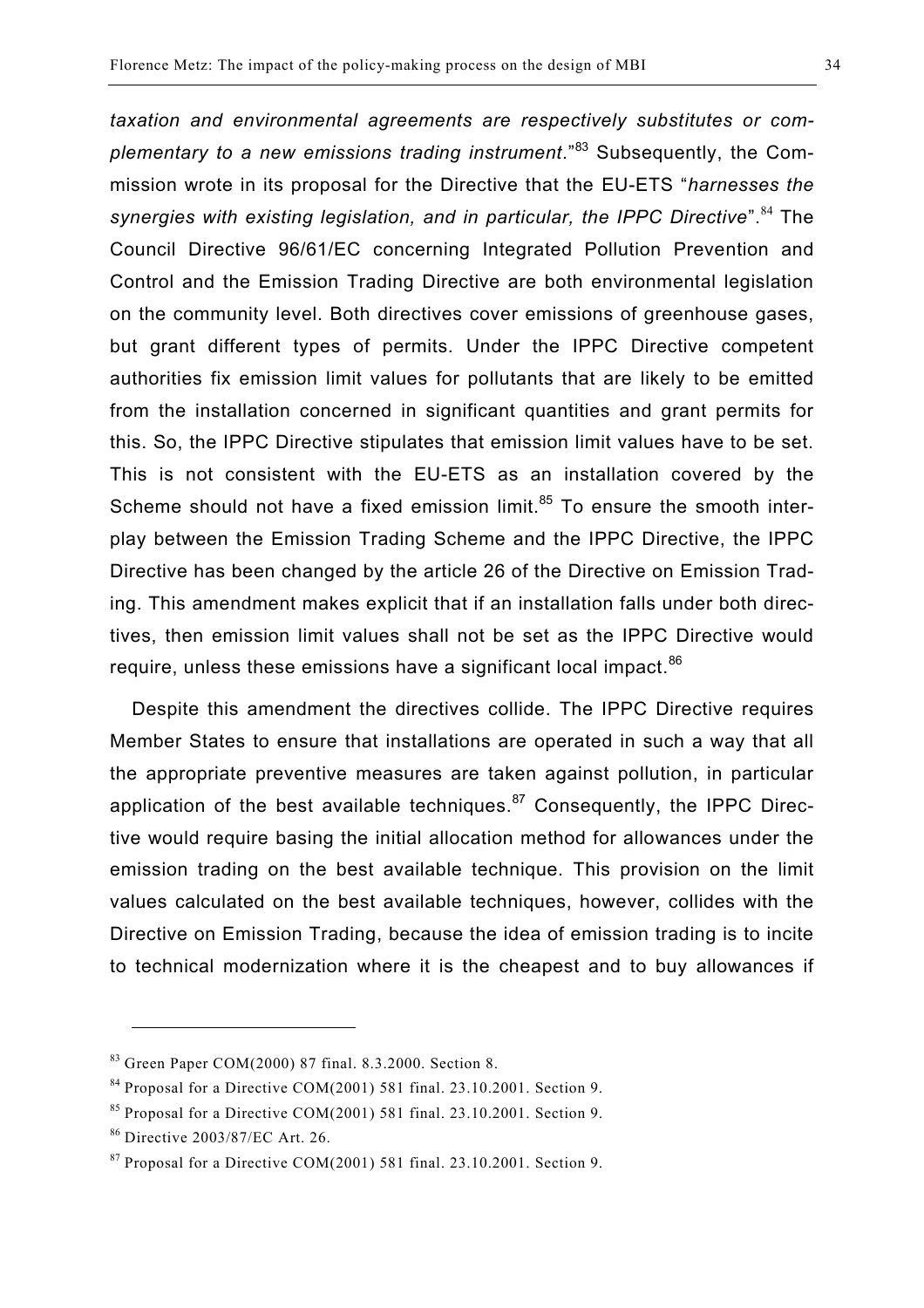*taxation and environmental agreements are respectively substitutes or complementary to a new emissions trading instrument*."[83] Subsequently, the Commission wrote in its proposal for the Directive that the EU-ETS "*harnesses the synergies with existing legislation, and in particular, the IPPC Directive*".[84] The Council Directive 96/61/EC concerning Integrated Pollution Prevention and Control and the Emission Trading Directive are both environmental legislation on the community level. Both directives cover emissions of greenhouse gases, but grant different types of permits. Under the IPPC Directive competent authorities fix emission limit values for pollutants that are likely to be emitted from the installation concerned in significant quantities and grant permits for this. So, the IPPC Directive stipulates that emission limit values have to be set. This is not consistent with the EU-ETS as an installation covered by the Scheme should not have a fixed emission limit.[85] To ensure the smooth interplay between the Emission Trading Scheme and the IPPC Directive, the IPPC Directive has been changed by the article 26 of the Directive on Emission Trading. This amendment makes explicit that if an installation falls under both directives, then emission limit values shall not be set as the IPPC Directive would require, unless these emissions have a significant local impact.[86]

Despite this amendment the directives collide. The IPPC Directive requires Member States to ensure that installations are operated in such a way that all the appropriate preventive measures are taken against pollution, in particular application of the best available techniques.[87] Consequently, the IPPC Directive would require basing the initial allocation method for allowances under the emission trading on the best available technique. This provision on the limit values calculated on the best available techniques, however, collides with the Directive on Emission Trading, because the idea of emission trading is to incite to technical modernization where it is the cheapest and to buy allowances if

---

[83] Green Paper COM(2000) 87 final. 8.3.2000. Section 8.

[84] Proposal for a Directive COM(2001) 581 final. 23.10.2001. Section 9.

[85] Proposal for a Directive COM(2001) 581 final. 23.10.2001. Section 9.

[86] Directive 2003/87/EC Art. 26.

[87] Proposal for a Directive COM(2001) 581 final. 23.10.2001. Section 9.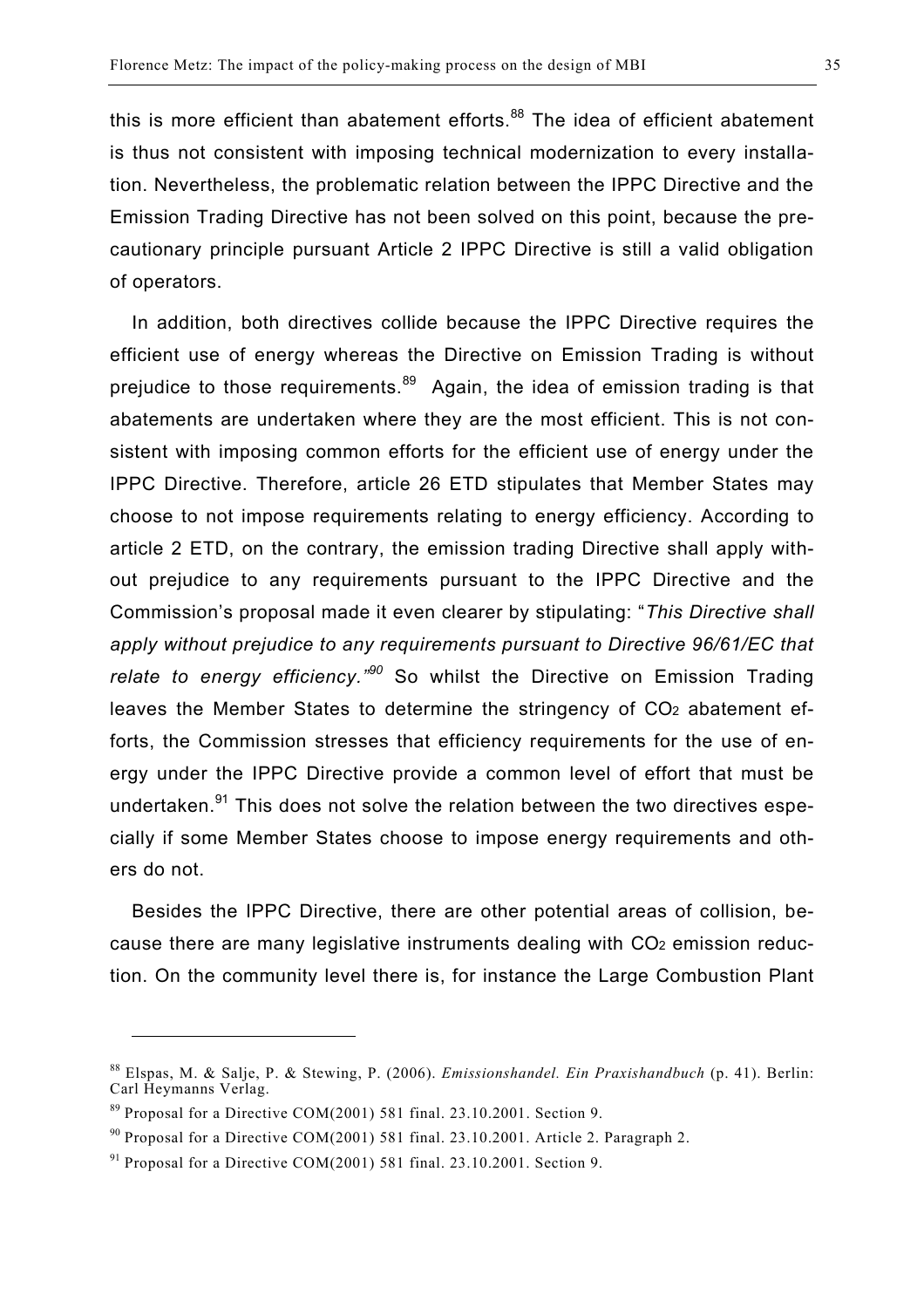this is more efficient than abatement efforts.[88] The idea of efficient abatement is thus not consistent with imposing technical modernization to every installation. Nevertheless, the problematic relation between the IPPC Directive and the Emission Trading Directive has not been solved on this point, because the precautionary principle pursuant Article 2 IPPC Directive is still a valid obligation of operators.

In addition, both directives collide because the IPPC Directive requires the efficient use of energy whereas the Directive on Emission Trading is without prejudice to those requirements.[89] Again, the idea of emission trading is that abatements are undertaken where they are the most efficient. This is not consistent with imposing common efforts for the efficient use of energy under the IPPC Directive. Therefore, article 26 ETD stipulates that Member States may choose to not impose requirements relating to energy efficiency. According to article 2 ETD, on the contrary, the emission trading Directive shall apply without prejudice to any requirements pursuant to the IPPC Directive and the Commission's proposal made it even clearer by stipulating: "*This Directive shall apply without prejudice to any requirements pursuant to Directive 96/61/EC that relate to energy efficiency.*"[90] So whilst the Directive on Emission Trading leaves the Member States to determine the stringency of $CO_2$ abatement efforts, the Commission stresses that efficiency requirements for the use of energy under the IPPC Directive provide a common level of effort that must be undertaken.[91] This does not solve the relation between the two directives especially if some Member States choose to impose energy requirements and others do not.

Besides the IPPC Directive, there are other potential areas of collision, because there are many legislative instruments dealing with $CO_2$ emission reduction. On the community level there is, for instance the Large Combustion Plant

---

[88] Elspas, M. & Salje, P. & Stewing, P. (2006). *Emissionshandel. Ein Praxishandbuch* (p. 41). Berlin: Carl Heymanns Verlag.

[89] Proposal for a Directive COM(2001) 581 final. 23.10.2001. Section 9.

[90] Proposal for a Directive COM(2001) 581 final. 23.10.2001. Article 2. Paragraph 2.

[91] Proposal for a Directive COM(2001) 581 final. 23.10.2001. Section 9.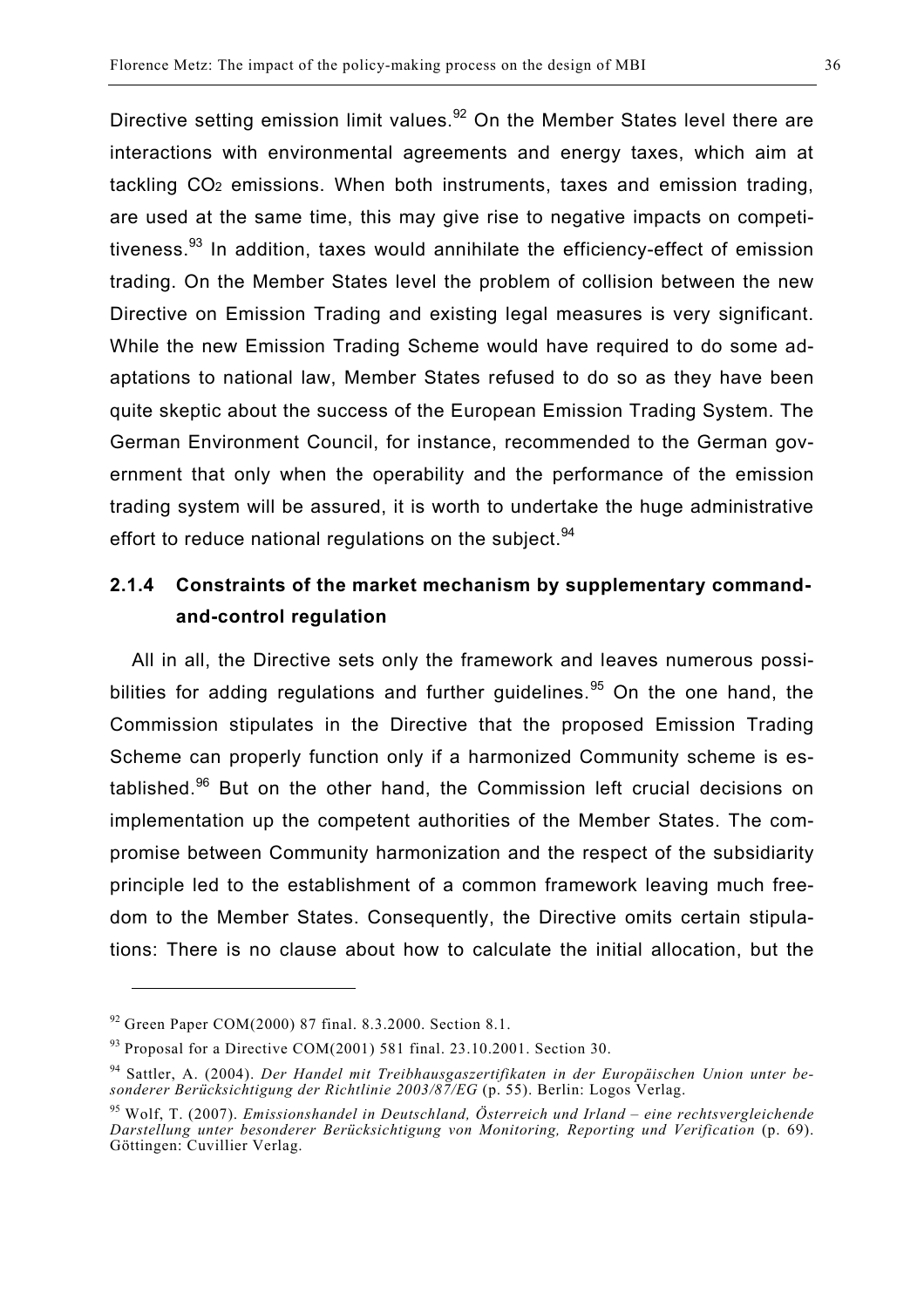Directive setting emission limit values.[92] On the Member States level there are interactions with environmental agreements and energy taxes, which aim at tackling $CO_2$ emissions. When both instruments, taxes and emission trading, are used at the same time, this may give rise to negative impacts on competitiveness.[93] In addition, taxes would annihilate the efficiency-effect of emission trading. On the Member States level the problem of collision between the new Directive on Emission Trading and existing legal measures is very significant. While the new Emission Trading Scheme would have required to do some adaptations to national law, Member States refused to do so as they have been quite skeptic about the success of the European Emission Trading System. The German Environment Council, for instance, recommended to the German government that only when the operability and the performance of the emission trading system will be assured, it is worth to undertake the huge administrative effort to reduce national regulations on the subject.[94]

### 2.1.4 Constraints of the market mechanism by supplementary command-and-control regulation

All in all, the Directive sets only the framework and leaves numerous possibilities for adding regulations and further guidelines.[95] On the one hand, the Commission stipulates in the Directive that the proposed Emission Trading Scheme can properly function only if a harmonized Community scheme is established.[96] But on the other hand, the Commission left crucial decisions on implementation up the competent authorities of the Member States. The compromise between Community harmonization and the respect of the subsidiarity principle led to the establishment of a common framework leaving much freedom to the Member States. Consequently, the Directive omits certain stipulations: There is no clause about how to calculate the initial allocation, but the

---

[92] Green Paper COM(2000) 87 final. 8.3.2000. Section 8.1.

[93] Proposal for a Directive COM(2001) 581 final. 23.10.2001. Section 30.

[94] Sattler, A. (2004). *Der Handel mit Treibhausgaszertifikaten in der Europäischen Union unter besonderer Berücksichtigung der Richtlinie 2003/87/EG* (p. 55). Berlin: Logos Verlag.

[95] Wolf, T. (2007). *Emissionshandel in Deutschland, Österreich und Irland – eine rechtsvergleichende Darstellung unter besonderer Berücksichtigung von Monitoring, Reporting und Verification* (p. 69). Göttingen: Cuvillier Verlag.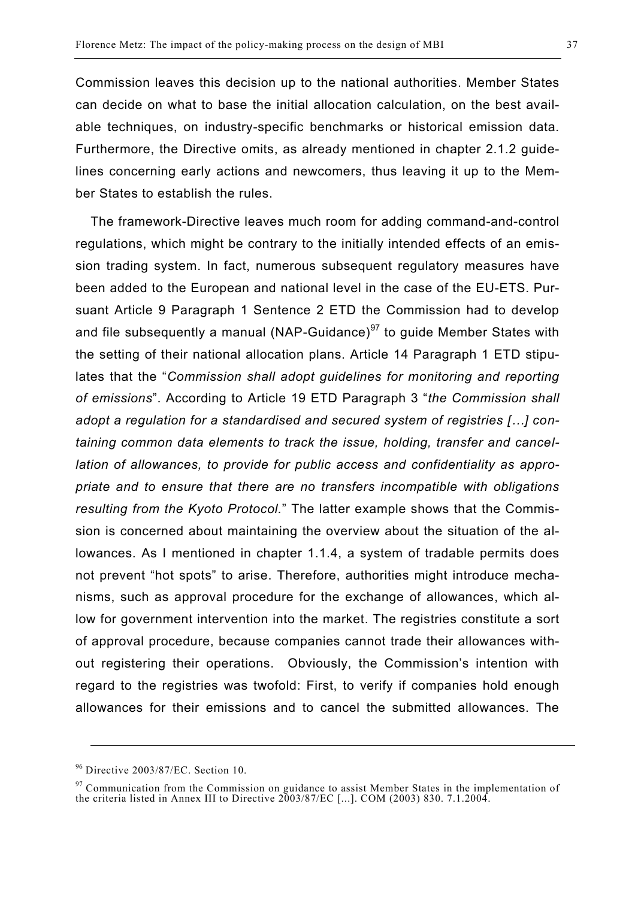Commission leaves this decision up to the national authorities. Member States can decide on what to base the initial allocation calculation, on the best available techniques, on industry-specific benchmarks or historical emission data. Furthermore, the Directive omits, as already mentioned in chapter 2.1.2 guidelines concerning early actions and newcomers, thus leaving it up to the Member States to establish the rules.

The framework-Directive leaves much room for adding command-and-control regulations, which might be contrary to the initially intended effects of an emission trading system. In fact, numerous subsequent regulatory measures have been added to the European and national level in the case of the EU-ETS. Pursuant Article 9 Paragraph 1 Sentence 2 ETD the Commission had to develop and file subsequently a manual (NAP-Guidance)[97] to guide Member States with the setting of their national allocation plans. Article 14 Paragraph 1 ETD stipulates that the "*Commission shall adopt guidelines for monitoring and reporting of emissions*". According to Article 19 ETD Paragraph 3 "*the Commission shall adopt a regulation for a standardised and secured system of registries […] containing common data elements to track the issue, holding, transfer and cancellation of allowances, to provide for public access and confidentiality as appropriate and to ensure that there are no transfers incompatible with obligations resulting from the Kyoto Protocol.*" The latter example shows that the Commission is concerned about maintaining the overview about the situation of the allowances. As I mentioned in chapter 1.1.4, a system of tradable permits does not prevent "hot spots" to arise. Therefore, authorities might introduce mechanisms, such as approval procedure for the exchange of allowances, which allow for government intervention into the market. The registries constitute a sort of approval procedure, because companies cannot trade their allowances without registering their operations. Obviously, the Commission's intention with regard to the registries was twofold: First, to verify if companies hold enough allowances for their emissions and to cancel the submitted allowances. The

---

[96] Directive 2003/87/EC. Section 10.

[97] Communication from the Commission on guidance to assist Member States in the implementation of the criteria listed in Annex III to Directive 2003/87/EC [...]. COM (2003) 830. 7.1.2004.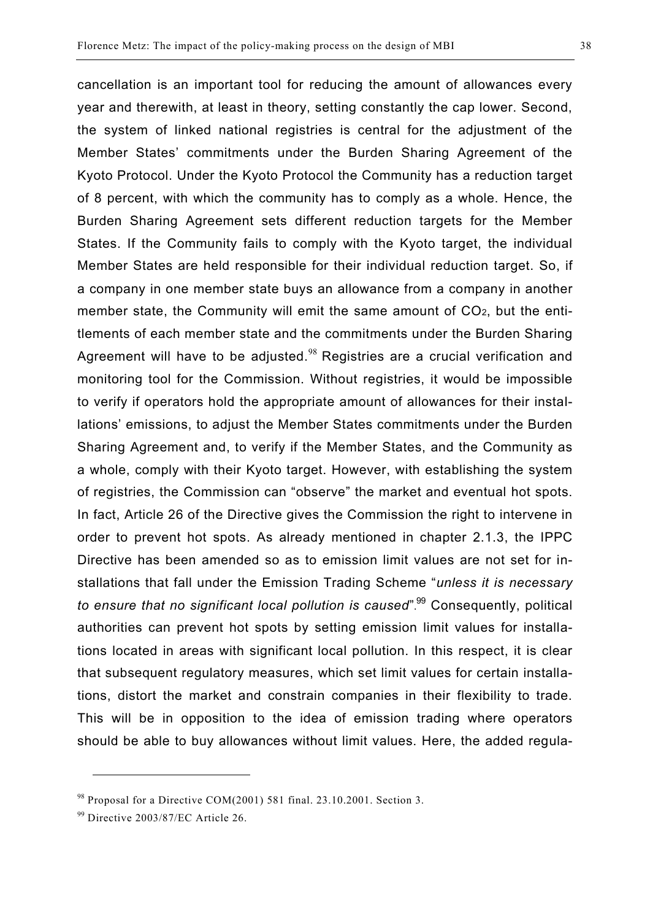cancellation is an important tool for reducing the amount of allowances every year and therewith, at least in theory, setting constantly the cap lower. Second, the system of linked national registries is central for the adjustment of the Member States' commitments under the Burden Sharing Agreement of the Kyoto Protocol. Under the Kyoto Protocol the Community has a reduction target of 8 percent, with which the community has to comply as a whole. Hence, the Burden Sharing Agreement sets different reduction targets for the Member States. If the Community fails to comply with the Kyoto target, the individual Member States are held responsible for their individual reduction target. So, if a company in one member state buys an allowance from a company in another member state, the Community will emit the same amount of $CO_2$, but the entitlements of each member state and the commitments under the Burden Sharing Agreement will have to be adjusted.[98] Registries are a crucial verification and monitoring tool for the Commission. Without registries, it would be impossible to verify if operators hold the appropriate amount of allowances for their installations' emissions, to adjust the Member States commitments under the Burden Sharing Agreement and, to verify if the Member States, and the Community as a whole, comply with their Kyoto target. However, with establishing the system of registries, the Commission can "observe" the market and eventual hot spots. In fact, Article 26 of the Directive gives the Commission the right to intervene in order to prevent hot spots. As already mentioned in chapter 2.1.3, the IPPC Directive has been amended so as to emission limit values are not set for installations that fall under the Emission Trading Scheme "*unless it is necessary to ensure that no significant local pollution is caused*".[99] Consequently, political authorities can prevent hot spots by setting emission limit values for installations located in areas with significant local pollution. In this respect, it is clear that subsequent regulatory measures, which set limit values for certain installations, distort the market and constrain companies in their flexibility to trade. This will be in opposition to the idea of emission trading where operators should be able to buy allowances without limit values. Here, the added regula-

---

[98] Proposal for a Directive COM(2001) 581 final. 23.10.2001. Section 3.

[99] Directive 2003/87/EC Article 26.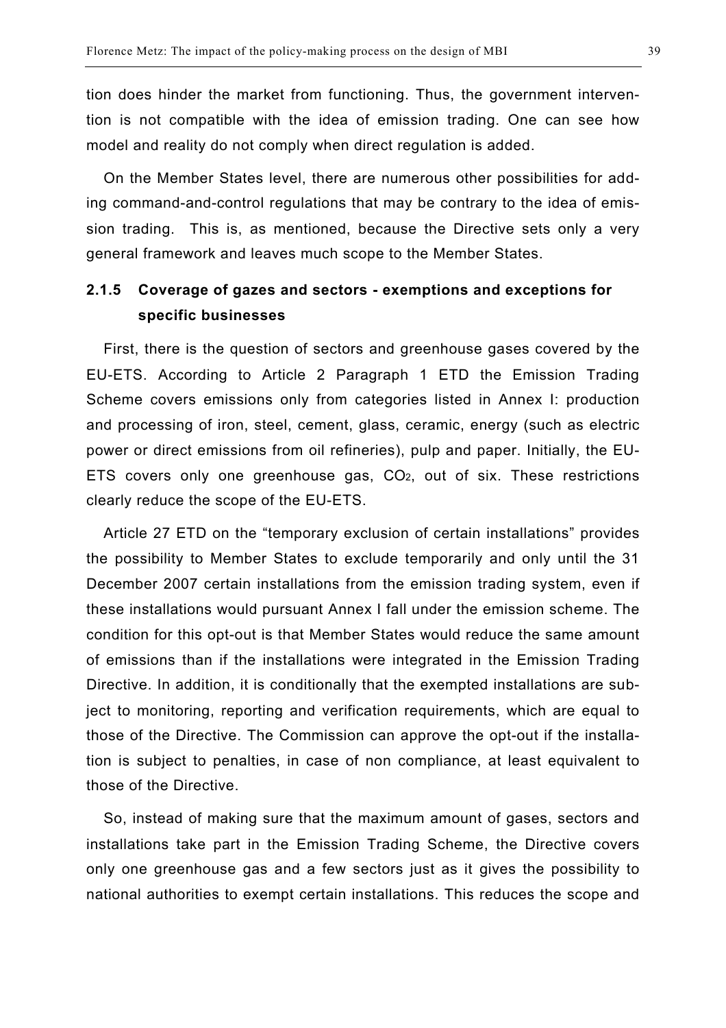tion does hinder the market from functioning. Thus, the government intervention is not compatible with the idea of emission trading. One can see how model and reality do not comply when direct regulation is added.

On the Member States level, there are numerous other possibilities for adding command-and-control regulations that may be contrary to the idea of emission trading. This is, as mentioned, because the Directive sets only a very general framework and leaves much scope to the Member States.

### 2.1.5 Coverage of gazes and sectors - exemptions and exceptions for specific businesses

First, there is the question of sectors and greenhouse gases covered by the EU-ETS. According to Article 2 Paragraph 1 ETD the Emission Trading Scheme covers emissions only from categories listed in Annex I: production and processing of iron, steel, cement, glass, ceramic, energy (such as electric power or direct emissions from oil refineries), pulp and paper. Initially, the EU-ETS covers only one greenhouse gas, $CO_2$, out of six. These restrictions clearly reduce the scope of the EU-ETS.

Article 27 ETD on the "temporary exclusion of certain installations" provides the possibility to Member States to exclude temporarily and only until the 31 December 2007 certain installations from the emission trading system, even if these installations would pursuant Annex I fall under the emission scheme. The condition for this opt-out is that Member States would reduce the same amount of emissions than if the installations were integrated in the Emission Trading Directive. In addition, it is conditionally that the exempted installations are subject to monitoring, reporting and verification requirements, which are equal to those of the Directive. The Commission can approve the opt-out if the installation is subject to penalties, in case of non compliance, at least equivalent to those of the Directive.

So, instead of making sure that the maximum amount of gases, sectors and installations take part in the Emission Trading Scheme, the Directive covers only one greenhouse gas and a few sectors just as it gives the possibility to national authorities to exempt certain installations. This reduces the scope and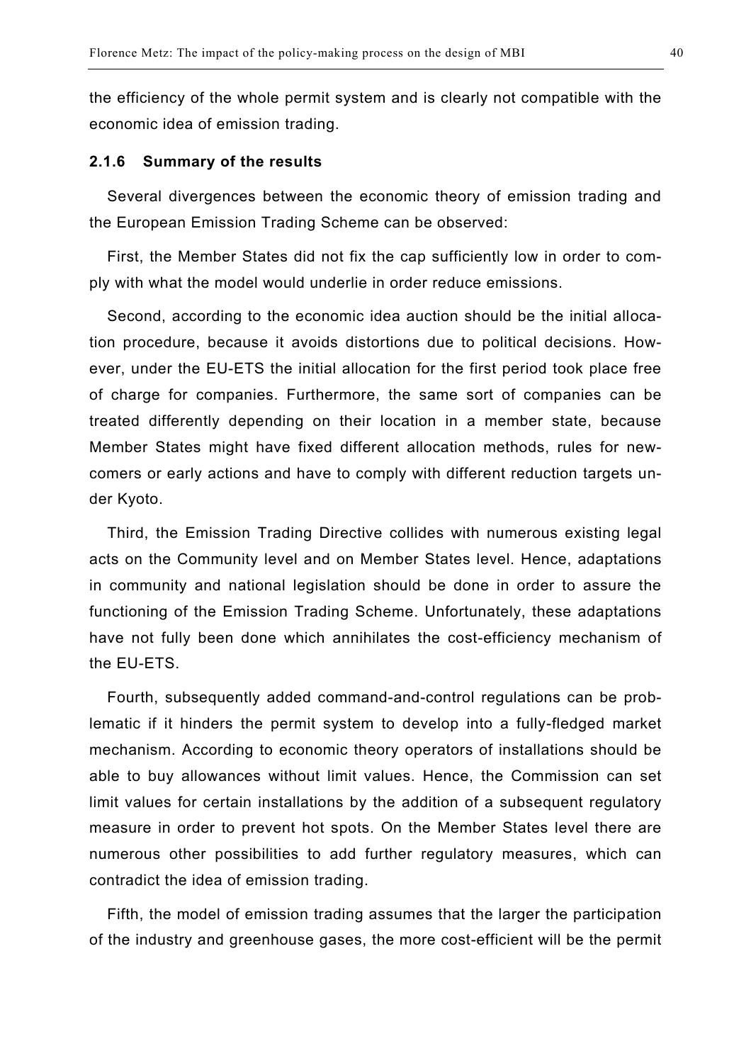the efficiency of the whole permit system and is clearly not compatible with the economic idea of emission trading.

### 2.1.6 Summary of the results

Several divergences between the economic theory of emission trading and the European Emission Trading Scheme can be observed:

First, the Member States did not fix the cap sufficiently low in order to comply with what the model would underlie in order reduce emissions.

Second, according to the economic idea auction should be the initial allocation procedure, because it avoids distortions due to political decisions. However, under the EU-ETS the initial allocation for the first period took place free of charge for companies. Furthermore, the same sort of companies can be treated differently depending on their location in a member state, because Member States might have fixed different allocation methods, rules for newcomers or early actions and have to comply with different reduction targets under Kyoto.

Third, the Emission Trading Directive collides with numerous existing legal acts on the Community level and on Member States level. Hence, adaptations in community and national legislation should be done in order to assure the functioning of the Emission Trading Scheme. Unfortunately, these adaptations have not fully been done which annihilates the cost-efficiency mechanism of the EU-ETS.

Fourth, subsequently added command-and-control regulations can be problematic if it hinders the permit system to develop into a fully-fledged market mechanism. According to economic theory operators of installations should be able to buy allowances without limit values. Hence, the Commission can set limit values for certain installations by the addition of a subsequent regulatory measure in order to prevent hot spots. On the Member States level there are numerous other possibilities to add further regulatory measures, which can contradict the idea of emission trading.

Fifth, the model of emission trading assumes that the larger the participation of the industry and greenhouse gases, the more cost-efficient will be the permit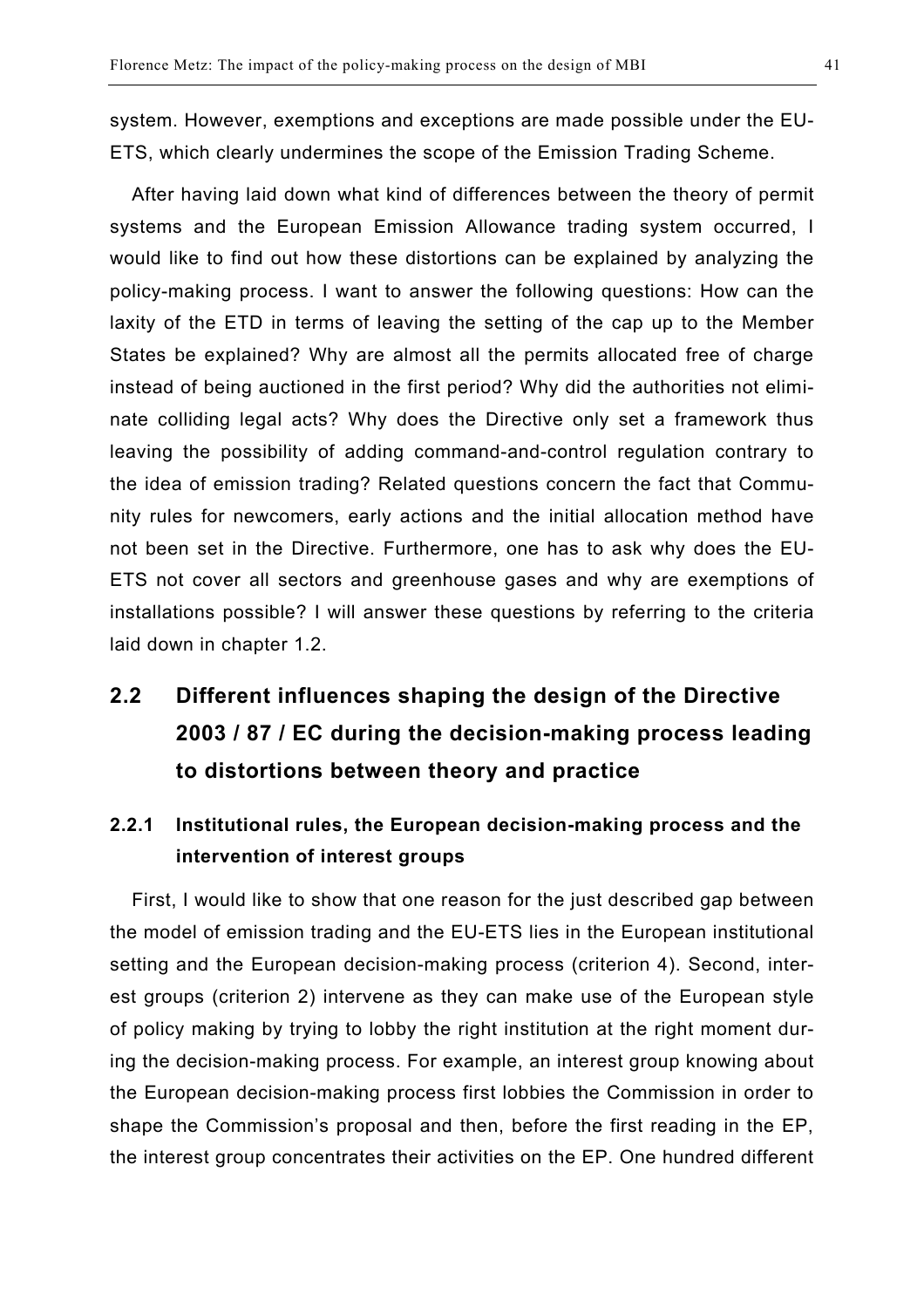system. However, exemptions and exceptions are made possible under the EU-ETS, which clearly undermines the scope of the Emission Trading Scheme.

After having laid down what kind of differences between the theory of permit systems and the European Emission Allowance trading system occurred, I would like to find out how these distortions can be explained by analyzing the policy-making process. I want to answer the following questions: How can the laxity of the ETD in terms of leaving the setting of the cap up to the Member States be explained? Why are almost all the permits allocated free of charge instead of being auctioned in the first period? Why did the authorities not eliminate colliding legal acts? Why does the Directive only set a framework thus leaving the possibility of adding command-and-control regulation contrary to the idea of emission trading? Related questions concern the fact that Community rules for newcomers, early actions and the initial allocation method have not been set in the Directive. Furthermore, one has to ask why does the EU-ETS not cover all sectors and greenhouse gases and why are exemptions of installations possible? I will answer these questions by referring to the criteria laid down in chapter 1.2.

## 2.2 Different influences shaping the design of the Directive 2003 / 87 / EC during the decision-making process leading to distortions between theory and practice

### 2.2.1 Institutional rules, the European decision-making process and the intervention of interest groups

First, I would like to show that one reason for the just described gap between the model of emission trading and the EU-ETS lies in the European institutional setting and the European decision-making process (criterion 4). Second, interest groups (criterion 2) intervene as they can make use of the European style of policy making by trying to lobby the right institution at the right moment during the decision-making process. For example, an interest group knowing about the European decision-making process first lobbies the Commission in order to shape the Commission's proposal and then, before the first reading in the EP, the interest group concentrates their activities on the EP. One hundred different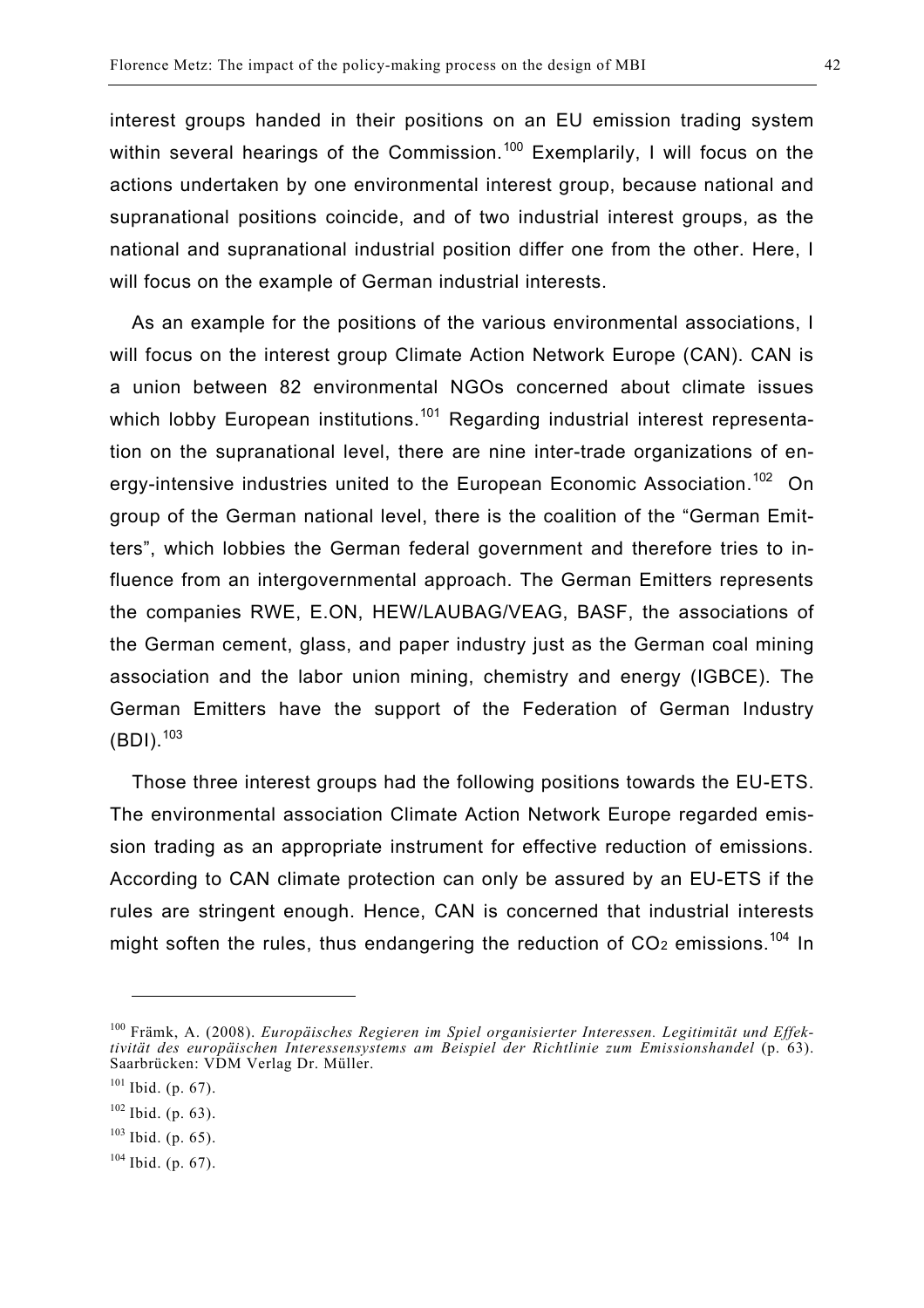interest groups handed in their positions on an EU emission trading system within several hearings of the Commission.[100] Exemplarily, I will focus on the actions undertaken by one environmental interest group, because national and supranational positions coincide, and of two industrial interest groups, as the national and supranational industrial position differ one from the other. Here, I will focus on the example of German industrial interests.

As an example for the positions of the various environmental associations, I will focus on the interest group Climate Action Network Europe (CAN). CAN is a union between 82 environmental NGOs concerned about climate issues which lobby European institutions.[101] Regarding industrial interest representation on the supranational level, there are nine inter-trade organizations of energy-intensive industries united to the European Economic Association.[102] On group of the German national level, there is the coalition of the "German Emitters", which lobbies the German federal government and therefore tries to influence from an intergovernmental approach. The German Emitters represents the companies RWE, E.ON, HEW/LAUBAG/VEAG, BASF, the associations of the German cement, glass, and paper industry just as the German coal mining association and the labor union mining, chemistry and energy (IGBCE). The German Emitters have the support of the Federation of German Industry (BDI).[103]

Those three interest groups had the following positions towards the EU-ETS. The environmental association Climate Action Network Europe regarded emission trading as an appropriate instrument for effective reduction of emissions. According to CAN climate protection can only be assured by an EU-ETS if the rules are stringent enough. Hence, CAN is concerned that industrial interests might soften the rules, thus endangering the reduction of $CO_2$ emissions.[104] In

---

[100] Främk, A. (2008). *Europäisches Regieren im Spiel organisierter Interessen. Legitimität und Effektivität des europäischen Interessensystems am Beispiel der Richtlinie zum Emissionshandel* (p. 63). Saarbrücken: VDM Verlag Dr. Müller.

[101] Ibid. (p. 67).

[102] Ibid. (p. 63).

[103] Ibid. (p. 65).

[104] Ibid. (p. 67).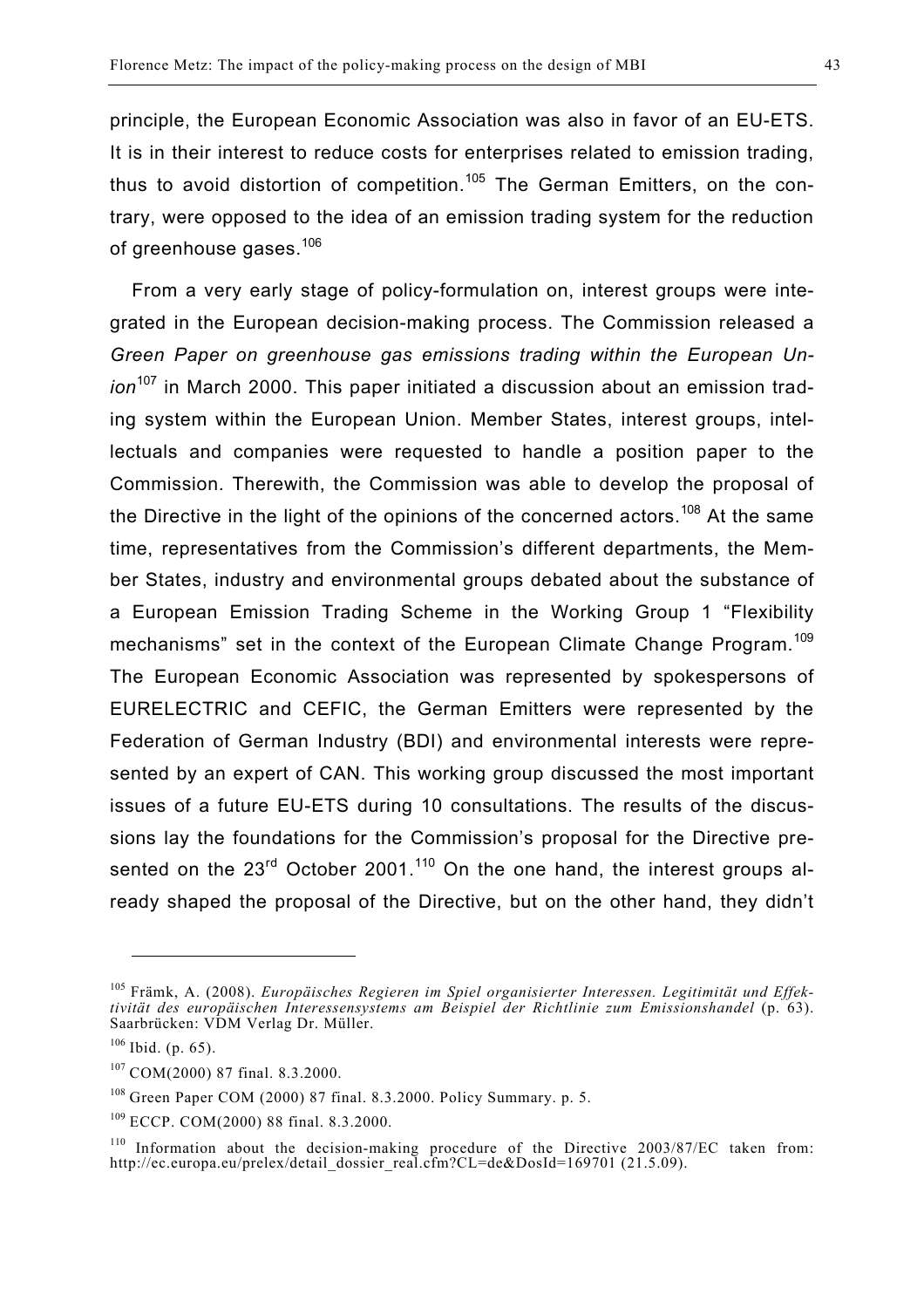principle, the European Economic Association was also in favor of an EU-ETS. It is in their interest to reduce costs for enterprises related to emission trading, thus to avoid distortion of competition.[105] The German Emitters, on the contrary, were opposed to the idea of an emission trading system for the reduction of greenhouse gases.[106]

From a very early stage of policy-formulation on, interest groups were integrated in the European decision-making process. The Commission released a *Green Paper on greenhouse gas emissions trading within the European Union*[107] in March 2000. This paper initiated a discussion about an emission trading system within the European Union. Member States, interest groups, intellectuals and companies were requested to handle a position paper to the Commission. Therewith, the Commission was able to develop the proposal of the Directive in the light of the opinions of the concerned actors.[108] At the same time, representatives from the Commission's different departments, the Member States, industry and environmental groups debated about the substance of a European Emission Trading Scheme in the Working Group 1 "Flexibility mechanisms" set in the context of the European Climate Change Program.[109] The European Economic Association was represented by spokespersons of EURELECTRIC and CEFIC, the German Emitters were represented by the Federation of German Industry (BDI) and environmental interests were represented by an expert of CAN. This working group discussed the most important issues of a future EU-ETS during 10 consultations. The results of the discussions lay the foundations for the Commission's proposal for the Directive presented on the 23rd October 2001.[110] On the one hand, the interest groups already shaped the proposal of the Directive, but on the other hand, they didn't

---

[105] Främk, A. (2008). *Europäisches Regieren im Spiel organisierter Interessen. Legitimität und Effektivität des europäischen Interessensystems am Beispiel der Richtlinie zum Emissionshandel* (p. 63). Saarbrücken: VDM Verlag Dr. Müller.

[106] Ibid. (p. 65).

[107] COM(2000) 87 final. 8.3.2000.

[108] Green Paper COM (2000) 87 final. 8.3.2000. Policy Summary. p. 5.

[109] ECCP. COM(2000) 88 final. 8.3.2000.

[110] Information about the decision-making procedure of the Directive 2003/87/EC taken from: http://ec.europa.eu/prelex/detail_dossier_real.cfm?CL=de&DosId=169701 (21.5.09).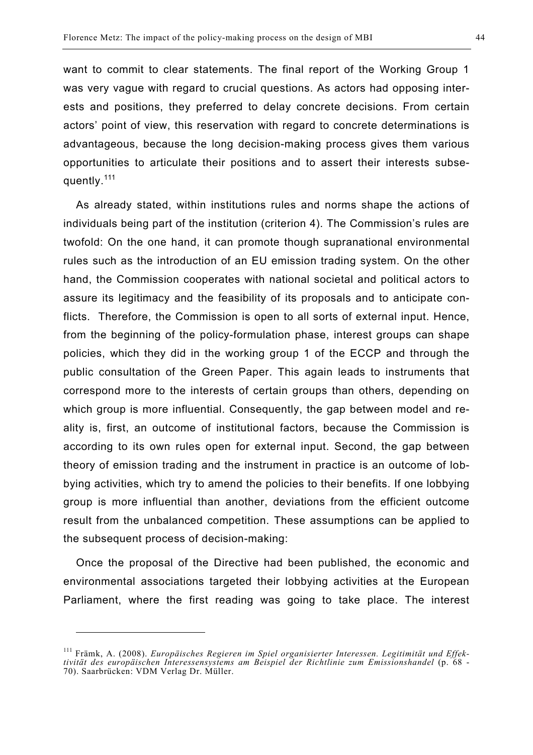want to commit to clear statements. The final report of the Working Group 1 was very vague with regard to crucial questions. As actors had opposing interests and positions, they preferred to delay concrete decisions. From certain actors' point of view, this reservation with regard to concrete determinations is advantageous, because the long decision-making process gives them various opportunities to articulate their positions and to assert their interests subsequently.[111]

As already stated, within institutions rules and norms shape the actions of individuals being part of the institution (criterion 4). The Commission's rules are twofold: On the one hand, it can promote though supranational environmental rules such as the introduction of an EU emission trading system. On the other hand, the Commission cooperates with national societal and political actors to assure its legitimacy and the feasibility of its proposals and to anticipate conflicts. Therefore, the Commission is open to all sorts of external input. Hence, from the beginning of the policy-formulation phase, interest groups can shape policies, which they did in the working group 1 of the ECCP and through the public consultation of the Green Paper. This again leads to instruments that correspond more to the interests of certain groups than others, depending on which group is more influential. Consequently, the gap between model and reality is, first, an outcome of institutional factors, because the Commission is according to its own rules open for external input. Second, the gap between theory of emission trading and the instrument in practice is an outcome of lobbying activities, which try to amend the policies to their benefits. If one lobbying group is more influential than another, deviations from the efficient outcome result from the unbalanced competition. These assumptions can be applied to the subsequent process of decision-making:

Once the proposal of the Directive had been published, the economic and environmental associations targeted their lobbying activities at the European Parliament, where the first reading was going to take place. The interest

---

[111] Främk, A. (2008). *Europäisches Regieren im Spiel organisierter Interessen. Legitimität und Effektivität des europäischen Interessensystems am Beispiel der Richtlinie zum Emissionshandel* (p. 68 - 70). Saarbrücken: VDM Verlag Dr. Müller.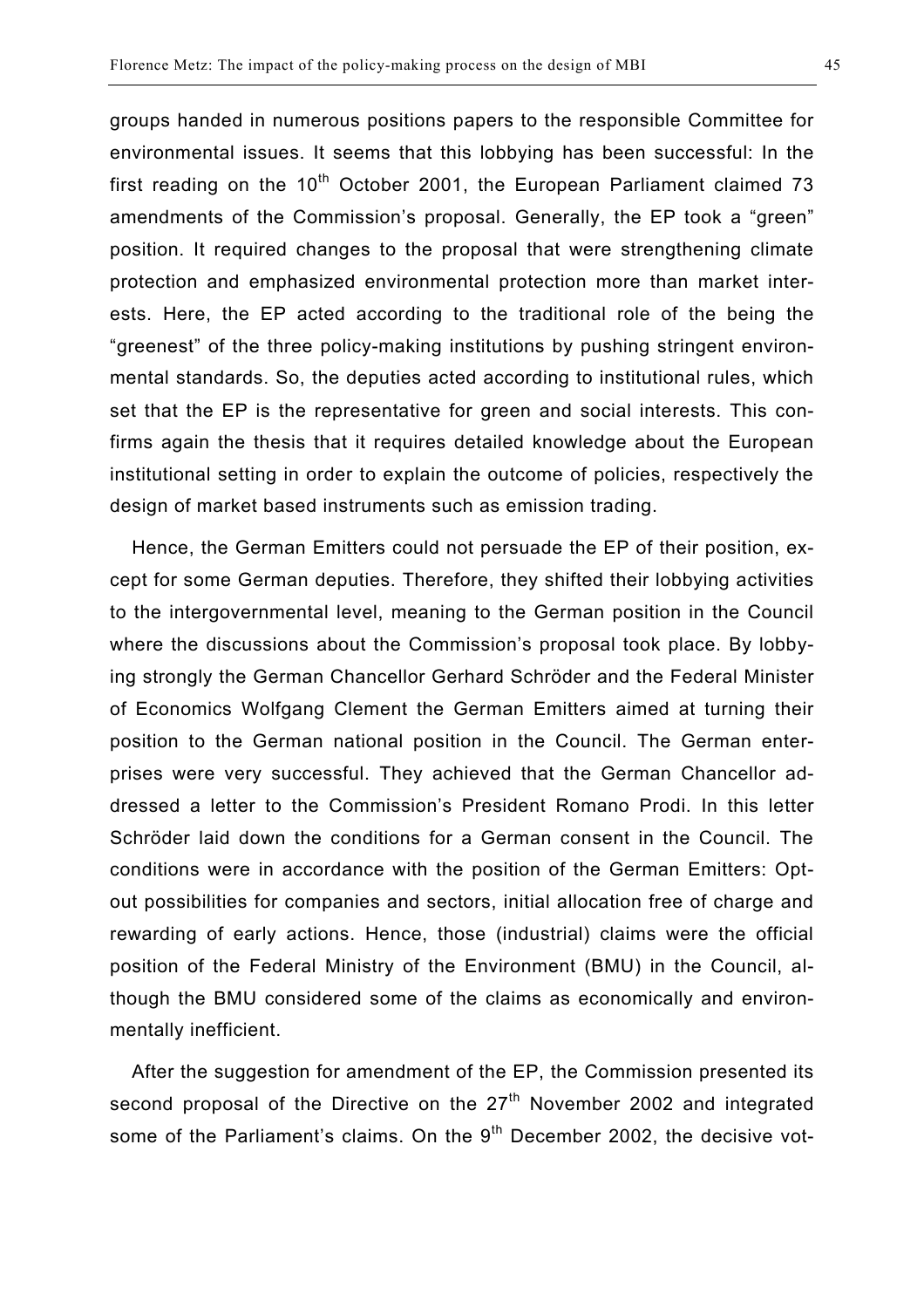groups handed in numerous positions papers to the responsible Committee for environmental issues. It seems that this lobbying has been successful: In the first reading on the 10th October 2001, the European Parliament claimed 73 amendments of the Commission's proposal. Generally, the EP took a "green" position. It required changes to the proposal that were strengthening climate protection and emphasized environmental protection more than market interests. Here, the EP acted according to the traditional role of the being the "greenest" of the three policy-making institutions by pushing stringent environmental standards. So, the deputies acted according to institutional rules, which set that the EP is the representative for green and social interests. This confirms again the thesis that it requires detailed knowledge about the European institutional setting in order to explain the outcome of policies, respectively the design of market based instruments such as emission trading.

Hence, the German Emitters could not persuade the EP of their position, except for some German deputies. Therefore, they shifted their lobbying activities to the intergovernmental level, meaning to the German position in the Council where the discussions about the Commission's proposal took place. By lobbying strongly the German Chancellor Gerhard Schröder and the Federal Minister of Economics Wolfgang Clement the German Emitters aimed at turning their position to the German national position in the Council. The German enterprises were very successful. They achieved that the German Chancellor addressed a letter to the Commission's President Romano Prodi. In this letter Schröder laid down the conditions for a German consent in the Council. The conditions were in accordance with the position of the German Emitters: Opt-out possibilities for companies and sectors, initial allocation free of charge and rewarding of early actions. Hence, those (industrial) claims were the official position of the Federal Ministry of the Environment (BMU) in the Council, although the BMU considered some of the claims as economically and environmentally inefficient.

After the suggestion for amendment of the EP, the Commission presented its second proposal of the Directive on the 27th November 2002 and integrated some of the Parliament's claims. On the 9th December 2002, the decisive vot-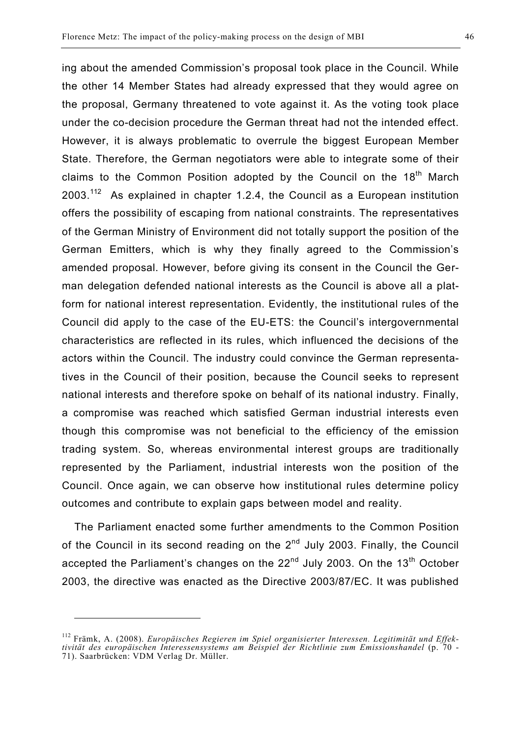ing about the amended Commission's proposal took place in the Council. While the other 14 Member States had already expressed that they would agree on the proposal, Germany threatened to vote against it. As the voting took place under the co-decision procedure the German threat had not the intended effect. However, it is always problematic to overrule the biggest European Member State. Therefore, the German negotiators were able to integrate some of their claims to the Common Position adopted by the Council on the 18th March 2003.[112] As explained in chapter 1.2.4, the Council as a European institution offers the possibility of escaping from national constraints. The representatives of the German Ministry of Environment did not totally support the position of the German Emitters, which is why they finally agreed to the Commission's amended proposal. However, before giving its consent in the Council the German delegation defended national interests as the Council is above all a platform for national interest representation. Evidently, the institutional rules of the Council did apply to the case of the EU-ETS: the Council's intergovernmental characteristics are reflected in its rules, which influenced the decisions of the actors within the Council. The industry could convince the German representatives in the Council of their position, because the Council seeks to represent national interests and therefore spoke on behalf of its national industry. Finally, a compromise was reached which satisfied German industrial interests even though this compromise was not beneficial to the efficiency of the emission trading system. So, whereas environmental interest groups are traditionally represented by the Parliament, industrial interests won the position of the Council. Once again, we can observe how institutional rules determine policy outcomes and contribute to explain gaps between model and reality.

The Parliament enacted some further amendments to the Common Position of the Council in its second reading on the 2nd July 2003. Finally, the Council accepted the Parliament's changes on the 22nd July 2003. On the 13th October 2003, the directive was enacted as the Directive 2003/87/EC. It was published

---

[112] Främk, A. (2008). *Europäisches Regieren im Spiel organisierter Interessen. Legitimität und Effektivität des europäischen Interessensystems am Beispiel der Richtlinie zum Emissionshandel* (p. 70 - 71). Saarbrücken: VDM Verlag Dr. Müller.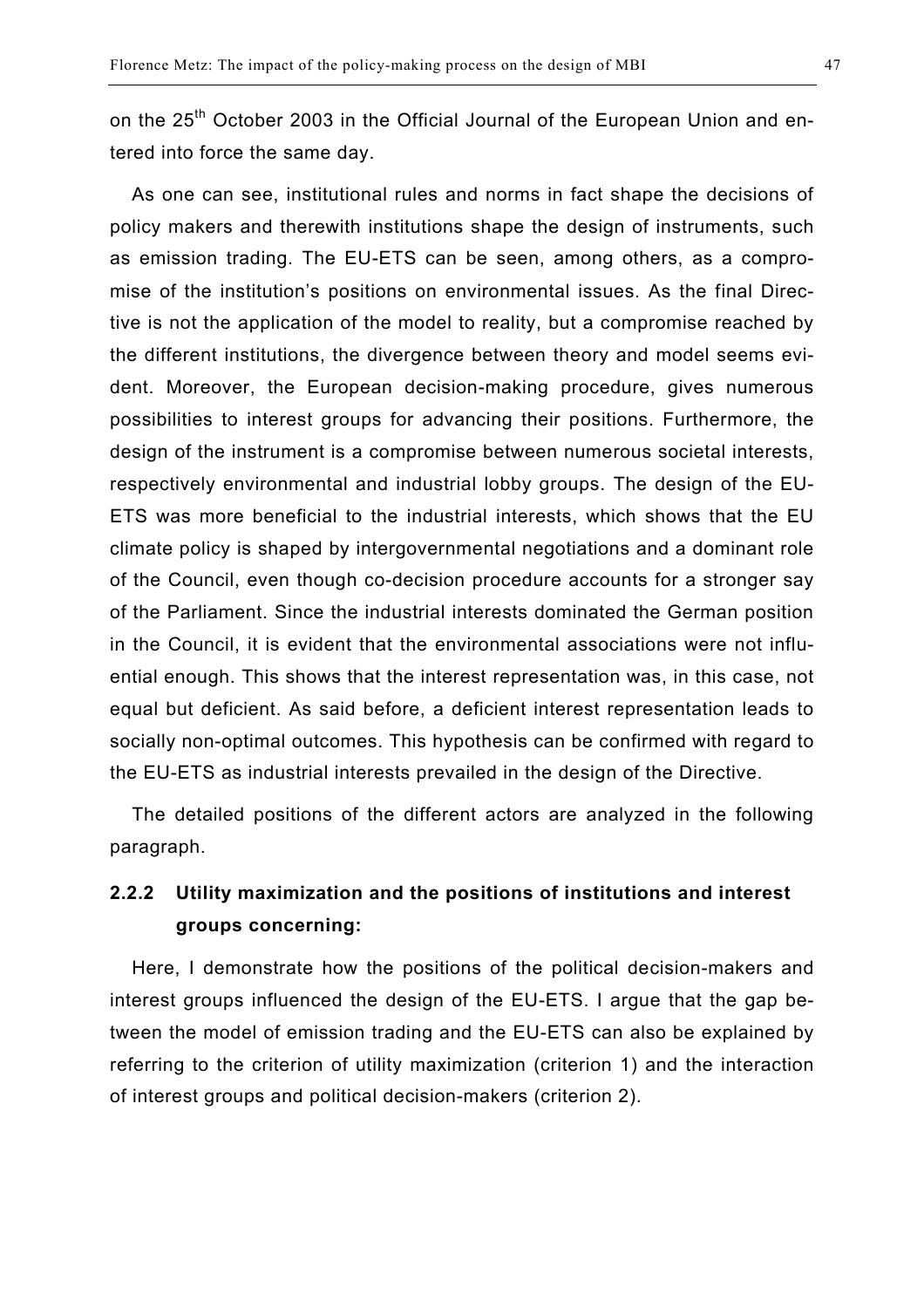on the 25th October 2003 in the Official Journal of the European Union and entered into force the same day.

As one can see, institutional rules and norms in fact shape the decisions of policy makers and therewith institutions shape the design of instruments, such as emission trading. The EU-ETS can be seen, among others, as a compromise of the institution's positions on environmental issues. As the final Directive is not the application of the model to reality, but a compromise reached by the different institutions, the divergence between theory and model seems evident. Moreover, the European decision-making procedure, gives numerous possibilities to interest groups for advancing their positions. Furthermore, the design of the instrument is a compromise between numerous societal interests, respectively environmental and industrial lobby groups. The design of the EU-ETS was more beneficial to the industrial interests, which shows that the EU climate policy is shaped by intergovernmental negotiations and a dominant role of the Council, even though co-decision procedure accounts for a stronger say of the Parliament. Since the industrial interests dominated the German position in the Council, it is evident that the environmental associations were not influential enough. This shows that the interest representation was, in this case, not equal but deficient. As said before, a deficient interest representation leads to socially non-optimal outcomes. This hypothesis can be confirmed with regard to the EU-ETS as industrial interests prevailed in the design of the Directive.

The detailed positions of the different actors are analyzed in the following paragraph.

### 2.2.2 Utility maximization and the positions of institutions and interest groups concerning:

Here, I demonstrate how the positions of the political decision-makers and interest groups influenced the design of the EU-ETS. I argue that the gap between the model of emission trading and the EU-ETS can also be explained by referring to the criterion of utility maximization (criterion 1) and the interaction of interest groups and political decision-makers (criterion 2).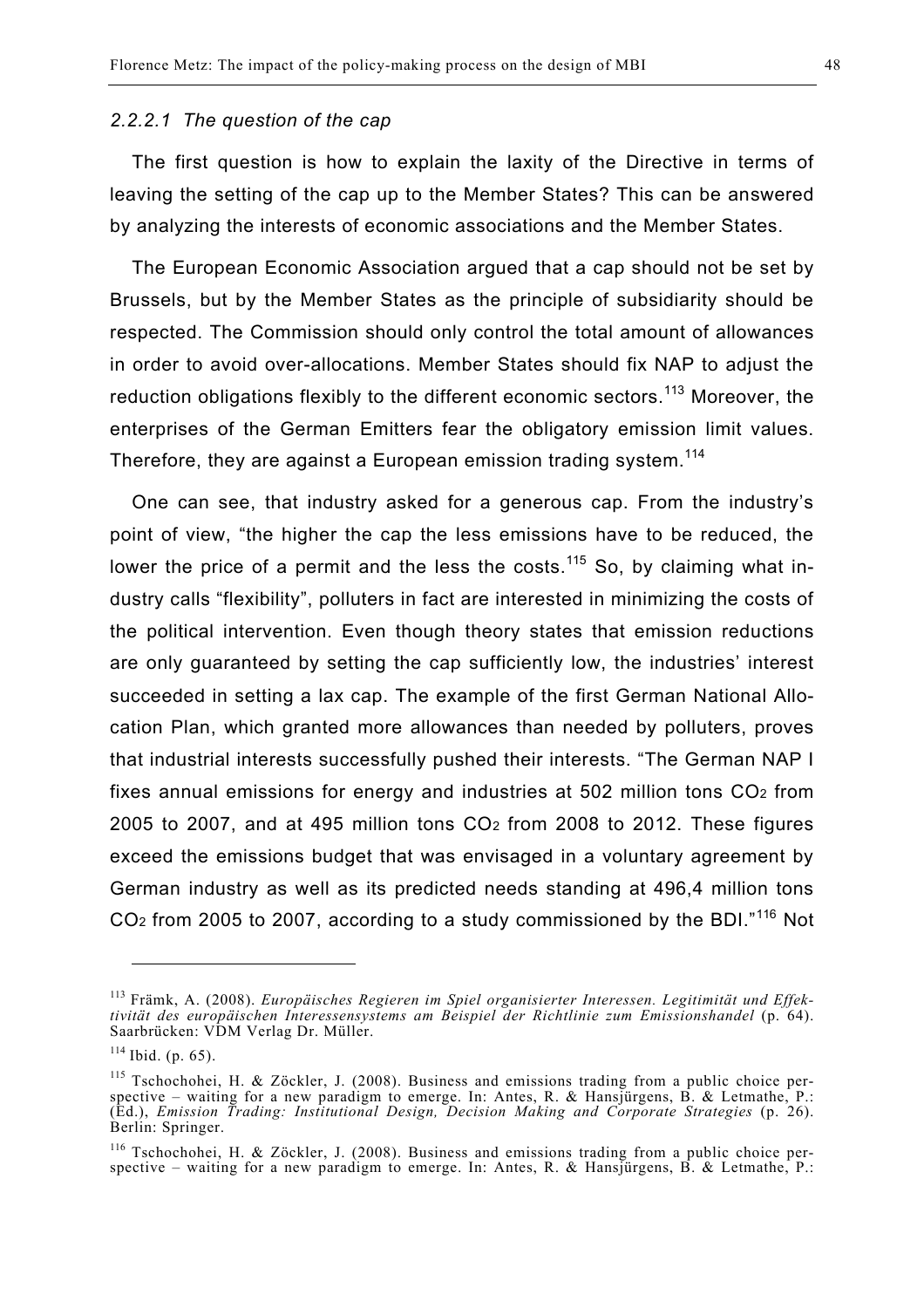#### *2.2.2.1 The question of the cap*

The first question is how to explain the laxity of the Directive in terms of leaving the setting of the cap up to the Member States? This can be answered by analyzing the interests of economic associations and the Member States.

The European Economic Association argued that a cap should not be set by Brussels, but by the Member States as the principle of subsidiarity should be respected. The Commission should only control the total amount of allowances in order to avoid over-allocations. Member States should fix NAP to adjust the reduction obligations flexibly to the different economic sectors.[113] Moreover, the enterprises of the German Emitters fear the obligatory emission limit values. Therefore, they are against a European emission trading system.[114]

One can see, that industry asked for a generous cap. From the industry's point of view, "the higher the cap the less emissions have to be reduced, the lower the price of a permit and the less the costs.[115] So, by claiming what industry calls "flexibility", polluters in fact are interested in minimizing the costs of the political intervention. Even though theory states that emission reductions are only guaranteed by setting the cap sufficiently low, the industries' interest succeeded in setting a lax cap. The example of the first German National Allocation Plan, which granted more allowances than needed by polluters, proves that industrial interests successfully pushed their interests. "The German NAP I fixes annual emissions for energy and industries at 502 million tons $CO_2$ from 2005 to 2007, and at 495 million tons $CO_2$ from 2008 to 2012. These figures exceed the emissions budget that was envisaged in a voluntary agreement by German industry as well as its predicted needs standing at 496,4 million tons $CO_2$ from 2005 to 2007, according to a study commissioned by the BDI."[116] Not

---

[113] Främk, A. (2008). *Europäisches Regieren im Spiel organisierter Interessen. Legitimität und Effektivität des europäischen Interessensystems am Beispiel der Richtlinie zum Emissionshandel* (p. 64). Saarbrücken: VDM Verlag Dr. Müller.

[114] Ibid. (p. 65).

[115] Tschochohei, H. & Zöckler, J. (2008). Business and emissions trading from a public choice perspective – waiting for a new paradigm to emerge. In: Antes, R. & Hansjürgens, B. & Letmathe, P.: (Ed.), *Emission Trading: Institutional Design, Decision Making and Corporate Strategies* (p. 26). Berlin: Springer.

[116] Tschochohei, H. & Zöckler, J. (2008). Business and emissions trading from a public choice perspective – waiting for a new paradigm to emerge. In: Antes, R. & Hansjürgens, B. & Letmathe, P.: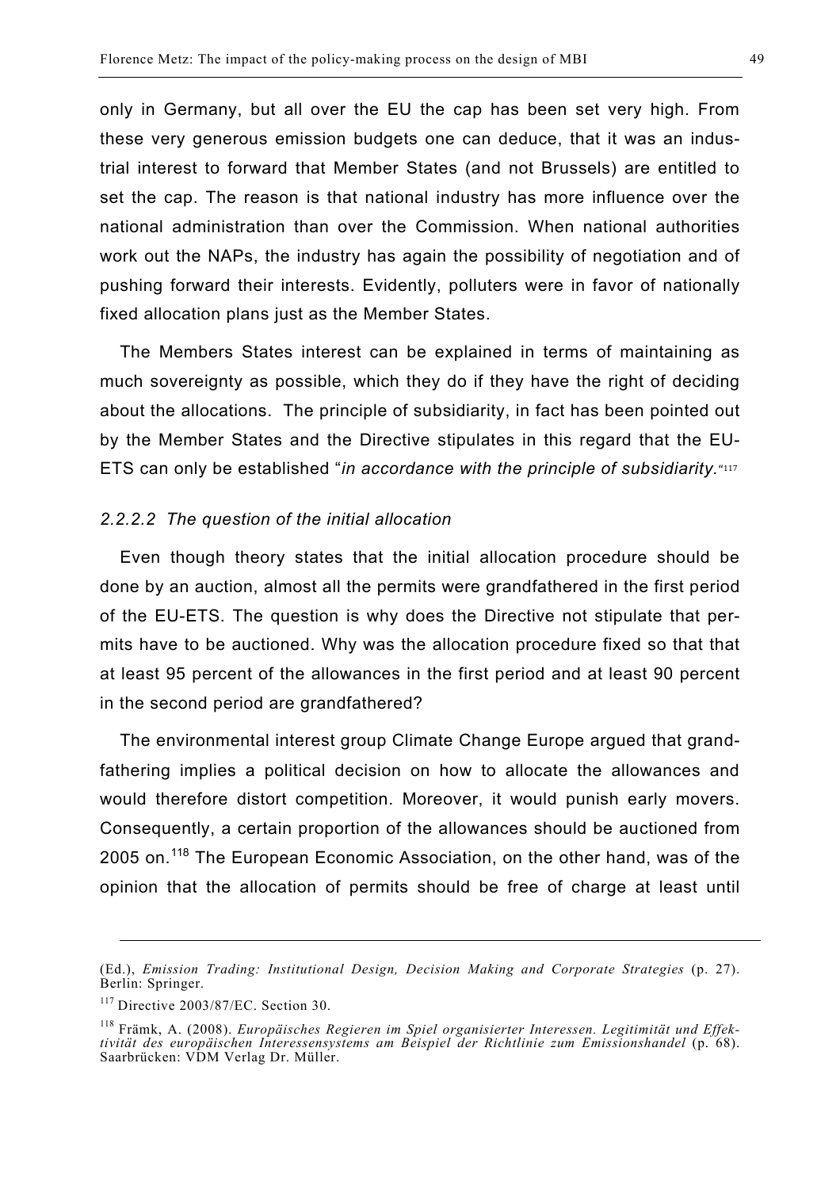only in Germany, but all over the EU the cap has been set very high. From these very generous emission budgets one can deduce, that it was an industrial interest to forward that Member States (and not Brussels) are entitled to set the cap. The reason is that national industry has more influence over the national administration than over the Commission. When national authorities work out the NAPs, the industry has again the possibility of negotiation and of pushing forward their interests. Evidently, polluters were in favor of nationally fixed allocation plans just as the Member States.

The Members States interest can be explained in terms of maintaining as much sovereignty as possible, which they do if they have the right of deciding about the allocations. The principle of subsidiarity, in fact has been pointed out by the Member States and the Directive stipulates in this regard that the EU-ETS can only be established "*in accordance with the principle of subsidiarity.*"[117]

#### *2.2.2.2 The question of the initial allocation*

Even though theory states that the initial allocation procedure should be done by an auction, almost all the permits were grandfathered in the first period of the EU-ETS. The question is why does the Directive not stipulate that permits have to be auctioned. Why was the allocation procedure fixed so that that at least 95 percent of the allowances in the first period and at least 90 percent in the second period are grandfathered?

The environmental interest group Climate Change Europe argued that grandfathering implies a political decision on how to allocate the allowances and would therefore distort competition. Moreover, it would punish early movers. Consequently, a certain proportion of the allowances should be auctioned from 2005 on.[118] The European Economic Association, on the other hand, was of the opinion that the allocation of permits should be free of charge at least until

---

(Ed.), *Emission Trading: Institutional Design, Decision Making and Corporate Strategies* (p. 27). Berlin: Springer.

[117] Directive 2003/87/EC. Section 30.

[118] Främk, A. (2008). *Europäisches Regieren im Spiel organisierter Interessen. Legitimität und Effektivität des europäischen Interessensystems am Beispiel der Richtlinie zum Emissionshandel* (p. 68). Saarbrücken: VDM Verlag Dr. Müller.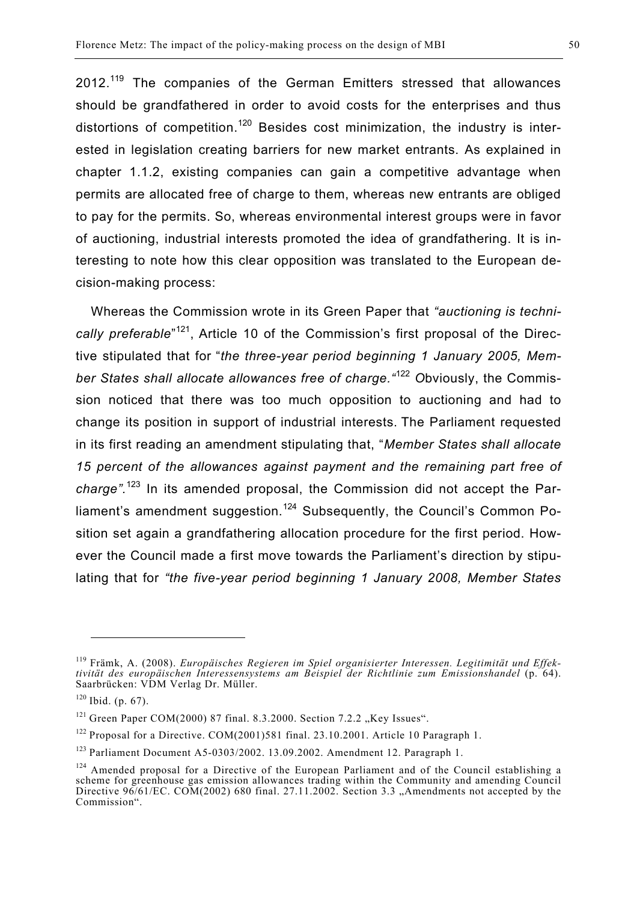2012.[119] The companies of the German Emitters stressed that allowances should be grandfathered in order to avoid costs for the enterprises and thus distortions of competition.[120] Besides cost minimization, the industry is interested in legislation creating barriers for new market entrants. As explained in chapter 1.1.2, existing companies can gain a competitive advantage when permits are allocated free of charge to them, whereas new entrants are obliged to pay for the permits. So, whereas environmental interest groups were in favor of auctioning, industrial interests promoted the idea of grandfathering. It is interesting to note how this clear opposition was translated to the European decision-making process:

Whereas the Commission wrote in its Green Paper that *"auctioning is technically preferable*"[121], Article 10 of the Commission's first proposal of the Directive stipulated that for "*the three-year period beginning 1 January 2005, Member States shall allocate allowances free of charge."*[122] Obviously, the Commission noticed that there was too much opposition to auctioning and had to change its position in support of industrial interests. The Parliament requested in its first reading an amendment stipulating that, "*Member States shall allocate 15 percent of the allowances against payment and the remaining part free of charge".*[123] In its amended proposal, the Commission did not accept the Parliament's amendment suggestion.[124] Subsequently, the Council's Common Position set again a grandfathering allocation procedure for the first period. However the Council made a first move towards the Parliament's direction by stipulating that for *"the five-year period beginning 1 January 2008, Member States*

---

[119] Främk, A. (2008). *Europäisches Regieren im Spiel organisierter Interessen. Legitimität und Effektivität des europäischen Interessensystems am Beispiel der Richtlinie zum Emissionshandel* (p. 64). Saarbrücken: VDM Verlag Dr. Müller.

[120] Ibid. (p. 67).

[121] Green Paper COM(2000) 87 final. 8.3.2000. Section 7.2.2 „Key Issues".

[122] Proposal for a Directive. COM(2001)581 final. 23.10.2001. Article 10 Paragraph 1.

[123] Parliament Document A5-0303/2002. 13.09.2002. Amendment 12. Paragraph 1.

[124] Amended proposal for a Directive of the European Parliament and of the Council establishing a scheme for greenhouse gas emission allowances trading within the Community and amending Council Directive 96/61/EC. COM(2002) 680 final. 27.11.2002. Section 3.3 „Amendments not accepted by the Commission".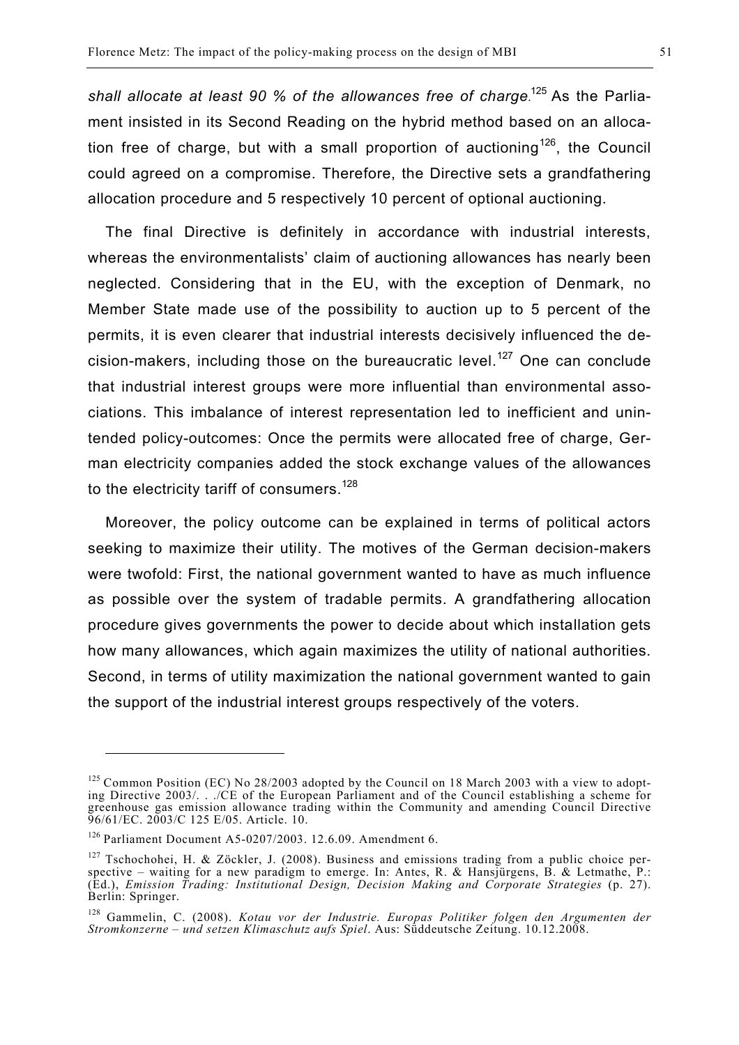*shall allocate at least 90 % of the allowances free of charge.*[125] As the Parliament insisted in its Second Reading on the hybrid method based on an allocation free of charge, but with a small proportion of auctioning[126], the Council could agreed on a compromise. Therefore, the Directive sets a grandfathering allocation procedure and 5 respectively 10 percent of optional auctioning.

The final Directive is definitely in accordance with industrial interests, whereas the environmentalists' claim of auctioning allowances has nearly been neglected. Considering that in the EU, with the exception of Denmark, no Member State made use of the possibility to auction up to 5 percent of the permits, it is even clearer that industrial interests decisively influenced the decision-makers, including those on the bureaucratic level.[127] One can conclude that industrial interest groups were more influential than environmental associations. This imbalance of interest representation led to inefficient and unintended policy-outcomes: Once the permits were allocated free of charge, German electricity companies added the stock exchange values of the allowances to the electricity tariff of consumers.[128]

Moreover, the policy outcome can be explained in terms of political actors seeking to maximize their utility. The motives of the German decision-makers were twofold: First, the national government wanted to have as much influence as possible over the system of tradable permits. A grandfathering allocation procedure gives governments the power to decide about which installation gets how many allowances, which again maximizes the utility of national authorities. Second, in terms of utility maximization the national government wanted to gain the support of the industrial interest groups respectively of the voters.

---

[125] Common Position (EC) No 28/2003 adopted by the Council on 18 March 2003 with a view to adopting Directive 2003/. . ./CE of the European Parliament and of the Council establishing a scheme for greenhouse gas emission allowance trading within the Community and amending Council Directive 96/61/EC. 2003/C 125 E/05. Article. 10.

[126] Parliament Document A5-0207/2003. 12.6.09. Amendment 6.

[127] Tschochohei, H. & Zöckler, J. (2008). Business and emissions trading from a public choice perspective – waiting for a new paradigm to emerge. In: Antes, R. & Hansjürgens, B. & Letmathe, P.: (Ed.), *Emission Trading: Institutional Design, Decision Making and Corporate Strategies* (p. 27). Berlin: Springer.

[128] Gammelin, C. (2008). *Kotau vor der Industrie. Europas Politiker folgen den Argumenten der Stromkonzerne – und setzen Klimaschutz aufs Spiel*. Aus: Süddeutsche Zeitung. 10.12.2008.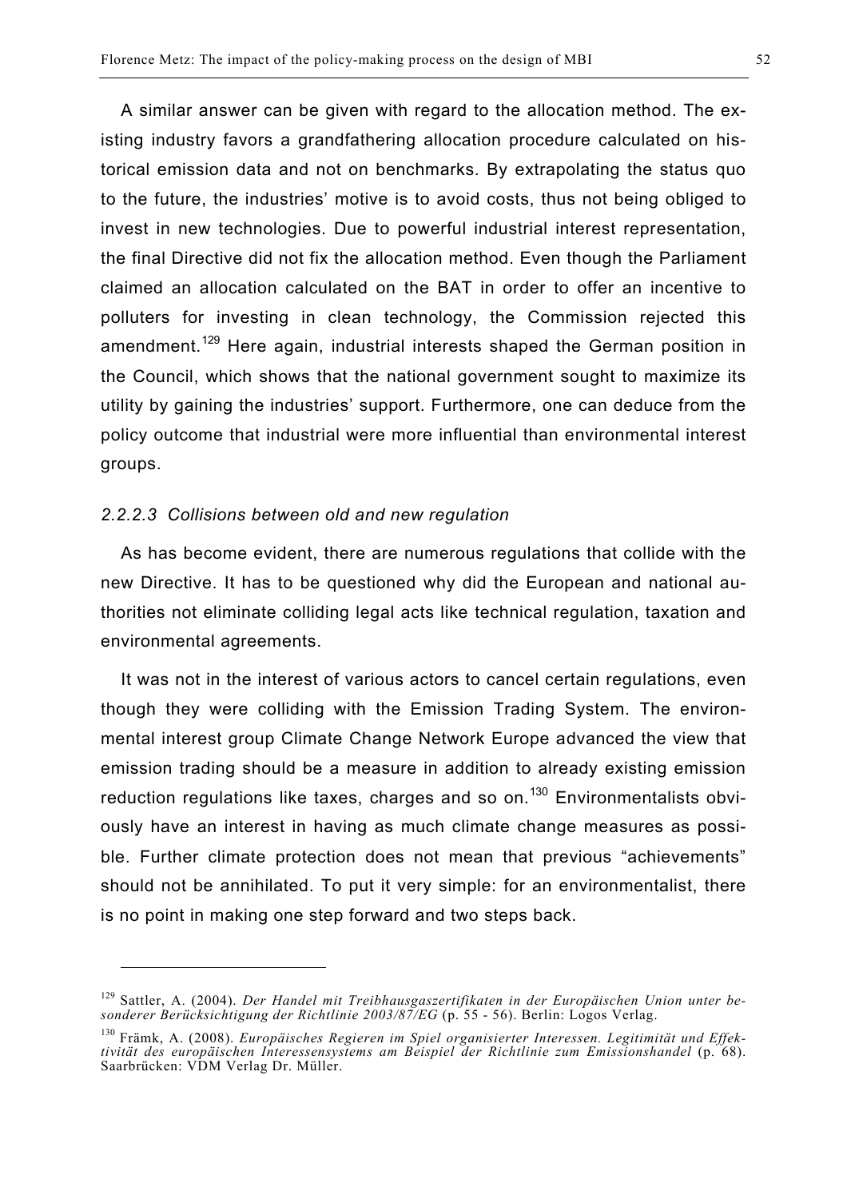A similar answer can be given with regard to the allocation method. The existing industry favors a grandfathering allocation procedure calculated on historical emission data and not on benchmarks. By extrapolating the status quo to the future, the industries' motive is to avoid costs, thus not being obliged to invest in new technologies. Due to powerful industrial interest representation, the final Directive did not fix the allocation method. Even though the Parliament claimed an allocation calculated on the BAT in order to offer an incentive to polluters for investing in clean technology, the Commission rejected this amendment.[129] Here again, industrial interests shaped the German position in the Council, which shows that the national government sought to maximize its utility by gaining the industries' support. Furthermore, one can deduce from the policy outcome that industrial were more influential than environmental interest groups.

#### *2.2.2.3 Collisions between old and new regulation*

As has become evident, there are numerous regulations that collide with the new Directive. It has to be questioned why did the European and national authorities not eliminate colliding legal acts like technical regulation, taxation and environmental agreements.

It was not in the interest of various actors to cancel certain regulations, even though they were colliding with the Emission Trading System. The environmental interest group Climate Change Network Europe advanced the view that emission trading should be a measure in addition to already existing emission reduction regulations like taxes, charges and so on.[130] Environmentalists obviously have an interest in having as much climate change measures as possible. Further climate protection does not mean that previous "achievements" should not be annihilated. To put it very simple: for an environmentalist, there is no point in making one step forward and two steps back.

---

[129] Sattler, A. (2004). *Der Handel mit Treibhausgaszertifikaten in der Europäischen Union unter besonderer Berücksichtigung der Richtlinie 2003/87/EG* (p. 55 - 56). Berlin: Logos Verlag.

[130] Främk, A. (2008). *Europäisches Regieren im Spiel organisierter Interessen. Legitimität und Effektivität des europäischen Interessensystems am Beispiel der Richtlinie zum Emissionshandel* (p. 68). Saarbrücken: VDM Verlag Dr. Müller.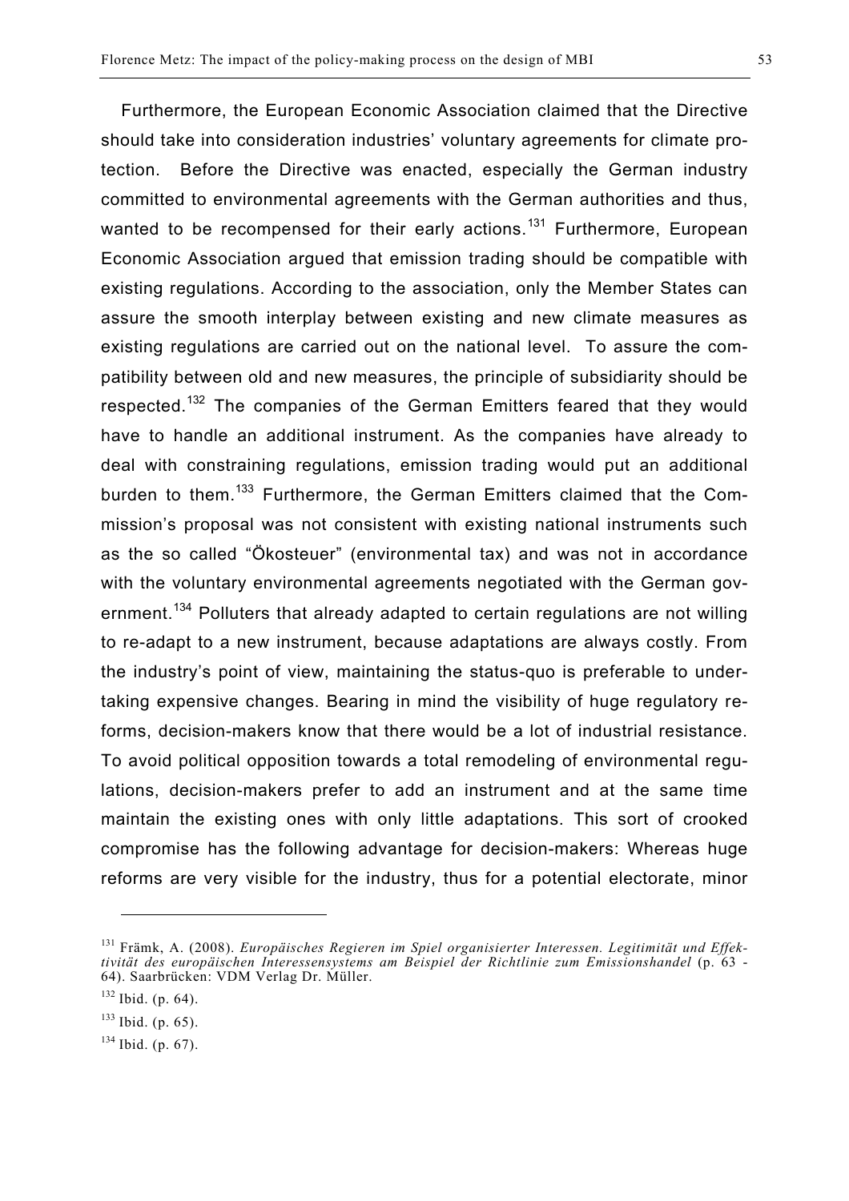Furthermore, the European Economic Association claimed that the Directive should take into consideration industries' voluntary agreements for climate protection. Before the Directive was enacted, especially the German industry committed to environmental agreements with the German authorities and thus, wanted to be recompensed for their early actions.[131] Furthermore, European Economic Association argued that emission trading should be compatible with existing regulations. According to the association, only the Member States can assure the smooth interplay between existing and new climate measures as existing regulations are carried out on the national level. To assure the compatibility between old and new measures, the principle of subsidiarity should be respected.[132] The companies of the German Emitters feared that they would have to handle an additional instrument. As the companies have already to deal with constraining regulations, emission trading would put an additional burden to them.[133] Furthermore, the German Emitters claimed that the Commission's proposal was not consistent with existing national instruments such as the so called "Ökosteuer" (environmental tax) and was not in accordance with the voluntary environmental agreements negotiated with the German government.[134] Polluters that already adapted to certain regulations are not willing to re-adapt to a new instrument, because adaptations are always costly. From the industry's point of view, maintaining the status-quo is preferable to undertaking expensive changes. Bearing in mind the visibility of huge regulatory reforms, decision-makers know that there would be a lot of industrial resistance. To avoid political opposition towards a total remodeling of environmental regulations, decision-makers prefer to add an instrument and at the same time maintain the existing ones with only little adaptations. This sort of crooked compromise has the following advantage for decision-makers: Whereas huge reforms are very visible for the industry, thus for a potential electorate, minor

---

[131] Främk, A. (2008). *Europäisches Regieren im Spiel organisierter Interessen. Legitimität und Effektivität des europäischen Interessensystems am Beispiel der Richtlinie zum Emissionshandel* (p. 63 - 64). Saarbrücken: VDM Verlag Dr. Müller.

[132] Ibid. (p. 64).

[133] Ibid. (p. 65).

[134] Ibid. (p. 67).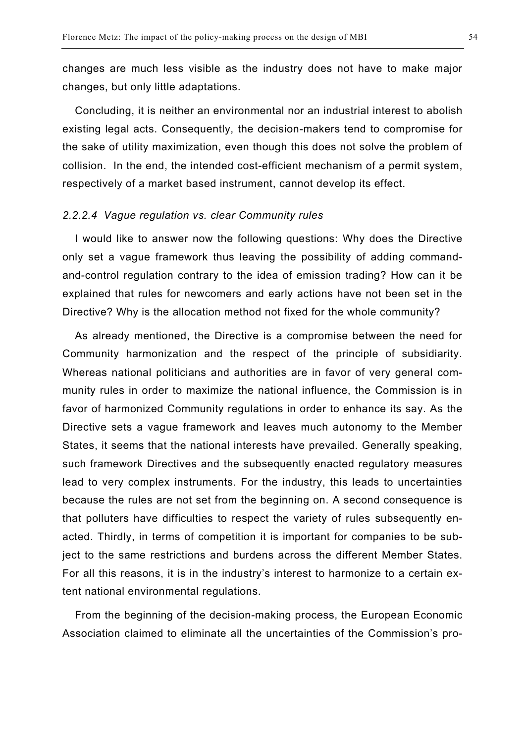changes are much less visible as the industry does not have to make major changes, but only little adaptations.

Concluding, it is neither an environmental nor an industrial interest to abolish existing legal acts. Consequently, the decision-makers tend to compromise for the sake of utility maximization, even though this does not solve the problem of collision. In the end, the intended cost-efficient mechanism of a permit system, respectively of a market based instrument, cannot develop its effect.

#### *2.2.2.4 Vague regulation vs. clear Community rules*

I would like to answer now the following questions: Why does the Directive only set a vague framework thus leaving the possibility of adding command-and-control regulation contrary to the idea of emission trading? How can it be explained that rules for newcomers and early actions have not been set in the Directive? Why is the allocation method not fixed for the whole community?

As already mentioned, the Directive is a compromise between the need for Community harmonization and the respect of the principle of subsidiarity. Whereas national politicians and authorities are in favor of very general community rules in order to maximize the national influence, the Commission is in favor of harmonized Community regulations in order to enhance its say. As the Directive sets a vague framework and leaves much autonomy to the Member States, it seems that the national interests have prevailed. Generally speaking, such framework Directives and the subsequently enacted regulatory measures lead to very complex instruments. For the industry, this leads to uncertainties because the rules are not set from the beginning on. A second consequence is that polluters have difficulties to respect the variety of rules subsequently enacted. Thirdly, in terms of competition it is important for companies to be subject to the same restrictions and burdens across the different Member States. For all this reasons, it is in the industry's interest to harmonize to a certain extent national environmental regulations.

From the beginning of the decision-making process, the European Economic Association claimed to eliminate all the uncertainties of the Commission's pro-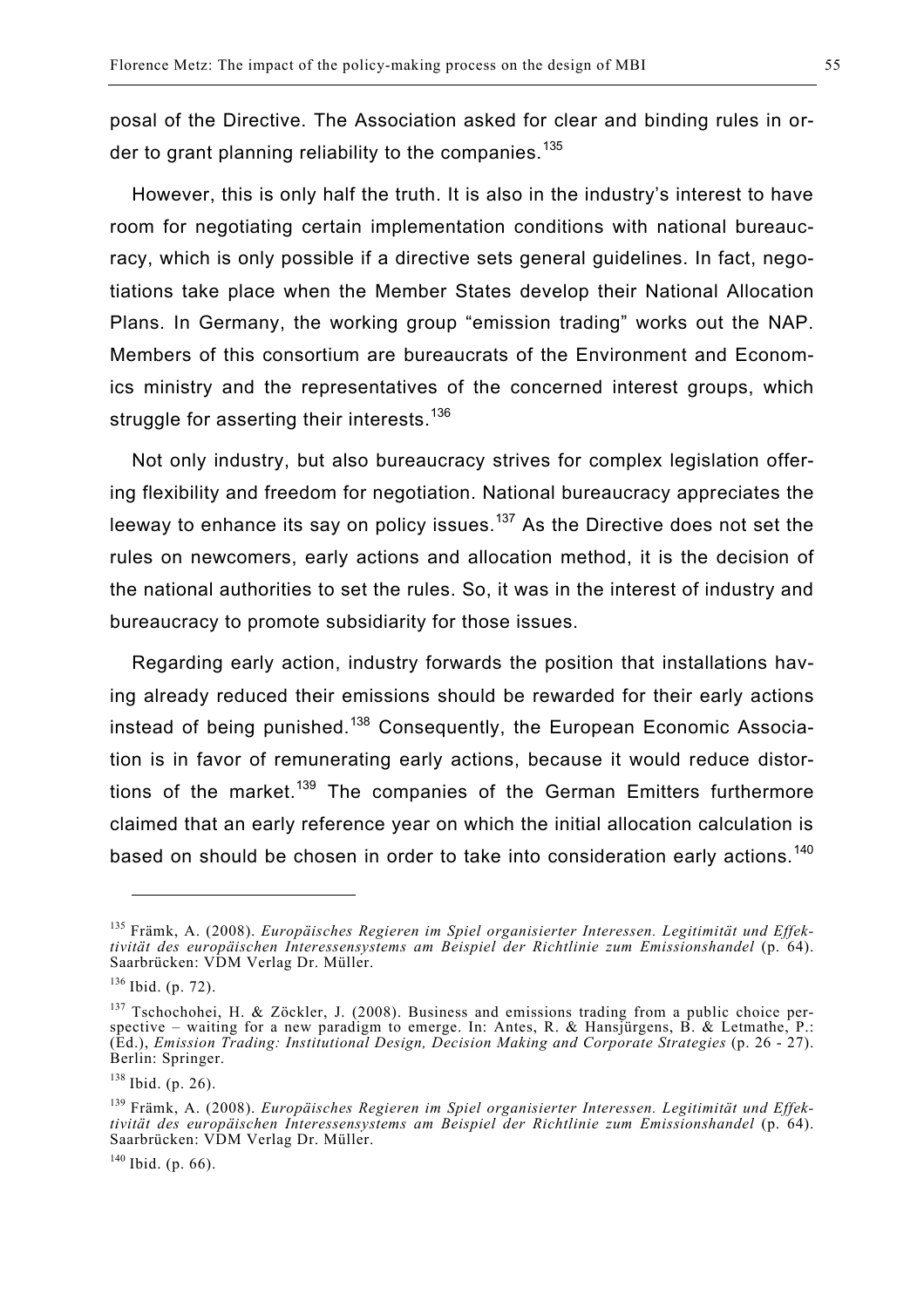posal of the Directive. The Association asked for clear and binding rules in order to grant planning reliability to the companies.[135]

However, this is only half the truth. It is also in the industry's interest to have room for negotiating certain implementation conditions with national bureaucracy, which is only possible if a directive sets general guidelines. In fact, negotiations take place when the Member States develop their National Allocation Plans. In Germany, the working group "emission trading" works out the NAP. Members of this consortium are bureaucrats of the Environment and Economics ministry and the representatives of the concerned interest groups, which struggle for asserting their interests.[136]

Not only industry, but also bureaucracy strives for complex legislation offering flexibility and freedom for negotiation. National bureaucracy appreciates the leeway to enhance its say on policy issues.[137] As the Directive does not set the rules on newcomers, early actions and allocation method, it is the decision of the national authorities to set the rules. So, it was in the interest of industry and bureaucracy to promote subsidiarity for those issues.

Regarding early action, industry forwards the position that installations having already reduced their emissions should be rewarded for their early actions instead of being punished.[138] Consequently, the European Economic Association is in favor of remunerating early actions, because it would reduce distortions of the market.[139] The companies of the German Emitters furthermore claimed that an early reference year on which the initial allocation calculation is based on should be chosen in order to take into consideration early actions.[140]

---

[135] Främk, A. (2008). *Europäisches Regieren im Spiel organisierter Interessen. Legitimität und Effektivität des europäischen Interessensystems am Beispiel der Richtlinie zum Emissionshandel* (p. 64). Saarbrücken: VDM Verlag Dr. Müller.

[136] Ibid. (p. 72).

[137] Tschochohei, H. & Zöckler, J. (2008). Business and emissions trading from a public choice perspective – waiting for a new paradigm to emerge. In: Antes, R. & Hansjürgens, B. & Letmathe, P.: (Ed.), *Emission Trading: Institutional Design, Decision Making and Corporate Strategies* (p. 26 - 27). Berlin: Springer.

[138] Ibid. (p. 26).

[139] Främk, A. (2008). *Europäisches Regieren im Spiel organisierter Interessen. Legitimität und Effektivität des europäischen Interessensystems am Beispiel der Richtlinie zum Emissionshandel* (p. 64). Saarbrücken: VDM Verlag Dr. Müller.

[140] Ibid. (p. 66).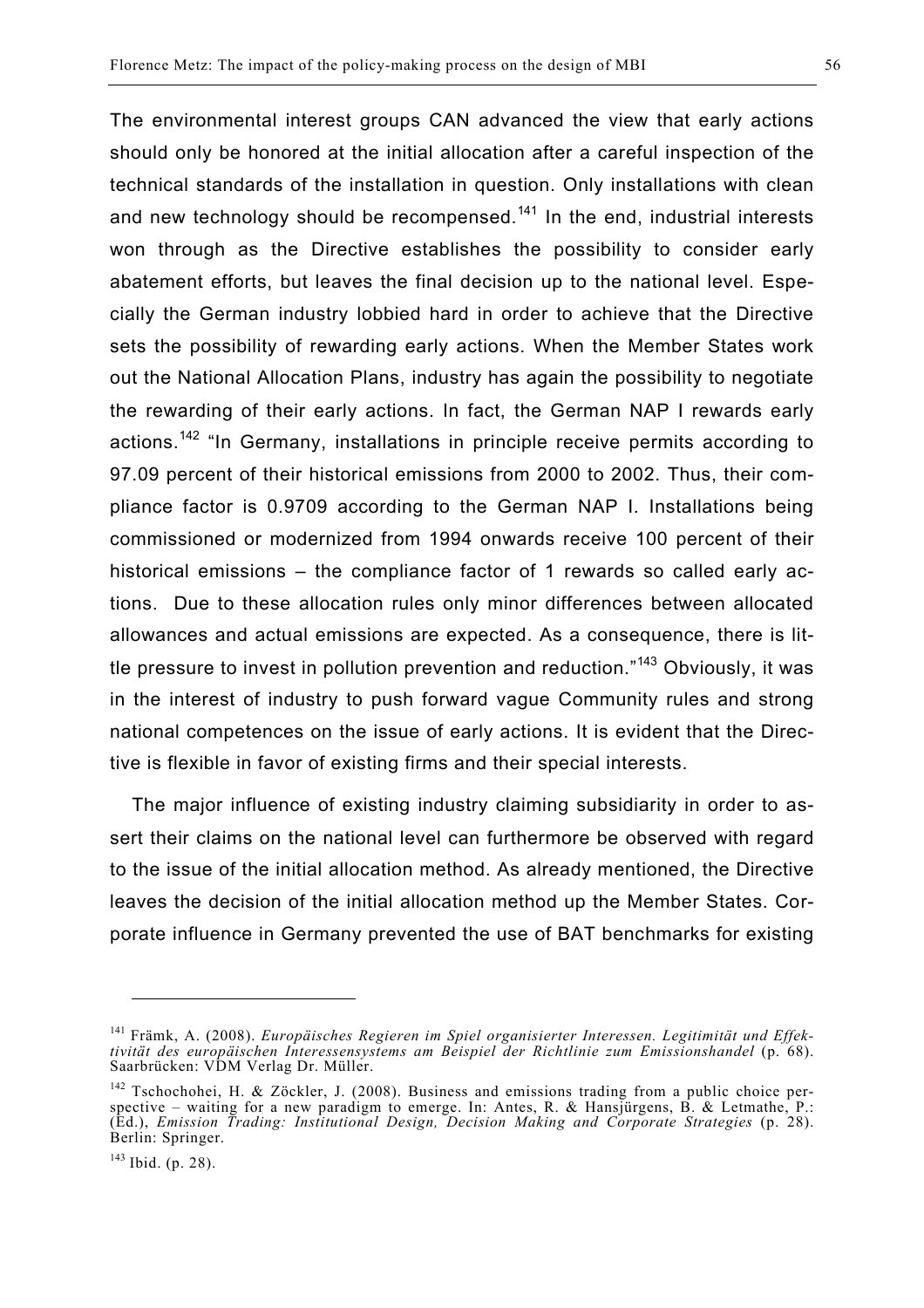The environmental interest groups CAN advanced the view that early actions should only be honored at the initial allocation after a careful inspection of the technical standards of the installation in question. Only installations with clean and new technology should be recompensed.[141] In the end, industrial interests won through as the Directive establishes the possibility to consider early abatement efforts, but leaves the final decision up to the national level. Especially the German industry lobbied hard in order to achieve that the Directive sets the possibility of rewarding early actions. When the Member States work out the National Allocation Plans, industry has again the possibility to negotiate the rewarding of their early actions. In fact, the German NAP I rewards early actions.[142] "In Germany, installations in principle receive permits according to 97.09 percent of their historical emissions from 2000 to 2002. Thus, their compliance factor is 0.9709 according to the German NAP I. Installations being commissioned or modernized from 1994 onwards receive 100 percent of their historical emissions – the compliance factor of 1 rewards so called early actions. Due to these allocation rules only minor differences between allocated allowances and actual emissions are expected. As a consequence, there is little pressure to invest in pollution prevention and reduction."[143] Obviously, it was in the interest of industry to push forward vague Community rules and strong national competences on the issue of early actions. It is evident that the Directive is flexible in favor of existing firms and their special interests.

The major influence of existing industry claiming subsidiarity in order to assert their claims on the national level can furthermore be observed with regard to the issue of the initial allocation method. As already mentioned, the Directive leaves the decision of the initial allocation method up the Member States. Corporate influence in Germany prevented the use of BAT benchmarks for existing

---

[141] Främk, A. (2008). *Europäisches Regieren im Spiel organisierter Interessen. Legitimität und Effektivität des europäischen Interessensystems am Beispiel der Richtlinie zum Emissionshandel* (p. 68). Saarbrücken: VDM Verlag Dr. Müller.

[142] Tschochohei, H. & Zöckler, J. (2008). Business and emissions trading from a public choice perspective – waiting for a new paradigm to emerge. In: Antes, R. & Hansjürgens, B. & Letmathe, P.: (Ed.), *Emission Trading: Institutional Design, Decision Making and Corporate Strategies* (p. 28). Berlin: Springer.

[143] Ibid. (p. 28).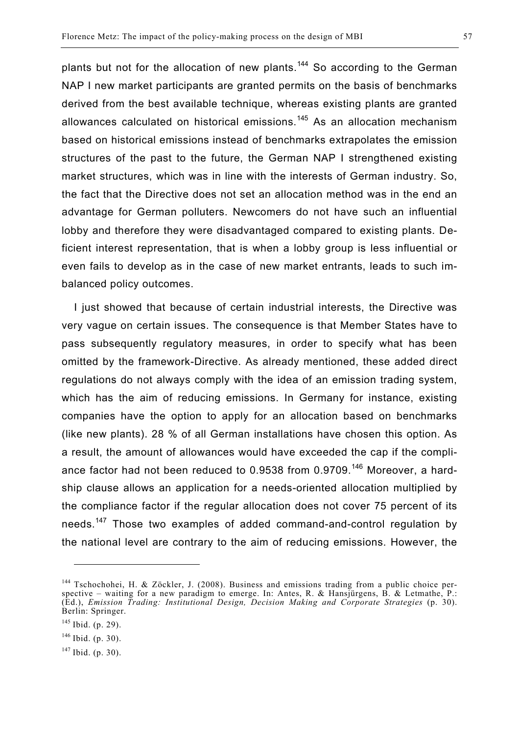plants but not for the allocation of new plants.[144] So according to the German NAP I new market participants are granted permits on the basis of benchmarks derived from the best available technique, whereas existing plants are granted allowances calculated on historical emissions.[145] As an allocation mechanism based on historical emissions instead of benchmarks extrapolates the emission structures of the past to the future, the German NAP I strengthened existing market structures, which was in line with the interests of German industry. So, the fact that the Directive does not set an allocation method was in the end an advantage for German polluters. Newcomers do not have such an influential lobby and therefore they were disadvantaged compared to existing plants. Deficient interest representation, that is when a lobby group is less influential or even fails to develop as in the case of new market entrants, leads to such imbalanced policy outcomes.

I just showed that because of certain industrial interests, the Directive was very vague on certain issues. The consequence is that Member States have to pass subsequently regulatory measures, in order to specify what has been omitted by the framework-Directive. As already mentioned, these added direct regulations do not always comply with the idea of an emission trading system, which has the aim of reducing emissions. In Germany for instance, existing companies have the option to apply for an allocation based on benchmarks (like new plants). 28 % of all German installations have chosen this option. As a result, the amount of allowances would have exceeded the cap if the compliance factor had not been reduced to 0.9538 from 0.9709.[146] Moreover, a hardship clause allows an application for a needs-oriented allocation multiplied by the compliance factor if the regular allocation does not cover 75 percent of its needs.[147] Those two examples of added command-and-control regulation by the national level are contrary to the aim of reducing emissions. However, the

---

[144] Tschochohei, H. & Zöckler, J. (2008). Business and emissions trading from a public choice perspective – waiting for a new paradigm to emerge. In: Antes, R. & Hansjürgens, B. & Letmathe, P.: (Ed.), *Emission Trading: Institutional Design, Decision Making and Corporate Strategies* (p. 30). Berlin: Springer.

[145] Ibid. (p. 29).

[146] Ibid. (p. 30).

[147] Ibid. (p. 30).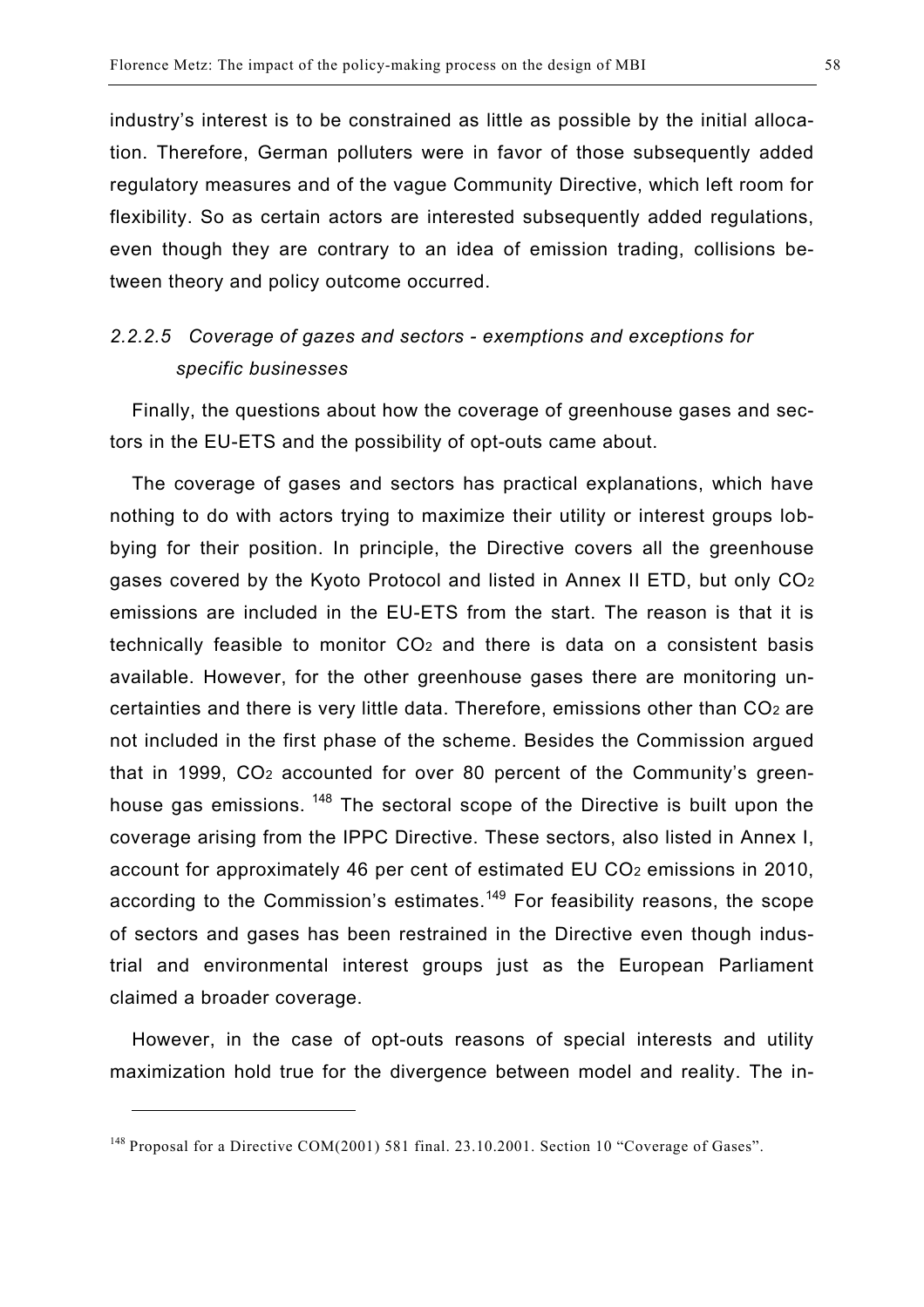industry's interest is to be constrained as little as possible by the initial allocation. Therefore, German polluters were in favor of those subsequently added regulatory measures and of the vague Community Directive, which left room for flexibility. So as certain actors are interested subsequently added regulations, even though they are contrary to an idea of emission trading, collisions between theory and policy outcome occurred.

#### *2.2.2.5 Coverage of gazes and sectors - exemptions and exceptions for specific businesses*

Finally, the questions about how the coverage of greenhouse gases and sectors in the EU-ETS and the possibility of opt-outs came about.

The coverage of gases and sectors has practical explanations, which have nothing to do with actors trying to maximize their utility or interest groups lobbying for their position. In principle, the Directive covers all the greenhouse gases covered by the Kyoto Protocol and listed in Annex II ETD, but only $CO_2$ emissions are included in the EU-ETS from the start. The reason is that it is technically feasible to monitor $CO_2$ and there is data on a consistent basis available. However, for the other greenhouse gases there are monitoring uncertainties and there is very little data. Therefore, emissions other than $CO_2$ are not included in the first phase of the scheme. Besides the Commission argued that in 1999, $CO_2$ accounted for over 80 percent of the Community's greenhouse gas emissions. [148] The sectoral scope of the Directive is built upon the coverage arising from the IPPC Directive. These sectors, also listed in Annex I, account for approximately 46 per cent of estimated EU $CO_2$ emissions in 2010, according to the Commission's estimates.[149] For feasibility reasons, the scope of sectors and gases has been restrained in the Directive even though industrial and environmental interest groups just as the European Parliament claimed a broader coverage.

However, in the case of opt-outs reasons of special interests and utility maximization hold true for the divergence between model and reality. The in-

---

[148] Proposal for a Directive COM(2001) 581 final. 23.10.2001. Section 10 "Coverage of Gases".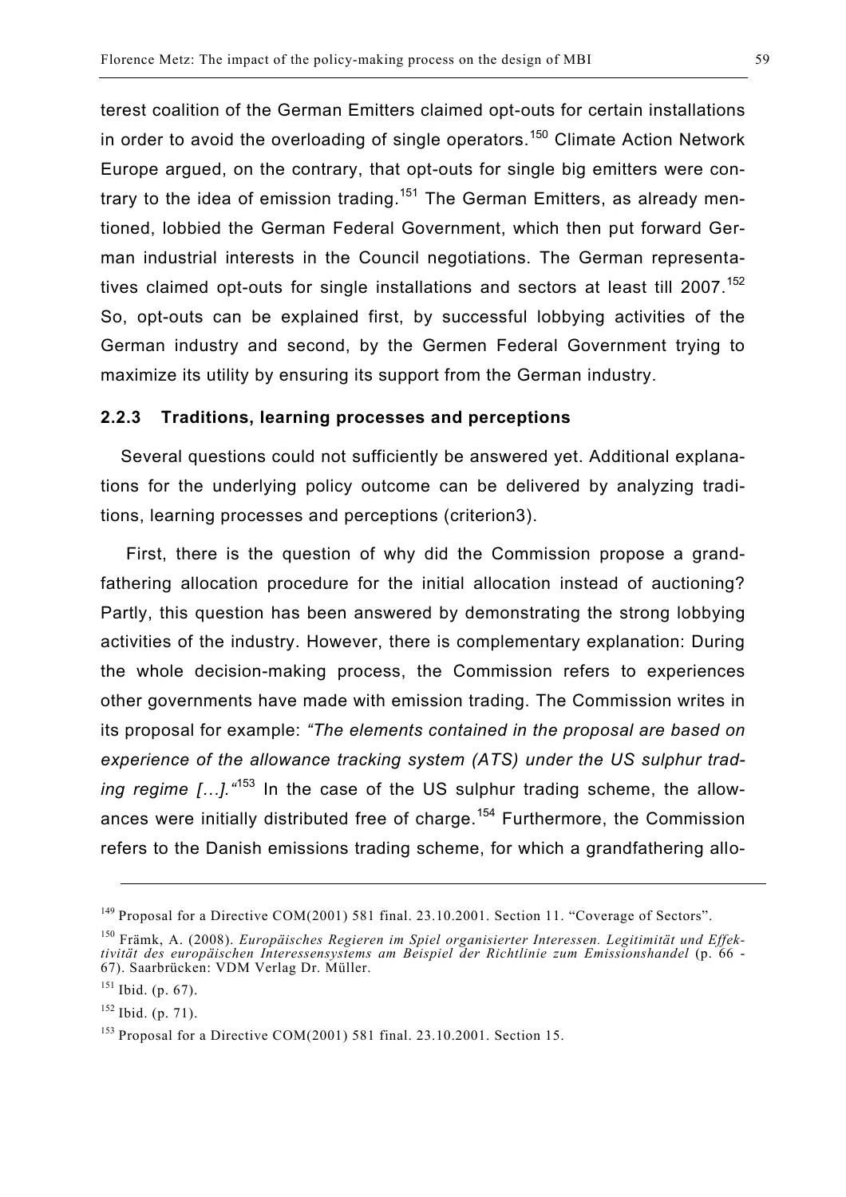terest coalition of the German Emitters claimed opt-outs for certain installations in order to avoid the overloading of single operators.[150] Climate Action Network Europe argued, on the contrary, that opt-outs for single big emitters were contrary to the idea of emission trading.[151] The German Emitters, as already mentioned, lobbied the German Federal Government, which then put forward German industrial interests in the Council negotiations. The German representatives claimed opt-outs for single installations and sectors at least till 2007.[152] So, opt-outs can be explained first, by successful lobbying activities of the German industry and second, by the Germen Federal Government trying to maximize its utility by ensuring its support from the German industry.

### 2.2.3 Traditions, learning processes and perceptions

Several questions could not sufficiently be answered yet. Additional explanations for the underlying policy outcome can be delivered by analyzing traditions, learning processes and perceptions (criterion3).

First, there is the question of why did the Commission propose a grandfathering allocation procedure for the initial allocation instead of auctioning? Partly, this question has been answered by demonstrating the strong lobbying activities of the industry. However, there is complementary explanation: During the whole decision-making process, the Commission refers to experiences other governments have made with emission trading. The Commission writes in its proposal for example: *"The elements contained in the proposal are based on experience of the allowance tracking system (ATS) under the US sulphur trading regime […]."*[153] In the case of the US sulphur trading scheme, the allowances were initially distributed free of charge.[154] Furthermore, the Commission refers to the Danish emissions trading scheme, for which a grandfathering allo-

---

[149] Proposal for a Directive COM(2001) 581 final. 23.10.2001. Section 11. "Coverage of Sectors".

[150] Främk, A. (2008). *Europäisches Regieren im Spiel organisierter Interessen. Legitimität und Effektivität des europäischen Interessensystems am Beispiel der Richtlinie zum Emissionshandel* (p. 66 - 67). Saarbrücken: VDM Verlag Dr. Müller.

[151] Ibid. (p. 67).

[152] Ibid. (p. 71).

[153] Proposal for a Directive COM(2001) 581 final. 23.10.2001. Section 15.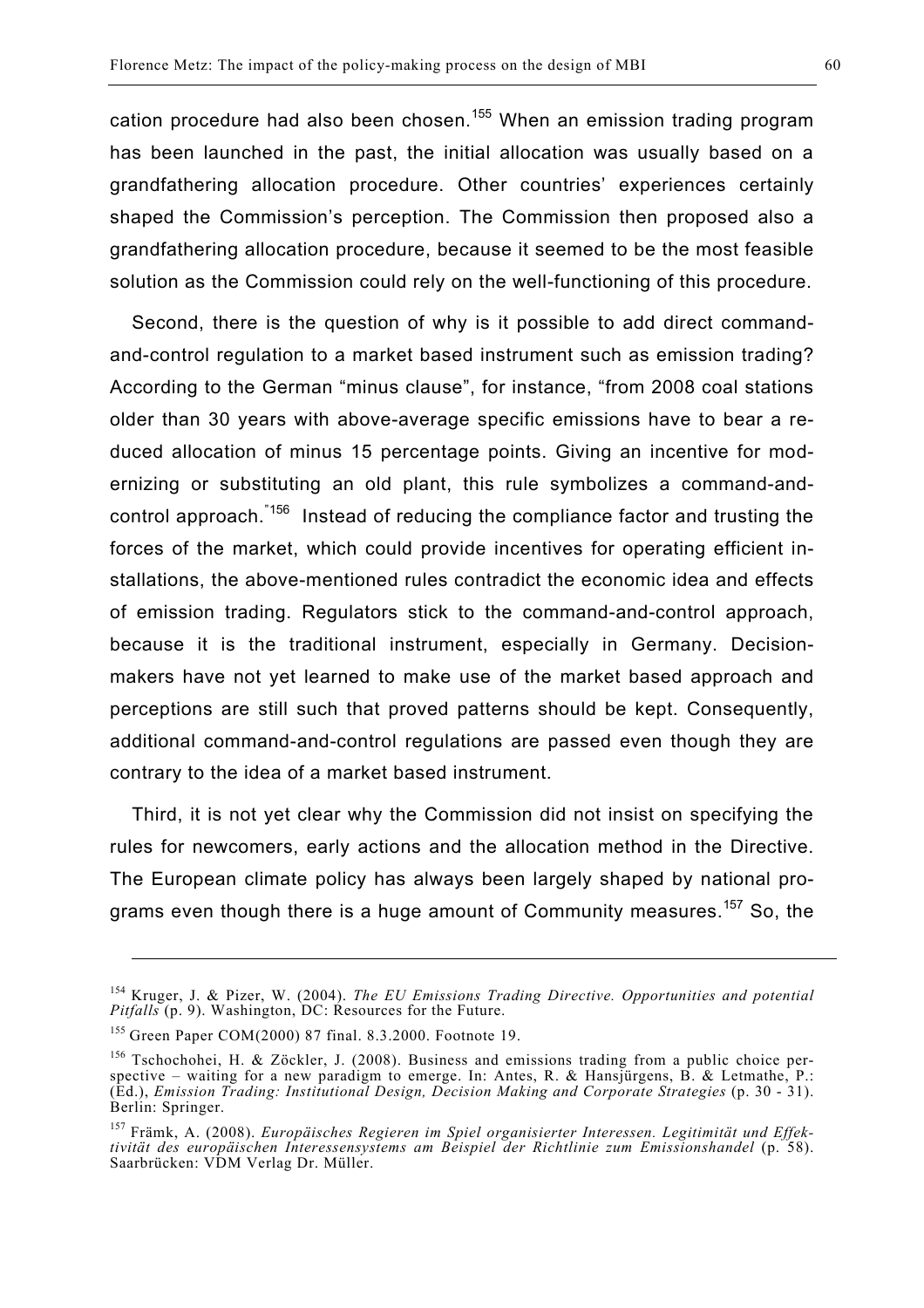cation procedure had also been chosen.[155] When an emission trading program has been launched in the past, the initial allocation was usually based on a grandfathering allocation procedure. Other countries' experiences certainly shaped the Commission's perception. The Commission then proposed also a grandfathering allocation procedure, because it seemed to be the most feasible solution as the Commission could rely on the well-functioning of this procedure.

Second, there is the question of why is it possible to add direct command-and-control regulation to a market based instrument such as emission trading? According to the German "minus clause", for instance, "from 2008 coal stations older than 30 years with above-average specific emissions have to bear a reduced allocation of minus 15 percentage points. Giving an incentive for modernizing or substituting an old plant, this rule symbolizes a command-and-control approach."[156] Instead of reducing the compliance factor and trusting the forces of the market, which could provide incentives for operating efficient installations, the above-mentioned rules contradict the economic idea and effects of emission trading. Regulators stick to the command-and-control approach, because it is the traditional instrument, especially in Germany. Decision-makers have not yet learned to make use of the market based approach and perceptions are still such that proved patterns should be kept. Consequently, additional command-and-control regulations are passed even though they are contrary to the idea of a market based instrument.

Third, it is not yet clear why the Commission did not insist on specifying the rules for newcomers, early actions and the allocation method in the Directive. The European climate policy has always been largely shaped by national programs even though there is a huge amount of Community measures.[157] So, the

---

[154] Kruger, J. & Pizer, W. (2004). *The EU Emissions Trading Directive. Opportunities and potential Pitfalls* (p. 9). Washington, DC: Resources for the Future.

[155] Green Paper COM(2000) 87 final. 8.3.2000. Footnote 19.

[156] Tschochohei, H. & Zöckler, J. (2008). Business and emissions trading from a public choice perspective – waiting for a new paradigm to emerge. In: Antes, R. & Hansjürgens, B. & Letmathe, P.: (Ed.), *Emission Trading: Institutional Design, Decision Making and Corporate Strategies* (p. 30 - 31). Berlin: Springer.

[157] Främk, A. (2008). *Europäisches Regieren im Spiel organisierter Interessen. Legitimität und Effektivität des europäischen Interessensystems am Beispiel der Richtlinie zum Emissionshandel* (p. 58). Saarbrücken: VDM Verlag Dr. Müller.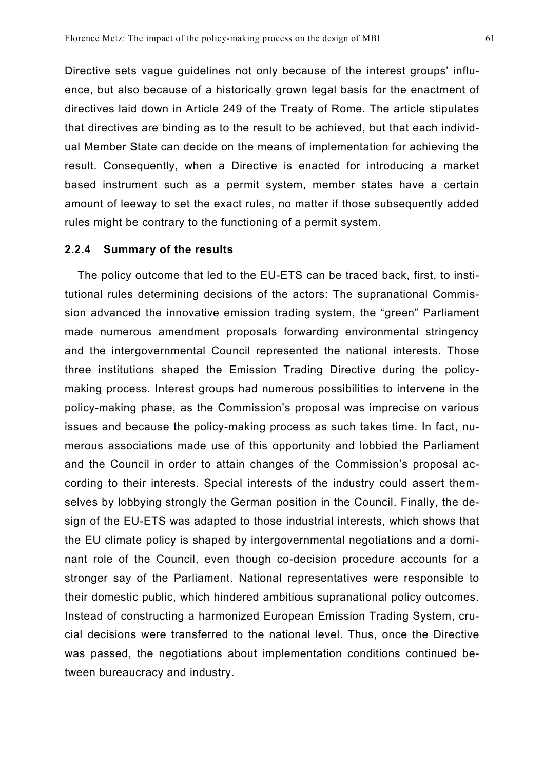Directive sets vague guidelines not only because of the interest groups' influence, but also because of a historically grown legal basis for the enactment of directives laid down in Article 249 of the Treaty of Rome. The article stipulates that directives are binding as to the result to be achieved, but that each individual Member State can decide on the means of implementation for achieving the result. Consequently, when a Directive is enacted for introducing a market based instrument such as a permit system, member states have a certain amount of leeway to set the exact rules, no matter if those subsequently added rules might be contrary to the functioning of a permit system.

### 2.2.4 Summary of the results

The policy outcome that led to the EU-ETS can be traced back, first, to institutional rules determining decisions of the actors: The supranational Commission advanced the innovative emission trading system, the "green" Parliament made numerous amendment proposals forwarding environmental stringency and the intergovernmental Council represented the national interests. Those three institutions shaped the Emission Trading Directive during the policy-making process. Interest groups had numerous possibilities to intervene in the policy-making phase, as the Commission's proposal was imprecise on various issues and because the policy-making process as such takes time. In fact, numerous associations made use of this opportunity and lobbied the Parliament and the Council in order to attain changes of the Commission's proposal according to their interests. Special interests of the industry could assert themselves by lobbying strongly the German position in the Council. Finally, the design of the EU-ETS was adapted to those industrial interests, which shows that the EU climate policy is shaped by intergovernmental negotiations and a dominant role of the Council, even though co-decision procedure accounts for a stronger say of the Parliament. National representatives were responsible to their domestic public, which hindered ambitious supranational policy outcomes. Instead of constructing a harmonized European Emission Trading System, crucial decisions were transferred to the national level. Thus, once the Directive was passed, the negotiations about implementation conditions continued between bureaucracy and industry.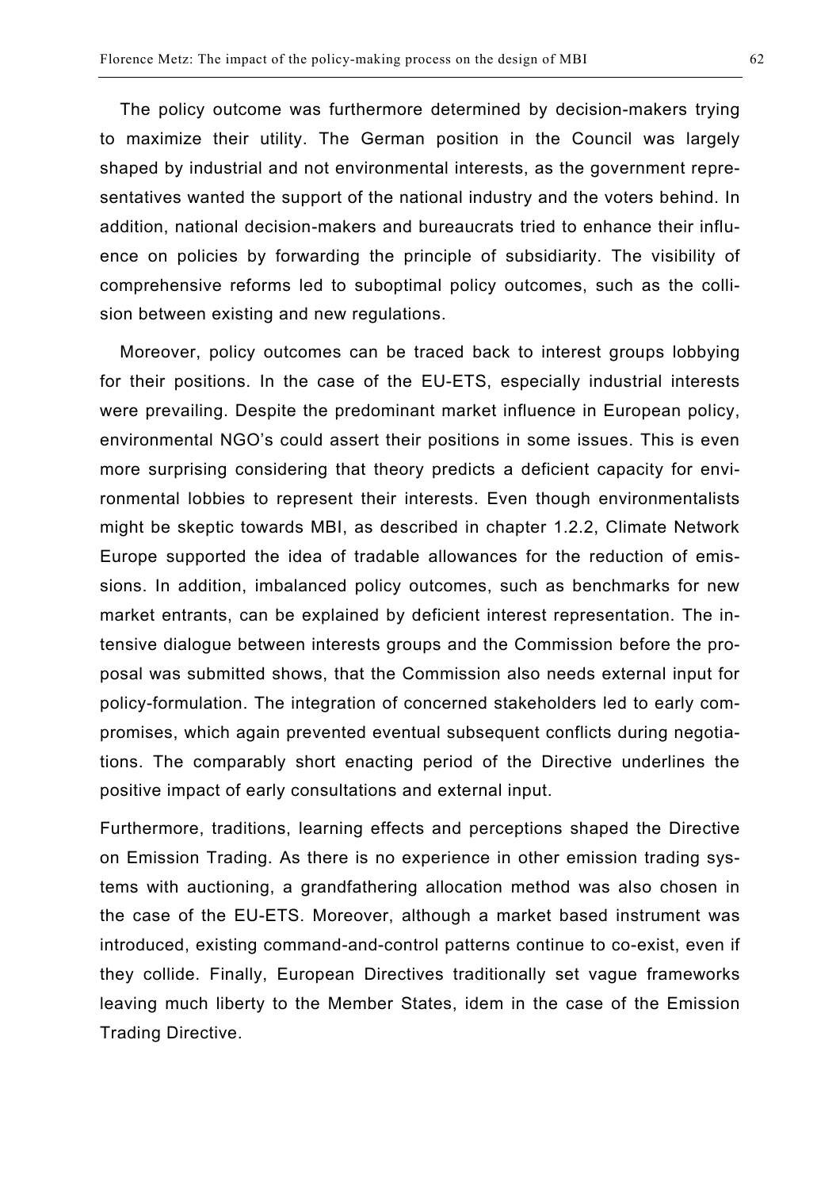The policy outcome was furthermore determined by decision-makers trying to maximize their utility. The German position in the Council was largely shaped by industrial and not environmental interests, as the government representatives wanted the support of the national industry and the voters behind. In addition, national decision-makers and bureaucrats tried to enhance their influence on policies by forwarding the principle of subsidiarity. The visibility of comprehensive reforms led to suboptimal policy outcomes, such as the collision between existing and new regulations.

Moreover, policy outcomes can be traced back to interest groups lobbying for their positions. In the case of the EU-ETS, especially industrial interests were prevailing. Despite the predominant market influence in European policy, environmental NGO's could assert their positions in some issues. This is even more surprising considering that theory predicts a deficient capacity for environmental lobbies to represent their interests. Even though environmentalists might be skeptic towards MBI, as described in chapter 1.2.2, Climate Network Europe supported the idea of tradable allowances for the reduction of emissions. In addition, imbalanced policy outcomes, such as benchmarks for new market entrants, can be explained by deficient interest representation. The intensive dialogue between interests groups and the Commission before the proposal was submitted shows, that the Commission also needs external input for policy-formulation. The integration of concerned stakeholders led to early compromises, which again prevented eventual subsequent conflicts during negotiations. The comparably short enacting period of the Directive underlines the positive impact of early consultations and external input.

Furthermore, traditions, learning effects and perceptions shaped the Directive on Emission Trading. As there is no experience in other emission trading systems with auctioning, a grandfathering allocation method was also chosen in the case of the EU-ETS. Moreover, although a market based instrument was introduced, existing command-and-control patterns continue to co-exist, even if they collide. Finally, European Directives traditionally set vague frameworks leaving much liberty to the Member States, idem in the case of the Emission Trading Directive.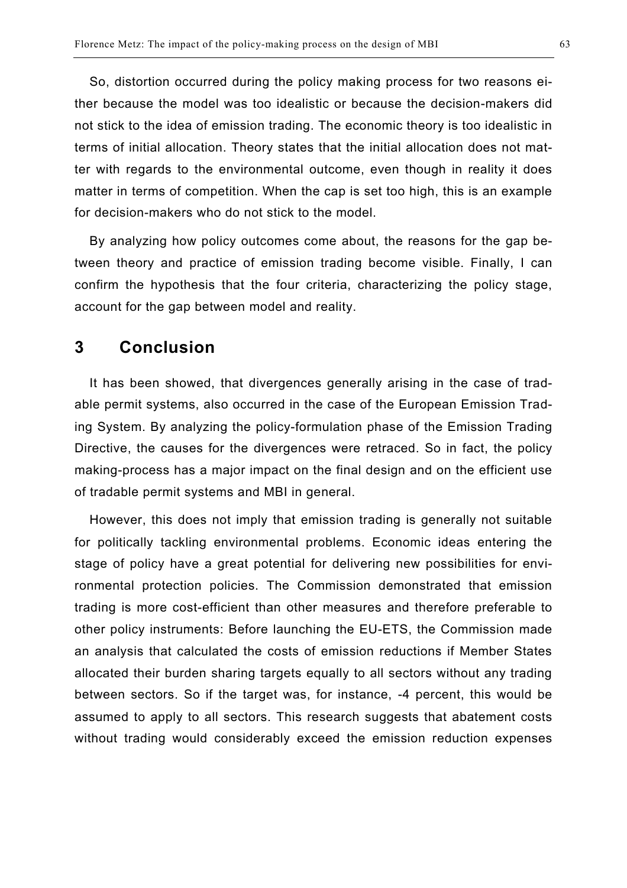So, distortion occurred during the policy making process for two reasons either because the model was too idealistic or because the decision-makers did not stick to the idea of emission trading. The economic theory is too idealistic in terms of initial allocation. Theory states that the initial allocation does not matter with regards to the environmental outcome, even though in reality it does matter in terms of competition. When the cap is set too high, this is an example for decision-makers who do not stick to the model.

By analyzing how policy outcomes come about, the reasons for the gap between theory and practice of emission trading become visible. Finally, I can confirm the hypothesis that the four criteria, characterizing the policy stage, account for the gap between model and reality.

## 3 Conclusion

It has been showed, that divergences generally arising in the case of tradable permit systems, also occurred in the case of the European Emission Trading System. By analyzing the policy-formulation phase of the Emission Trading Directive, the causes for the divergences were retraced. So in fact, the policy making-process has a major impact on the final design and on the efficient use of tradable permit systems and MBI in general.

However, this does not imply that emission trading is generally not suitable for politically tackling environmental problems. Economic ideas entering the stage of policy have a great potential for delivering new possibilities for environmental protection policies. The Commission demonstrated that emission trading is more cost-efficient than other measures and therefore preferable to other policy instruments: Before launching the EU-ETS, the Commission made an analysis that calculated the costs of emission reductions if Member States allocated their burden sharing targets equally to all sectors without any trading between sectors. So if the target was, for instance, -4 percent, this would be assumed to apply to all sectors. This research suggests that abatement costs without trading would considerably exceed the emission reduction expenses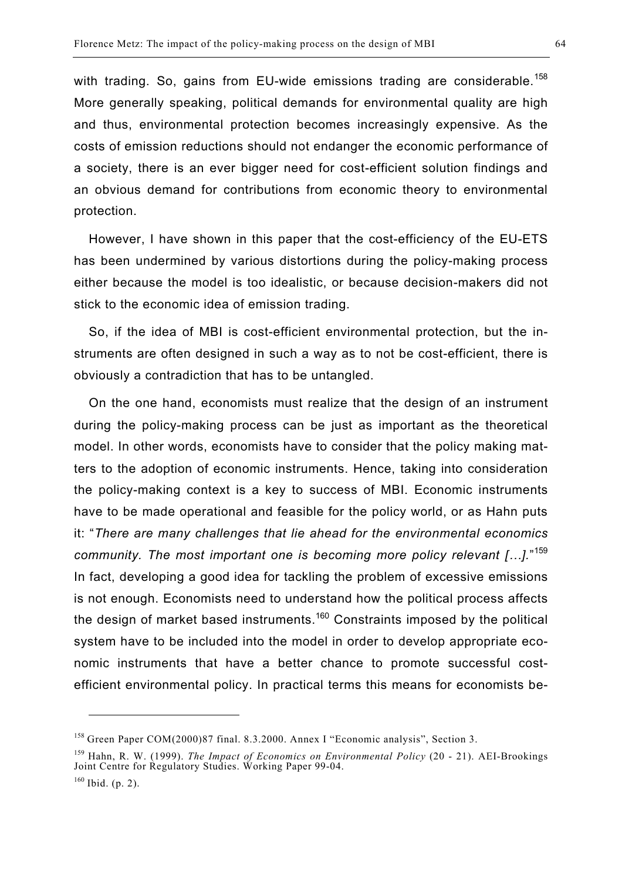with trading. So, gains from EU-wide emissions trading are considerable.[158] More generally speaking, political demands for environmental quality are high and thus, environmental protection becomes increasingly expensive. As the costs of emission reductions should not endanger the economic performance of a society, there is an ever bigger need for cost-efficient solution findings and an obvious demand for contributions from economic theory to environmental protection.

However, I have shown in this paper that the cost-efficiency of the EU-ETS has been undermined by various distortions during the policy-making process either because the model is too idealistic, or because decision-makers did not stick to the economic idea of emission trading.

So, if the idea of MBI is cost-efficient environmental protection, but the instruments are often designed in such a way as to not be cost-efficient, there is obviously a contradiction that has to be untangled.

On the one hand, economists must realize that the design of an instrument during the policy-making process can be just as important as the theoretical model. In other words, economists have to consider that the policy making matters to the adoption of economic instruments. Hence, taking into consideration the policy-making context is a key to success of MBI. Economic instruments have to be made operational and feasible for the policy world, or as Hahn puts it: "*There are many challenges that lie ahead for the environmental economics community. The most important one is becoming more policy relevant […].*"[159] In fact, developing a good idea for tackling the problem of excessive emissions is not enough. Economists need to understand how the political process affects the design of market based instruments.[160] Constraints imposed by the political system have to be included into the model in order to develop appropriate economic instruments that have a better chance to promote successful cost-efficient environmental policy. In practical terms this means for economists be-

---

[158] Green Paper COM(2000)87 final. 8.3.2000. Annex I "Economic analysis", Section 3.

[159] Hahn, R. W. (1999). *The Impact of Economics on Environmental Policy* (20 - 21). AEI-Brookings Joint Centre for Regulatory Studies. Working Paper 99-04.

[160] Ibid. (p. 2).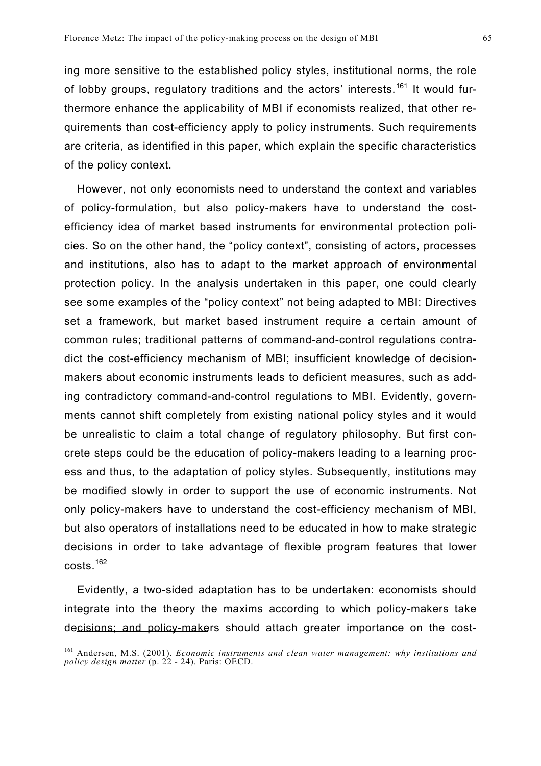ing more sensitive to the established policy styles, institutional norms, the role of lobby groups, regulatory traditions and the actors' interests.[161] It would furthermore enhance the applicability of MBI if economists realized, that other requirements than cost-efficiency apply to policy instruments. Such requirements are criteria, as identified in this paper, which explain the specific characteristics of the policy context.

However, not only economists need to understand the context and variables of policy-formulation, but also policy-makers have to understand the cost-efficiency idea of market based instruments for environmental protection policies. So on the other hand, the "policy context", consisting of actors, processes and institutions, also has to adapt to the market approach of environmental protection policy. In the analysis undertaken in this paper, one could clearly see some examples of the "policy context" not being adapted to MBI: Directives set a framework, but market based instrument require a certain amount of common rules; traditional patterns of command-and-control regulations contradict the cost-efficiency mechanism of MBI; insufficient knowledge of decision-makers about economic instruments leads to deficient measures, such as adding contradictory command-and-control regulations to MBI. Evidently, governments cannot shift completely from existing national policy styles and it would be unrealistic to claim a total change of regulatory philosophy. But first concrete steps could be the education of policy-makers leading to a learning process and thus, to the adaptation of policy styles. Subsequently, institutions may be modified slowly in order to support the use of economic instruments. Not only policy-makers have to understand the cost-efficiency mechanism of MBI, but also operators of installations need to be educated in how to make strategic decisions in order to take advantage of flexible program features that lower costs.[162]

Evidently, a two-sided adaptation has to be undertaken: economists should integrate into the theory the maxims according to which policy-makers take decisions; and policy-makers should attach greater importance on the cost-

[161] Andersen, M.S. (2001). *Economic instruments and clean water management: why institutions and policy design matter* (p. 22 - 24). Paris: OECD.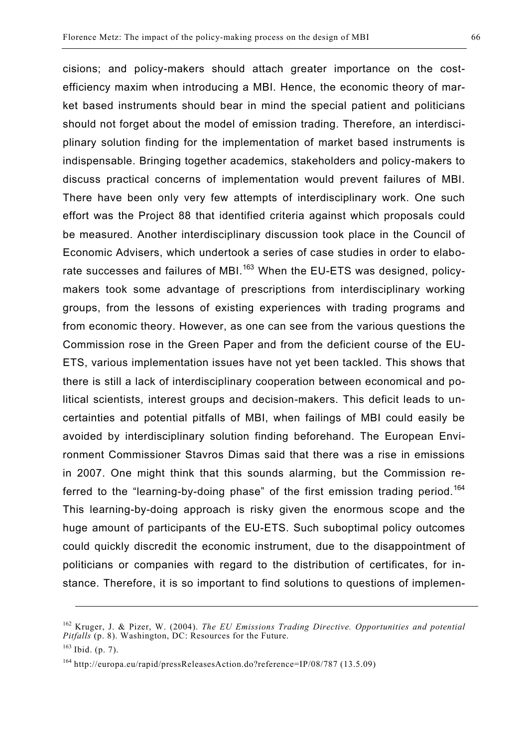cisions; and policy-makers should attach greater importance on the cost-efficiency maxim when introducing a MBI. Hence, the economic theory of market based instruments should bear in mind the special patient and politicians should not forget about the model of emission trading. Therefore, an interdisciplinary solution finding for the implementation of market based instruments is indispensable. Bringing together academics, stakeholders and policy-makers to discuss practical concerns of implementation would prevent failures of MBI. There have been only very few attempts of interdisciplinary work. One such effort was the Project 88 that identified criteria against which proposals could be measured. Another interdisciplinary discussion took place in the Council of Economic Advisers, which undertook a series of case studies in order to elaborate successes and failures of MBI.[163] When the EU-ETS was designed, policy-makers took some advantage of prescriptions from interdisciplinary working groups, from the lessons of existing experiences with trading programs and from economic theory. However, as one can see from the various questions the Commission rose in the Green Paper and from the deficient course of the EU-ETS, various implementation issues have not yet been tackled. This shows that there is still a lack of interdisciplinary cooperation between economical and political scientists, interest groups and decision-makers. This deficit leads to uncertainties and potential pitfalls of MBI, when failings of MBI could easily be avoided by interdisciplinary solution finding beforehand. The European Environment Commissioner Stavros Dimas said that there was a rise in emissions in 2007. One might think that this sounds alarming, but the Commission referred to the "learning-by-doing phase" of the first emission trading period.[164] This learning-by-doing approach is risky given the enormous scope and the huge amount of participants of the EU-ETS. Such suboptimal policy outcomes could quickly discredit the economic instrument, due to the disappointment of politicians or companies with regard to the distribution of certificates, for instance. Therefore, it is so important to find solutions to questions of implemen-

---

[162] Kruger, J. & Pizer, W. (2004). *The EU Emissions Trading Directive. Opportunities and potential Pitfalls* (p. 8). Washington, DC: Resources for the Future.

[163] Ibid. (p. 7).

[164] http://europa.eu/rapid/pressReleasesAction.do?reference=IP/08/787 (13.5.09)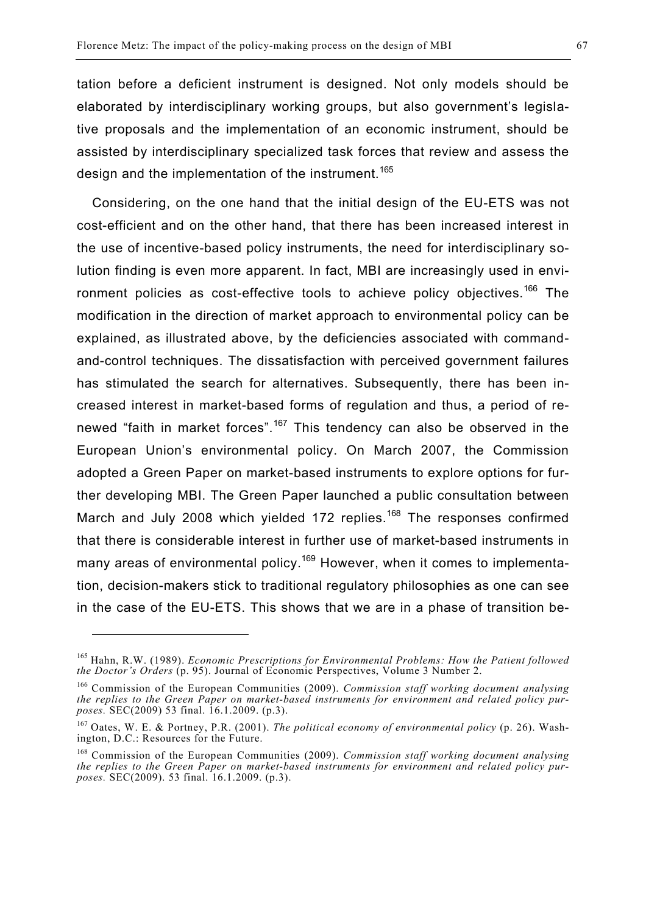tation before a deficient instrument is designed. Not only models should be elaborated by interdisciplinary working groups, but also government's legislative proposals and the implementation of an economic instrument, should be assisted by interdisciplinary specialized task forces that review and assess the design and the implementation of the instrument.[165]

Considering, on the one hand that the initial design of the EU-ETS was not cost-efficient and on the other hand, that there has been increased interest in the use of incentive-based policy instruments, the need for interdisciplinary solution finding is even more apparent. In fact, MBI are increasingly used in environment policies as cost-effective tools to achieve policy objectives.[166] The modification in the direction of market approach to environmental policy can be explained, as illustrated above, by the deficiencies associated with command-and-control techniques. The dissatisfaction with perceived government failures has stimulated the search for alternatives. Subsequently, there has been increased interest in market-based forms of regulation and thus, a period of renewed "faith in market forces".[167] This tendency can also be observed in the European Union's environmental policy. On March 2007, the Commission adopted a Green Paper on market-based instruments to explore options for further developing MBI. The Green Paper launched a public consultation between March and July 2008 which yielded 172 replies.[168] The responses confirmed that there is considerable interest in further use of market-based instruments in many areas of environmental policy.[169] However, when it comes to implementation, decision-makers stick to traditional regulatory philosophies as one can see in the case of the EU-ETS. This shows that we are in a phase of transition be-

---

[165] Hahn, R.W. (1989). *Economic Prescriptions for Environmental Problems: How the Patient followed the Doctor's Orders* (p. 95). Journal of Economic Perspectives, Volume 3 Number 2.

[166] Commission of the European Communities (2009). *Commission staff working document analysing the replies to the Green Paper on market-based instruments for environment and related policy purposes.* SEC(2009) 53 final. 16.1.2009. (p.3).

[167] Oates, W. E. & Portney, P.R. (2001). *The political economy of environmental policy* (p. 26). Washington, D.C.: Resources for the Future.

[168] Commission of the European Communities (2009). *Commission staff working document analysing the replies to the Green Paper on market-based instruments for environment and related policy purposes.* SEC(2009). 53 final. 16.1.2009. (p.3).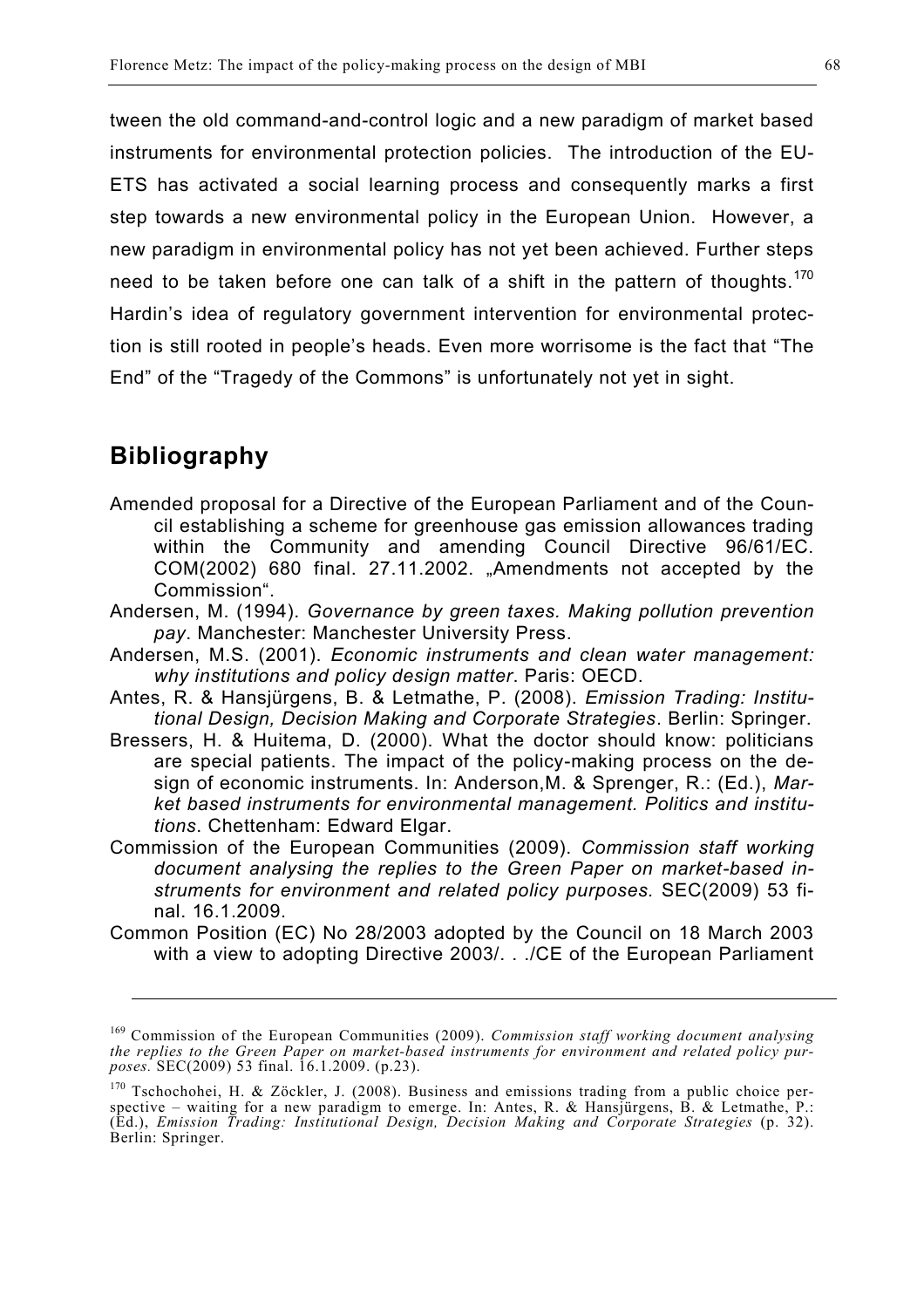tween the old command-and-control logic and a new paradigm of market based instruments for environmental protection policies. The introduction of the EU-ETS has activated a social learning process and consequently marks a first step towards a new environmental policy in the European Union. However, a new paradigm in environmental policy has not yet been achieved. Further steps need to be taken before one can talk of a shift in the pattern of thoughts.[170] Hardin's idea of regulatory government intervention for environmental protection is still rooted in people's heads. Even more worrisome is the fact that "The End" of the "Tragedy of the Commons" is unfortunately not yet in sight.

## Bibliography

Amended proposal for a Directive of the European Parliament and of the Council establishing a scheme for greenhouse gas emission allowances trading within the Community and amending Council Directive 96/61/EC. COM(2002) 680 final. 27.11.2002. „Amendments not accepted by the Commission".

Andersen, M. (1994). *Governance by green taxes. Making pollution prevention pay*. Manchester: Manchester University Press.

Andersen, M.S. (2001). *Economic instruments and clean water management: why institutions and policy design matter*. Paris: OECD.

Antes, R. & Hansjürgens, B. & Letmathe, P. (2008). *Emission Trading: Institutional Design, Decision Making and Corporate Strategies*. Berlin: Springer.

Bressers, H. & Huitema, D. (2000). What the doctor should know: politicians are special patients. The impact of the policy-making process on the design of economic instruments. In: Anderson,M. & Sprenger, R.: (Ed.), *Market based instruments for environmental management. Politics and institutions*. Chettenham: Edward Elgar.

Commission of the European Communities (2009). *Commission staff working document analysing the replies to the Green Paper on market-based instruments for environment and related policy purposes.* SEC(2009) 53 final. 16.1.2009.

Common Position (EC) No 28/2003 adopted by the Council on 18 March 2003 with a view to adopting Directive 2003/. . ./CE of the European Parliament

---

[169] Commission of the European Communities (2009). *Commission staff working document analysing the replies to the Green Paper on market-based instruments for environment and related policy purposes.* SEC(2009) 53 final. 16.1.2009. (p.23).

[170] Tschochohei, H. & Zöckler, J. (2008). Business and emissions trading from a public choice perspective – waiting for a new paradigm to emerge. In: Antes, R. & Hansjürgens, B. & Letmathe, P.: (Ed.), *Emission Trading: Institutional Design, Decision Making and Corporate Strategies* (p. 32). Berlin: Springer.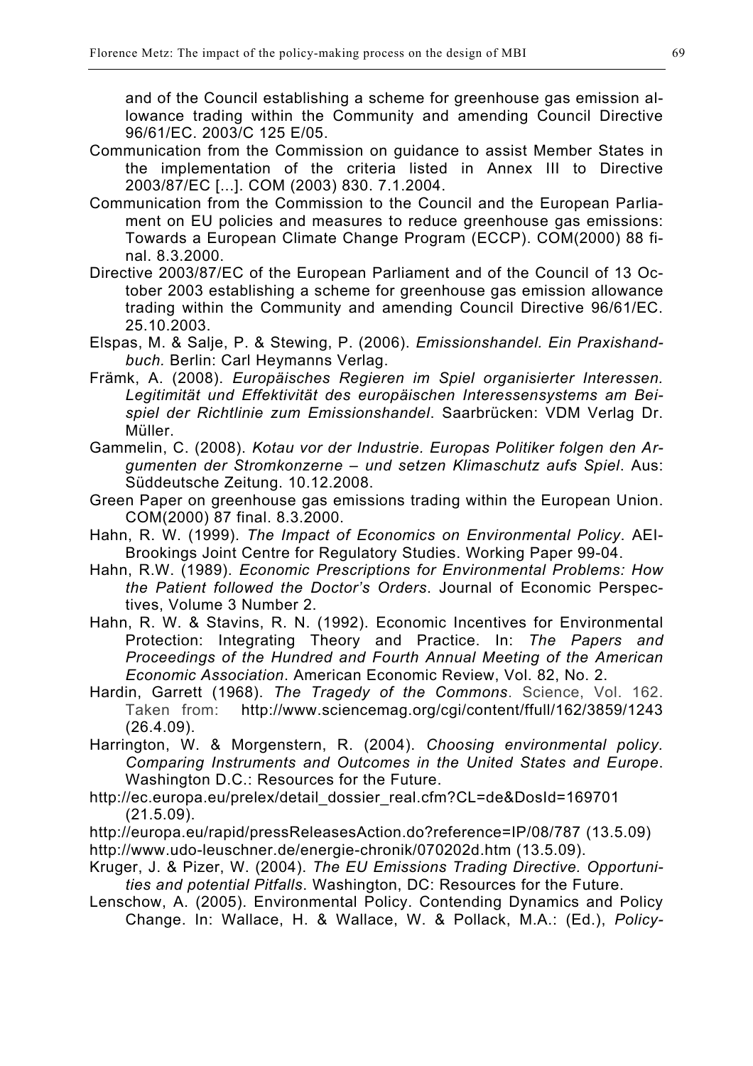and of the Council establishing a scheme for greenhouse gas emission allowance trading within the Community and amending Council Directive 96/61/EC. 2003/C 125 E/05.

Communication from the Commission on guidance to assist Member States in the implementation of the criteria listed in Annex III to Directive 2003/87/EC [...]. COM (2003) 830. 7.1.2004.

Communication from the Commission to the Council and the European Parliament on EU policies and measures to reduce greenhouse gas emissions: Towards a European Climate Change Program (ECCP). COM(2000) 88 final. 8.3.2000.

Directive 2003/87/EC of the European Parliament and of the Council of 13 October 2003 establishing a scheme for greenhouse gas emission allowance trading within the Community and amending Council Directive 96/61/EC. 25.10.2003.

Elspas, M. & Salje, P. & Stewing, P. (2006). *Emissionshandel. Ein Praxishandbuch.* Berlin: Carl Heymanns Verlag.

Främk, A. (2008). *Europäisches Regieren im Spiel organisierter Interessen. Legitimität und Effektivität des europäischen Interessensystems am Beispiel der Richtlinie zum Emissionshandel*. Saarbrücken: VDM Verlag Dr. Müller.

Gammelin, C. (2008). *Kotau vor der Industrie. Europas Politiker folgen den Argumenten der Stromkonzerne – und setzen Klimaschutz aufs Spiel*. Aus: Süddeutsche Zeitung. 10.12.2008.

Green Paper on greenhouse gas emissions trading within the European Union. COM(2000) 87 final. 8.3.2000.

Hahn, R. W. (1999). *The Impact of Economics on Environmental Policy*. AEI-Brookings Joint Centre for Regulatory Studies. Working Paper 99-04.

Hahn, R.W. (1989). *Economic Prescriptions for Environmental Problems: How the Patient followed the Doctor's Orders*. Journal of Economic Perspectives, Volume 3 Number 2.

Hahn, R. W. & Stavins, R. N. (1992). Economic Incentives for Environmental Protection: Integrating Theory and Practice. In: *The Papers and Proceedings of the Hundred and Fourth Annual Meeting of the American Economic Association*. American Economic Review, Vol. 82, No. 2.

Hardin, Garrett (1968). *The Tragedy of the Commons*. Science, Vol. 162. Taken from: http://www.sciencemag.org/cgi/content/ffull/162/3859/1243 (26.4.09).

Harrington, W. & Morgenstern, R. (2004). *Choosing environmental policy. Comparing Instruments and Outcomes in the United States and Europe*. Washington D.C.: Resources for the Future.

http://ec.europa.eu/prelex/detail_dossier_real.cfm?CL=de&DosId=169701 (21.5.09).

http://europa.eu/rapid/pressReleasesAction.do?reference=IP/08/787 (13.5.09)

http://www.udo-leuschner.de/energie-chronik/070202d.htm (13.5.09).

Kruger, J. & Pizer, W. (2004). *The EU Emissions Trading Directive. Opportunities and potential Pitfalls*. Washington, DC: Resources for the Future.

Lenschow, A. (2005). Environmental Policy. Contending Dynamics and Policy Change. In: Wallace, H. & Wallace, W. & Pollack, M.A.: (Ed.), *Policy-*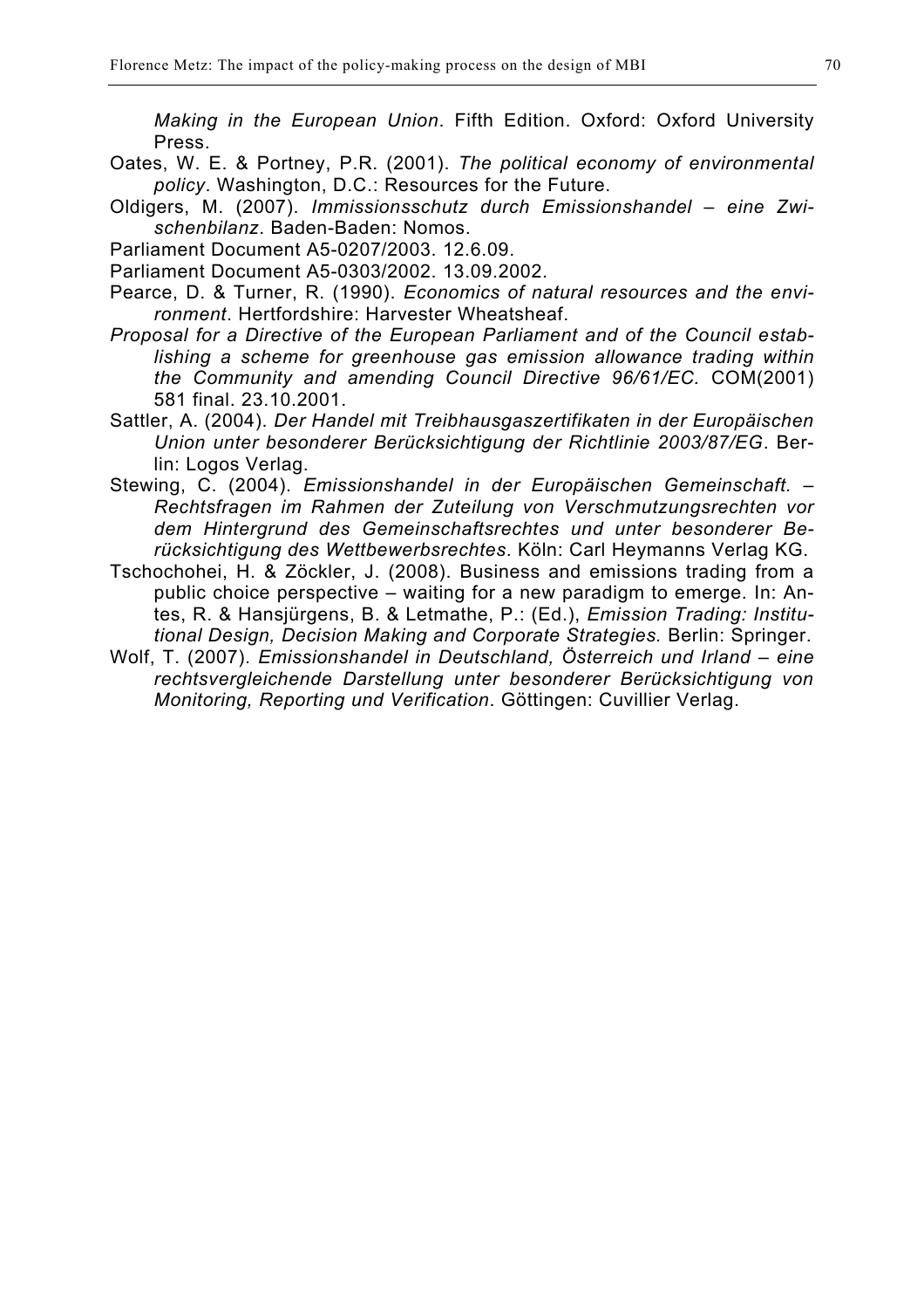*Making in the European Union*. Fifth Edition. Oxford: Oxford University Press.

Oates, W. E. & Portney, P.R. (2001). *The political economy of environmental policy*. Washington, D.C.: Resources for the Future.

Oldigers, M. (2007). *Immissionsschutz durch Emissionshandel – eine Zwischenbilanz*. Baden-Baden: Nomos.

Parliament Document A5-0207/2003. 12.6.09.

Parliament Document A5-0303/2002. 13.09.2002.

Pearce, D. & Turner, R. (1990). *Economics of natural resources and the environment*. Hertfordshire: Harvester Wheatsheaf.

*Proposal for a Directive of the European Parliament and of the Council establishing a scheme for greenhouse gas emission allowance trading within the Community and amending Council Directive 96/61/EC.* COM(2001) 581 final. 23.10.2001.

Sattler, A. (2004). *Der Handel mit Treibhausgaszertifikaten in der Europäischen Union unter besonderer Berücksichtigung der Richtlinie 2003/87/EG*. Berlin: Logos Verlag.

Stewing, C. (2004). *Emissionshandel in der Europäischen Gemeinschaft. – Rechtsfragen im Rahmen der Zuteilung von Verschmutzungsrechten vor dem Hintergrund des Gemeinschaftsrechtes und unter besonderer Berücksichtigung des Wettbewerbsrechtes*. Köln: Carl Heymanns Verlag KG.

Tschochohei, H. & Zöckler, J. (2008). Business and emissions trading from a public choice perspective – waiting for a new paradigm to emerge. In: Antes, R. & Hansjürgens, B. & Letmathe, P.: (Ed.), *Emission Trading: Institutional Design, Decision Making and Corporate Strategies.* Berlin: Springer.

Wolf, T. (2007). *Emissionshandel in Deutschland, Österreich und Irland – eine rechtsvergleichende Darstellung unter besonderer Berücksichtigung von Monitoring, Reporting und Verification*. Göttingen: Cuvillier Verlag.